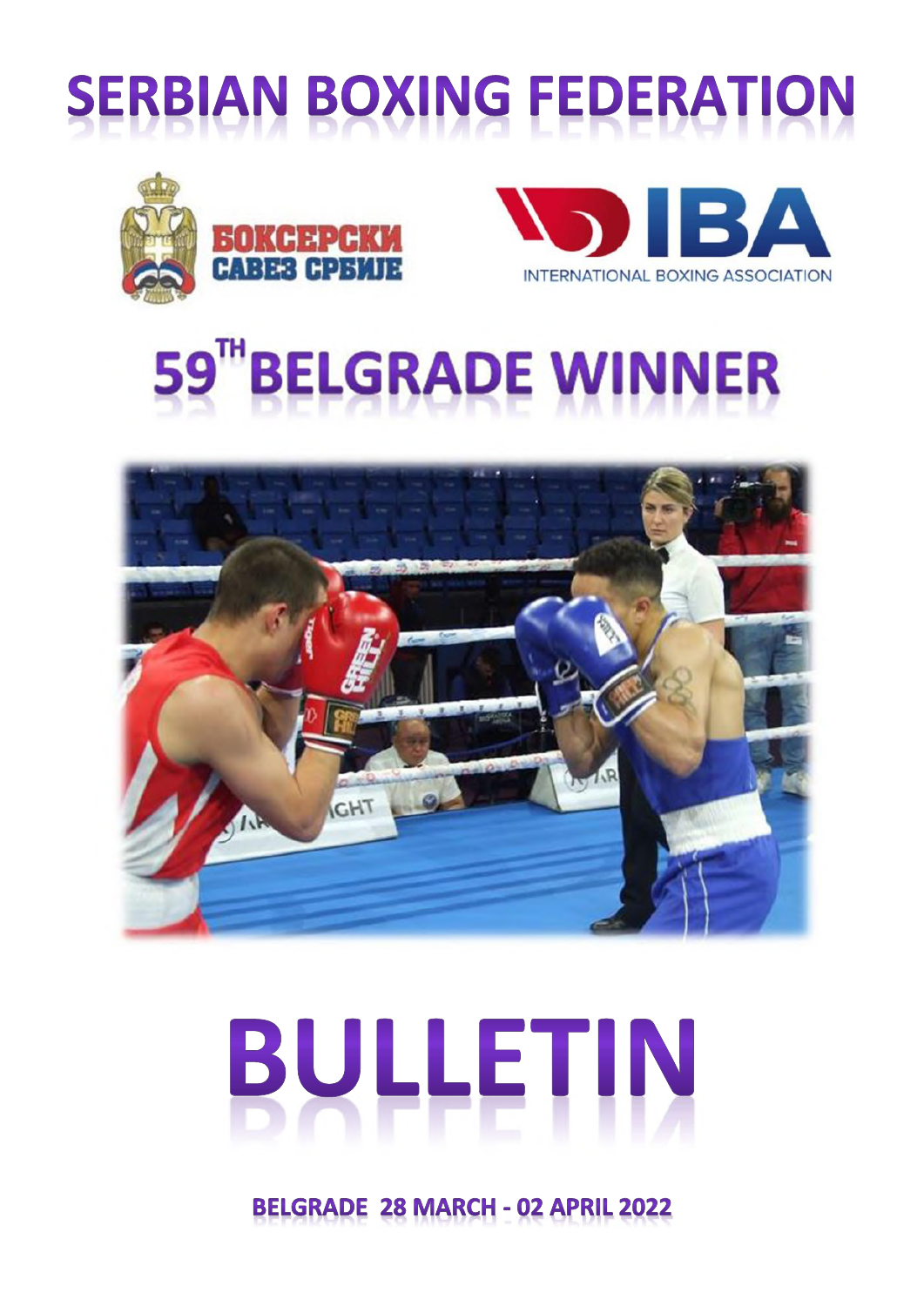# SERBIAN BOXING FEDERATION

БОКСЕРСКИ САВЕЗ СРБИЈЕ

IBA INTERNATIONAL BOXING ASSOCIATION

# 59TH BELGRADE WINNER

# BULLETIN

**BELGRADE 28 MARCH - 02 APRIL 2022**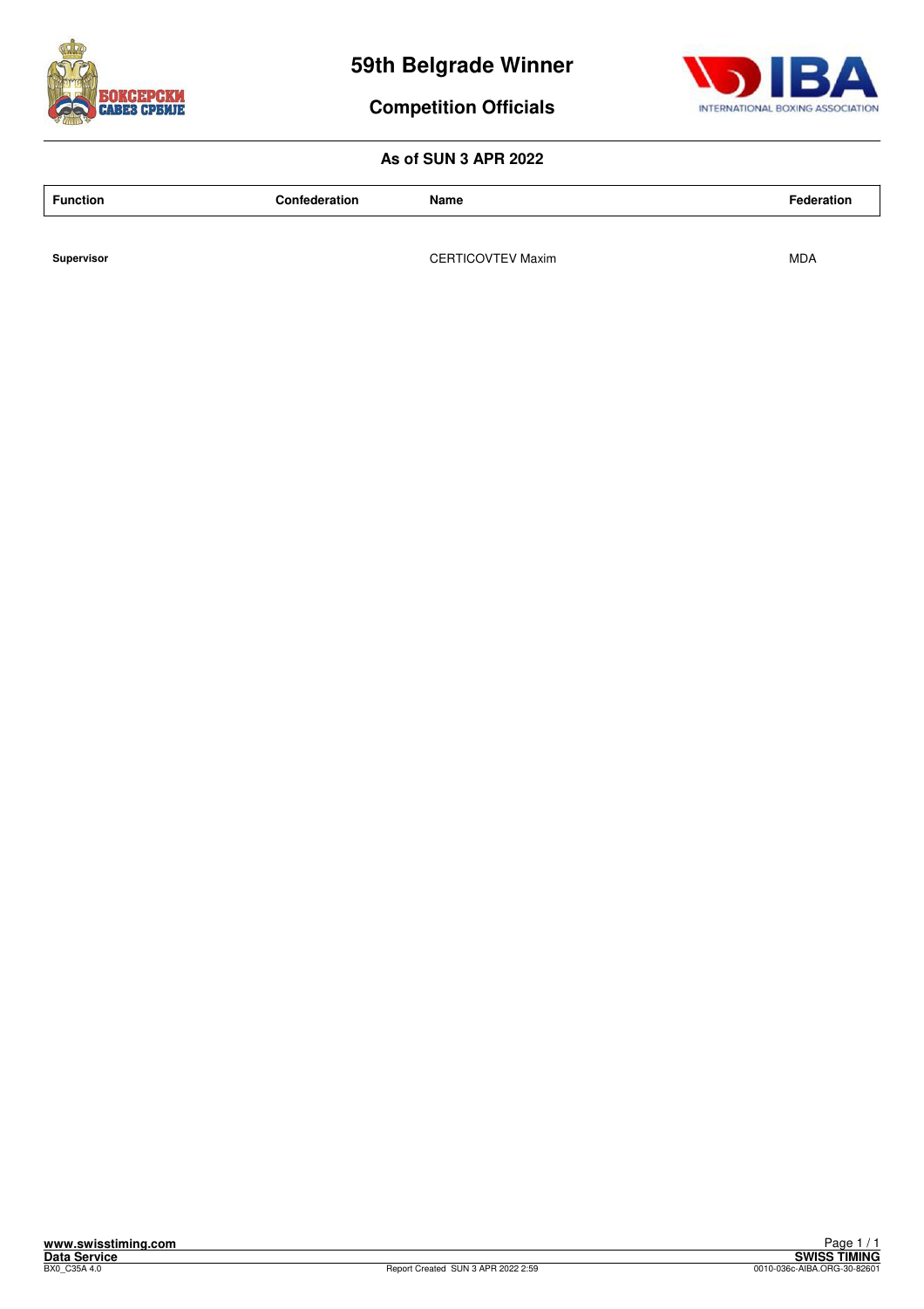# 59th Belgrade Winner

## Competition Officials

### As of SUN 3 APR 2022

| Function | Confederation | Name | Federation |
|---|---|---|---|
| **Supervisor** | | CERTICOVTEV Maxim | MDA |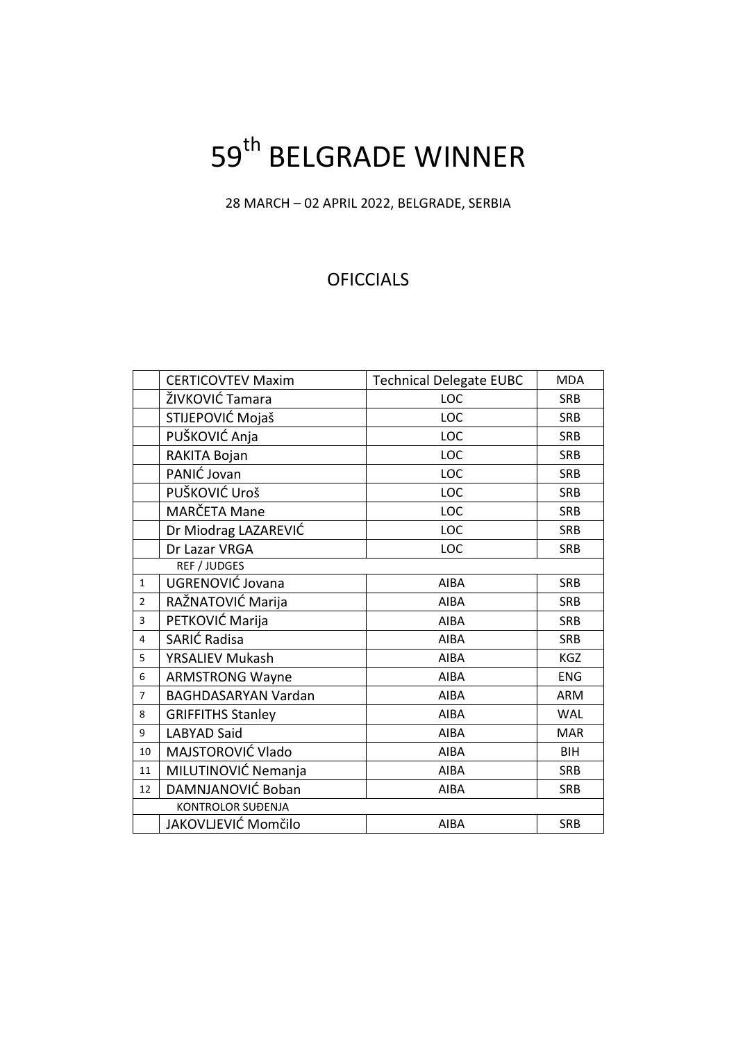# 59th BELGRADE WINNER

28 MARCH – 02 APRIL 2022, BELGRADE, SERBIA

## OFICCIALS

| | | | |
|---|---|---|---|
| | CERTICOVTEV Maxim | Technical Delegate EUBC | MDA |
| | ŽIVKOVIĆ Tamara | LOC | SRB |
| | STIJEPOVIĆ Mojaš | LOC | SRB |
| | PUŠKOVIĆ Anja | LOC | SRB |
| | RAKITA Bojan | LOC | SRB |
| | PANIĆ Jovan | LOC | SRB |
| | PUŠKOVIĆ Uroš | LOC | SRB |
| | MARČETA Mane | LOC | SRB |
| | Dr Miodrag LAZAREVIĆ | LOC | SRB |
| | Dr Lazar VRGA | LOC | SRB |
| | REF / JUDGES | | |
| 1 | UGRENOVIĆ Jovana | AIBA | SRB |
| 2 | RAŽNATOVIĆ Marija | AIBA | SRB |
| 3 | PETKOVIĆ Marija | AIBA | SRB |
| 4 | SARIĆ Radisa | AIBA | SRB |
| 5 | YRSALIEV Mukash | AIBA | KGZ |
| 6 | ARMSTRONG Wayne | AIBA | ENG |
| 7 | BAGHDASARYAN Vardan | AIBA | ARM |
| 8 | GRIFFITHS Stanley | AIBA | WAL |
| 9 | LABYAD Said | AIBA | MAR |
| 10 | MAJSTOROVIĆ Vlado | AIBA | BIH |
| 11 | MILUTINOVIĆ Nemanja | AIBA | SRB |
| 12 | DAMNJANOVIĆ Boban | AIBA | SRB |
| | KONTROLOR SUĐENJA | | |
| | JAKOVLJEVIĆ Momčilo | AIBA | SRB |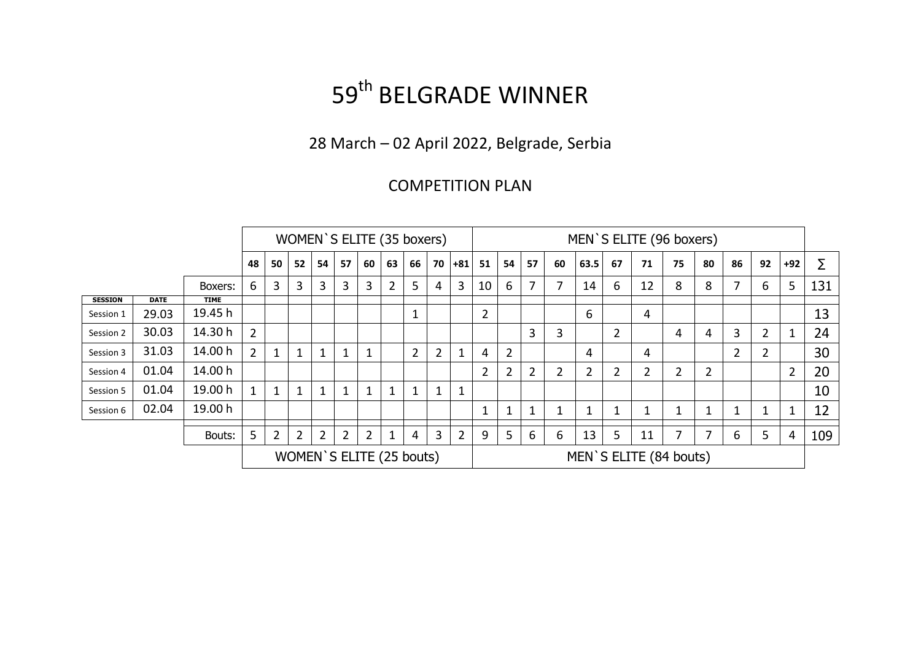# 59th BELGRADE WINNER

28 March – 02 April 2022, Belgrade, Serbia

COMPETITION PLAN

| | | | WOMEN`S ELITE (35 boxers) | | | | | | | | | | MEN`S ELITE (96 boxers) | | | | | | | | | | | | |
|---|---|---|---|---|---|---|---|---|---|---|---|---|---|---|---|---|---|---|---|---|---|---|---|---|---|
| | | | 48 | 50 | 52 | 54 | 57 | 60 | 63 | 66 | 70 | +81 | 51 | 54 | 57 | 60 | 63.5 | 67 | 71 | 75 | 80 | 86 | 92 | +92 | ∑ |
| | | Boxers: | 6 | 3 | 3 | 3 | 3 | 3 | 2 | 5 | 4 | 3 | 10 | 6 | 7 | 7 | 14 | 6 | 12 | 8 | 8 | 7 | 6 | 5 | 131 |
| SESSION | DATE | TIME | | | | | | | | | | | | | | | | | | | | | | | |
| Session 1 | 29.03 | 19.45 h | | | | | | | | 1 | | | 2 | | | | 6 | | 4 | | | | | | 13 |
| Session 2 | 30.03 | 14.30 h | 2 | | | | | | | | | | | | 3 | 3 | | 2 | | 4 | 4 | 3 | 2 | 1 | 24 |
| Session 3 | 31.03 | 14.00 h | 2 | 1 | 1 | 1 | 1 | 1 | | 2 | 2 | 1 | 4 | 2 | | | 4 | | 4 | | | 2 | 2 | | 30 |
| Session 4 | 01.04 | 14.00 h | | | | | | | | | | | 2 | 2 | 2 | 2 | 2 | 2 | 2 | 2 | 2 | | | 2 | 20 |
| Session 5 | 01.04 | 19.00 h | 1 | 1 | 1 | 1 | 1 | 1 | 1 | 1 | 1 | 1 | | | | | | | | | | | | | 10 |
| Session 6 | 02.04 | 19.00 h | | | | | | | | | | | 1 | 1 | 1 | 1 | 1 | 1 | 1 | 1 | 1 | 1 | 1 | 1 | 12 |
| | | Bouts: | 5 | 2 | 2 | 2 | 2 | 2 | 1 | 4 | 3 | 2 | 9 | 5 | 6 | 6 | 13 | 5 | 11 | 7 | 7 | 6 | 5 | 4 | 109 |
| | | | WOMEN`S ELITE (25 bouts) | | | | | | | | | | MEN`S ELITE (84 bouts) | | | | | | | | | | | | |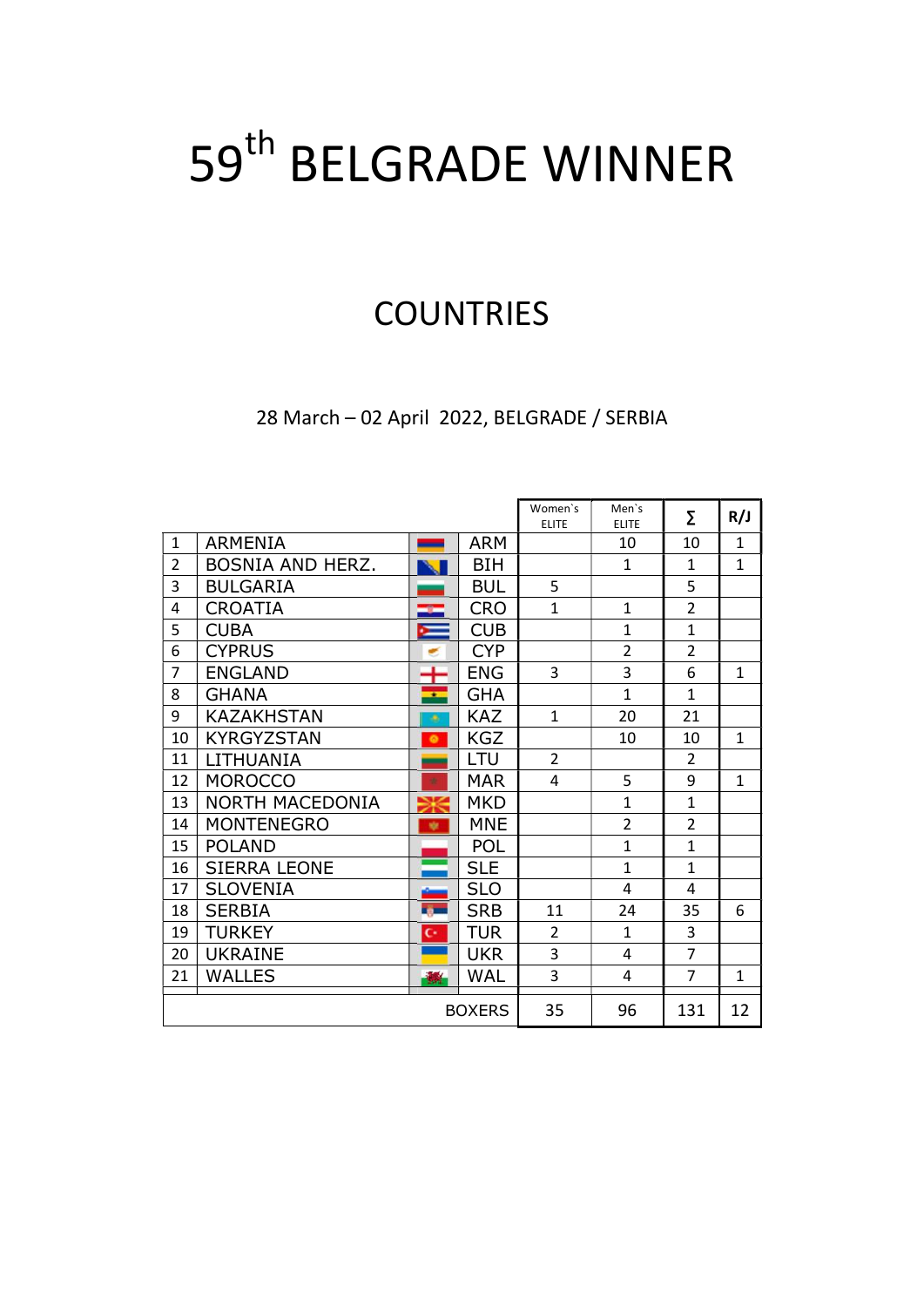# 59th BELGRADE WINNER

## COUNTRIES

28 March – 02 April 2022, BELGRADE / SERBIA

| # | Country | | Code | Women`s ELITE | Men`s ELITE | Σ | R/J |
|---|---|---|---|---|---|---|---|
| 1 | ARMENIA | | ARM | | 10 | 10 | 1 |
| 2 | BOSNIA AND HERZ. | | BIH | | 1 | 1 | 1 |
| 3 | BULGARIA | | BUL | 5 | | 5 | |
| 4 | CROATIA | | CRO | 1 | 1 | 2 | |
| 5 | CUBA | | CUB | | 1 | 1 | |
| 6 | CYPRUS | | CYP | | 2 | 2 | |
| 7 | ENGLAND | | ENG | 3 | 3 | 6 | 1 |
| 8 | GHANA | | GHA | | 1 | 1 | |
| 9 | KAZAKHSTAN | | KAZ | 1 | 20 | 21 | |
| 10 | KYRGYZSTAN | | KGZ | | 10 | 10 | 1 |
| 11 | LITHUANIA | | LTU | 2 | | 2 | |
| 12 | MOROCCO | | MAR | 4 | 5 | 9 | 1 |
| 13 | NORTH MACEDONIA | | MKD | | 1 | 1 | |
| 14 | MONTENEGRO | | MNE | | 2 | 2 | |
| 15 | POLAND | | POL | | 1 | 1 | |
| 16 | SIERRA LEONE | | SLE | | 1 | 1 | |
| 17 | SLOVENIA | | SLO | | 4 | 4 | |
| 18 | SERBIA | | SRB | 11 | 24 | 35 | 6 |
| 19 | TURKEY | | TUR | 2 | 1 | 3 | |
| 20 | UKRAINE | | UKR | 3 | 4 | 7 | |
| 21 | WALLES | | WAL | 3 | 4 | 7 | 1 |
| | | | BOXERS | 35 | 96 | 131 | 12 |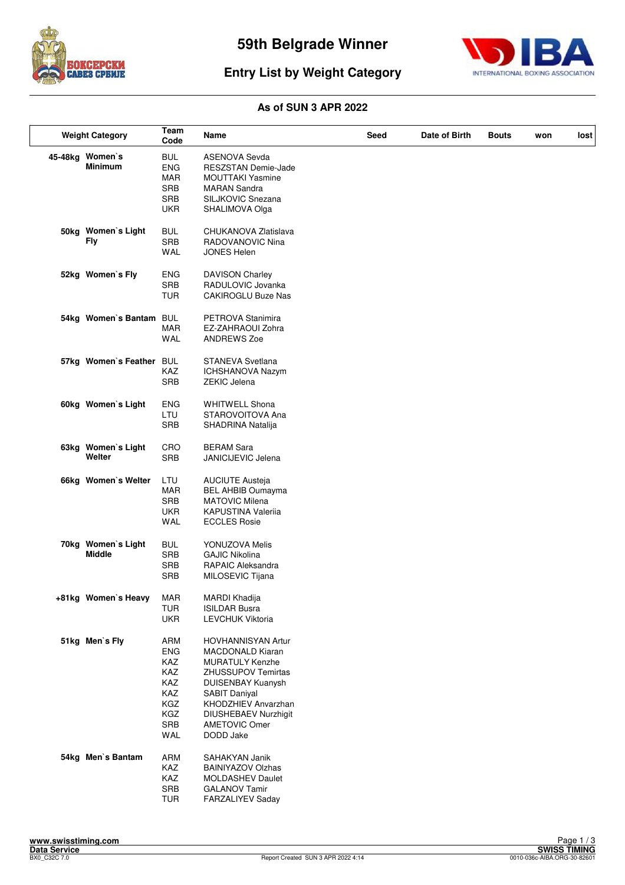# 59th Belgrade Winner

## Entry List by Weight Category

**As of SUN 3 APR 2022**

| Weight Category | Team Code | Name | Seed | Date of Birth | Bouts | won | lost |
|---|---|---|---|---|---|---|---|
| 45-48kg Women`s Minimum | BUL | ASENOVA Sevda | | | | | |
| | ENG | RESZSTAN Demie-Jade | | | | | |
| | MAR | MOUTTAKI Yasmine | | | | | |
| | SRB | MARAN Sandra | | | | | |
| | SRB | SILJKOVIC Snezana | | | | | |
| | UKR | SHALIMOVA Olga | | | | | |
| 50kg Women`s Light Fly | BUL | CHUKANOVA Zlatislava | | | | | |
| | SRB | RADOVANOVIC Nina | | | | | |
| | WAL | JONES Helen | | | | | |
| 52kg Women`s Fly | ENG | DAVISON Charley | | | | | |
| | SRB | RADULOVIC Jovanka | | | | | |
| | TUR | CAKIROGLU Buze Nas | | | | | |
| 54kg Women`s Bantam | BUL | PETROVA Stanimira | | | | | |
| | MAR | EZ-ZAHRAOUI Zohra | | | | | |
| | WAL | ANDREWS Zoe | | | | | |
| 57kg Women`s Feather | BUL | STANEVA Svetlana | | | | | |
| | KAZ | ICHSHANOVA Nazym | | | | | |
| | SRB | ZEKIC Jelena | | | | | |
| 60kg Women`s Light | ENG | WHITWELL Shona | | | | | |
| | LTU | STAROVOITOVA Ana | | | | | |
| | SRB | SHADRINA Natalija | | | | | |
| 63kg Women`s Light Welter | CRO | BERAM Sara | | | | | |
| | SRB | JANICIJEVIC Jelena | | | | | |
| 66kg Women`s Welter | LTU | AUCIUTE Austeja | | | | | |
| | MAR | BEL AHBIB Oumayma | | | | | |
| | SRB | MATOVIC Milena | | | | | |
| | UKR | KAPUSTINA Valeriia | | | | | |
| | WAL | ECCLES Rosie | | | | | |
| 70kg Women`s Light Middle | BUL | YONUZOVA Melis | | | | | |
| | SRB | GAJIC Nikolina | | | | | |
| | SRB | RAPAIC Aleksandra | | | | | |
| | SRB | MILOSEVIC Tijana | | | | | |
| +81kg Women`s Heavy | MAR | MARDI Khadija | | | | | |
| | TUR | ISILDAR Busra | | | | | |
| | UKR | LEVCHUK Viktoria | | | | | |
| 51kg Men`s Fly | ARM | HOVHANNISYAN Artur | | | | | |
| | ENG | MACDONALD Kiaran | | | | | |
| | KAZ | MURATULY Kenzhe | | | | | |
| | KAZ | ZHUSSUPOV Temirtas | | | | | |
| | KAZ | DUISENBAY Kuanysh | | | | | |
| | KAZ | SABIT Daniyal | | | | | |
| | KGZ | KHODZHIEV Anvarzhan | | | | | |
| | KGZ | DIUSHEBAEV Nurzhigit | | | | | |
| | SRB | AMETOVIC Omer | | | | | |
| | WAL | DODD Jake | | | | | |
| 54kg Men`s Bantam | ARM | SAHAKYAN Janik | | | | | |
| | KAZ | BAINIYAZOV Olzhas | | | | | |
| | KAZ | MOLDASHEV Daulet | | | | | |
| | SRB | GALANOV Tamir | | | | | |
| | TUR | FARZALIYEV Saday | | | | | |

www.swisstiming.com
Data Service
BX0_C32C 7.0

Report Created SUN 3 APR 2022 4:14

SWISS TIMING
0010-036c-AIBA.ORG-30-82601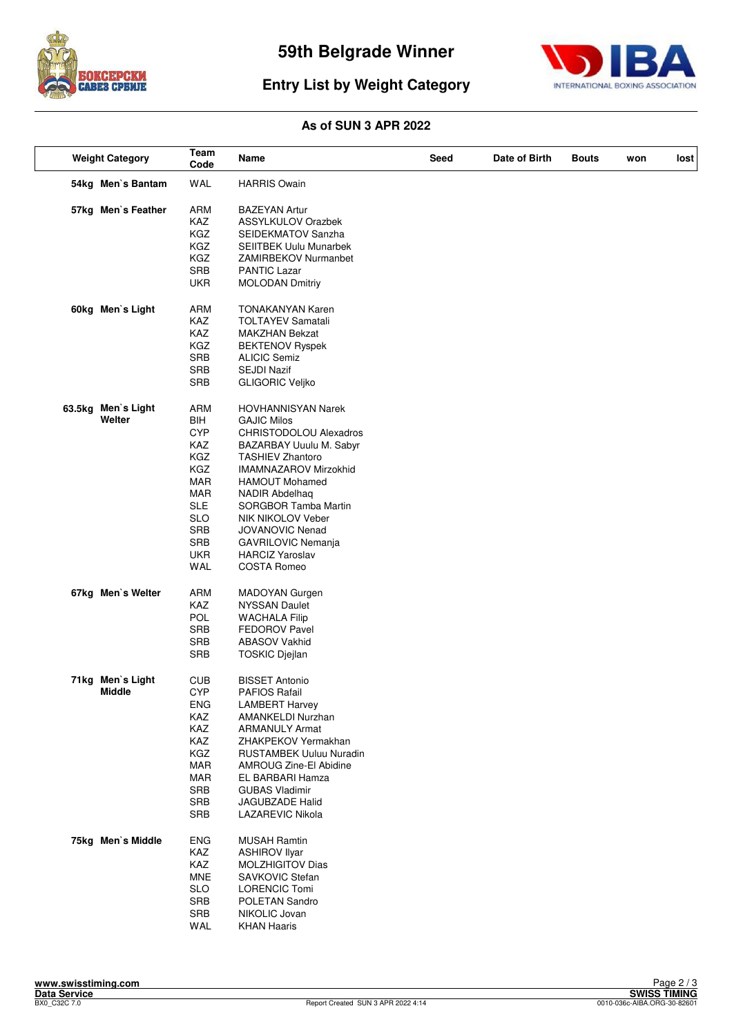# 59th Belgrade Winner

## Entry List by Weight Category

### As of SUN 3 APR 2022

| Weight Category | Team Code | Name | Seed | Date of Birth | Bouts | won | lost |
|---|---|---|---|---|---|---|---|
| 54kg Men`s Bantam | WAL | HARRIS Owain | | | | | |
| 57kg Men`s Feather | ARM | BAZEYAN Artur | | | | | |
| | KAZ | ASSYLKULOV Orazbek | | | | | |
| | KGZ | SEIDEKMATOV Sanzha | | | | | |
| | KGZ | SEIITBEK Uulu Munarbek | | | | | |
| | KGZ | ZAMIRBEKOV Nurmanbet | | | | | |
| | SRB | PANTIC Lazar | | | | | |
| | UKR | MOLODAN Dmitriy | | | | | |
| 60kg Men`s Light | ARM | TONAKANYAN Karen | | | | | |
| | KAZ | TOLTAYEV Samatali | | | | | |
| | KAZ | MAKZHAN Bekzat | | | | | |
| | KGZ | BEKTENOV Ryspek | | | | | |
| | SRB | ALICIC Semiz | | | | | |
| | SRB | SEJDI Nazif | | | | | |
| | SRB | GLIGORIC Veljko | | | | | |
| 63.5kg Men`s Light Welter | ARM | HOVHANNISYAN Narek | | | | | |
| | BIH | GAJIC Milos | | | | | |
| | CYP | CHRISTODOLOU Alexadros | | | | | |
| | KAZ | BAZARBAY Uuulu M. Sabyr | | | | | |
| | KGZ | TASHIEV Zhantoro | | | | | |
| | KGZ | IMAMNAZAROV Mirzokhid | | | | | |
| | MAR | HAMOUT Mohamed | | | | | |
| | MAR | NADIR Abdelhaq | | | | | |
| | SLE | SORGBOR Tamba Martin | | | | | |
| | SLO | NIK NIKOLOV Veber | | | | | |
| | SRB | JOVANOVIC Nenad | | | | | |
| | SRB | GAVRILOVIC Nemanja | | | | | |
| | UKR | HARCIZ Yaroslav | | | | | |
| | WAL | COSTA Romeo | | | | | |
| 67kg Men`s Welter | ARM | MADOYAN Gurgen | | | | | |
| | KAZ | NYSSAN Daulet | | | | | |
| | POL | WACHALA Filip | | | | | |
| | SRB | FEDOROV Pavel | | | | | |
| | SRB | ABASOV Vakhid | | | | | |
| | SRB | TOSKIC Djejlan | | | | | |
| 71kg Men`s Light Middle | CUB | BISSET Antonio | | | | | |
| | CYP | PAFIOS Rafail | | | | | |
| | ENG | LAMBERT Harvey | | | | | |
| | KAZ | AMANKELDI Nurzhan | | | | | |
| | KAZ | ARMANULY Armat | | | | | |
| | KAZ | ZHAKPEKOV Yermakhan | | | | | |
| | KGZ | RUSTAMBEK Uuluu Nuradin | | | | | |
| | MAR | AMROUG Zine-El Abidine | | | | | |
| | MAR | EL BARBARI Hamza | | | | | |
| | SRB | GUBAS Vladimir | | | | | |
| | SRB | JAGUBZADE Halid | | | | | |
| | SRB | LAZAREVIC Nikola | | | | | |
| 75kg Men`s Middle | ENG | MUSAH Ramtin | | | | | |
| | KAZ | ASHIROV Ilyar | | | | | |
| | KAZ | MOLZHIGITOV Dias | | | | | |
| | MNE | SAVKOVIC Stefan | | | | | |
| | SLO | LORENCIC Tomi | | | | | |
| | SRB | POLETAN Sandro | | | | | |
| | SRB | NIKOLIC Jovan | | | | | |
| | WAL | KHAN Haaris | | | | | |

www.swisstiming.com
Data Service
BX0_C32C 7.0

Report Created SUN 3 APR 2022 4:14

SWISS TIMING
0010-036c-AIBA.ORG-30-82601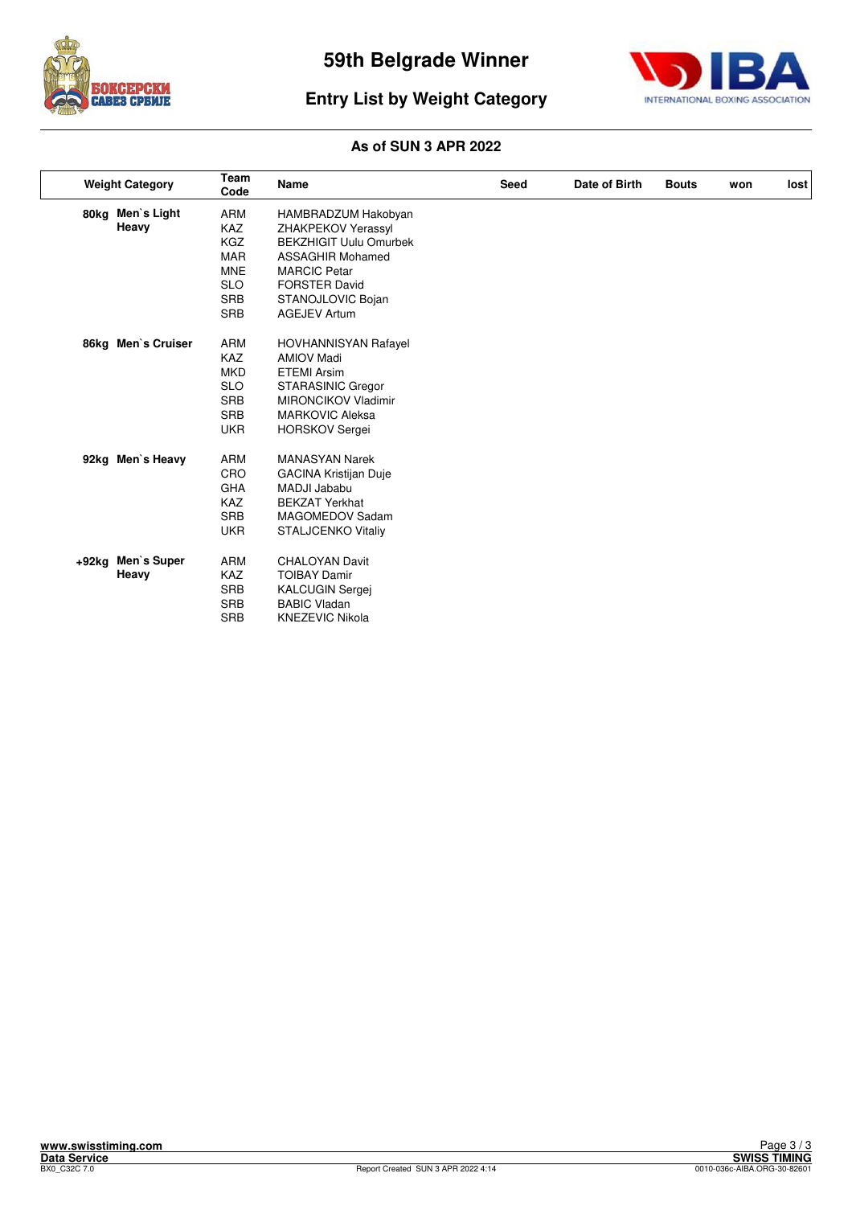# 59th Belgrade Winner

## Entry List by Weight Category

### As of SUN 3 APR 2022

| Weight Category | Team Code | Name | Seed | Date of Birth | Bouts | won | lost |
|---|---|---|---|---|---|---|---|
| 80kg Men`s Light Heavy | ARM | HAMBRADZUM Hakobyan | | | | | |
| | KAZ | ZHAKPEKOV Yerassyl | | | | | |
| | KGZ | BEKZHIGIT Uulu Omurbek | | | | | |
| | MAR | ASSAGHIR Mohamed | | | | | |
| | MNE | MARCIC Petar | | | | | |
| | SLO | FORSTER David | | | | | |
| | SRB | STANOJLOVIC Bojan | | | | | |
| | SRB | AGEJEV Artum | | | | | |
| 86kg Men`s Cruiser | ARM | HOVHANNISYAN Rafayel | | | | | |
| | KAZ | AMIOV Madi | | | | | |
| | MKD | ETEMI Arsim | | | | | |
| | SLO | STARASINIC Gregor | | | | | |
| | SRB | MIRONCIKOV Vladimir | | | | | |
| | SRB | MARKOVIC Aleksa | | | | | |
| | UKR | HORSKOV Sergei | | | | | |
| 92kg Men`s Heavy | ARM | MANASYAN Narek | | | | | |
| | CRO | GACINA Kristijan Duje | | | | | |
| | GHA | MADJI Jababu | | | | | |
| | KAZ | BEKZAT Yerkhat | | | | | |
| | SRB | MAGOMEDOV Sadam | | | | | |
| | UKR | STALJCENKO Vitaliy | | | | | |
| +92kg Men`s Super Heavy | ARM | CHALOYAN Davit | | | | | |
| | KAZ | TOIBAY Damir | | | | | |
| | SRB | KALCUGIN Sergej | | | | | |
| | SRB | BABIC Vladan | | | | | |
| | SRB | KNEZEVIC Nikola | | | | | |

Report Created SUN 3 APR 2022 4:14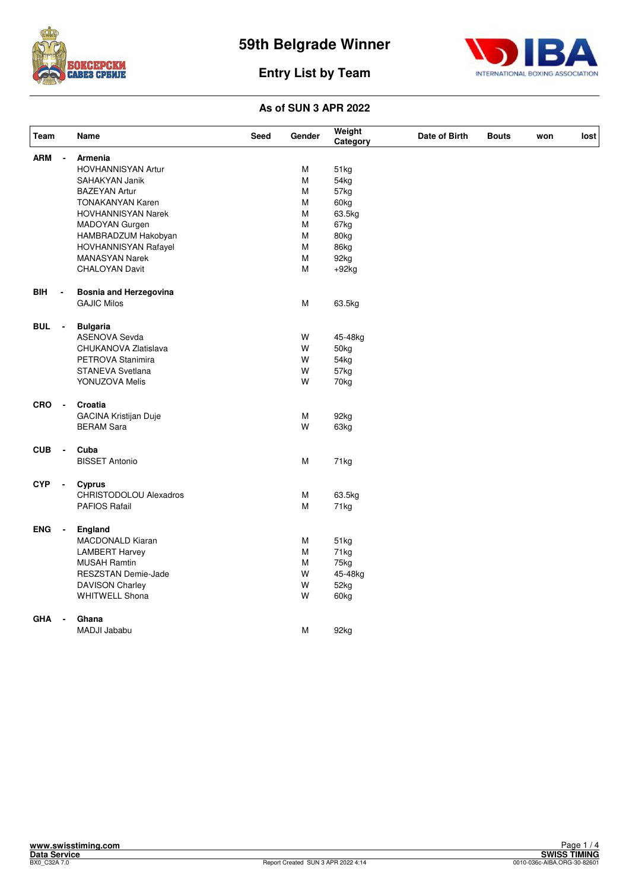# 59th Belgrade Winner

## Entry List by Team

### As of SUN 3 APR 2022

| Team | | Name | Seed | Gender | Weight Category | Date of Birth | Bouts | won | lost |
|---|---|---|---|---|---|---|---|---|---|
| **ARM** | **-** | **Armenia** | | | | | | | |
| | | HOVHANNISYAN Artur | | M | 51kg | | | | |
| | | SAHAKYAN Janik | | M | 54kg | | | | |
| | | BAZEYAN Artur | | M | 57kg | | | | |
| | | TONAKANYAN Karen | | M | 60kg | | | | |
| | | HOVHANNISYAN Narek | | M | 63.5kg | | | | |
| | | MADOYAN Gurgen | | M | 67kg | | | | |
| | | HAMBRADZUM Hakobyan | | M | 80kg | | | | |
| | | HOVHANNISYAN Rafayel | | M | 86kg | | | | |
| | | MANASYAN Narek | | M | 92kg | | | | |
| | | CHALOYAN Davit | | M | +92kg | | | | |
| **BIH** | **-** | **Bosnia and Herzegovina** | | | | | | | |
| | | GAJIC Milos | | M | 63.5kg | | | | |
| **BUL** | **-** | **Bulgaria** | | | | | | | |
| | | ASENOVA Sevda | | W | 45-48kg | | | | |
| | | CHUKANOVA Zlatislava | | W | 50kg | | | | |
| | | PETROVA Stanimira | | W | 54kg | | | | |
| | | STANEVA Svetlana | | W | 57kg | | | | |
| | | YONUZOVA Melis | | W | 70kg | | | | |
| **CRO** | **-** | **Croatia** | | | | | | | |
| | | GACINA Kristijan Duje | | M | 92kg | | | | |
| | | BERAM Sara | | W | 63kg | | | | |
| **CUB** | **-** | **Cuba** | | | | | | | |
| | | BISSET Antonio | | M | 71kg | | | | |
| **CYP** | **-** | **Cyprus** | | | | | | | |
| | | CHRISTODOLOU Alexadros | | M | 63.5kg | | | | |
| | | PAFIOS Rafail | | M | 71kg | | | | |
| **ENG** | **-** | **England** | | | | | | | |
| | | MACDONALD Kiaran | | M | 51kg | | | | |
| | | LAMBERT Harvey | | M | 71kg | | | | |
| | | MUSAH Ramtin | | M | 75kg | | | | |
| | | RESZSTAN Demie-Jade | | W | 45-48kg | | | | |
| | | DAVISON Charley | | W | 52kg | | | | |
| | | WHITWELL Shona | | W | 60kg | | | | |
| **GHA** | **-** | **Ghana** | | | | | | | |
| | | MADJI Jababu | | M | 92kg | | | | |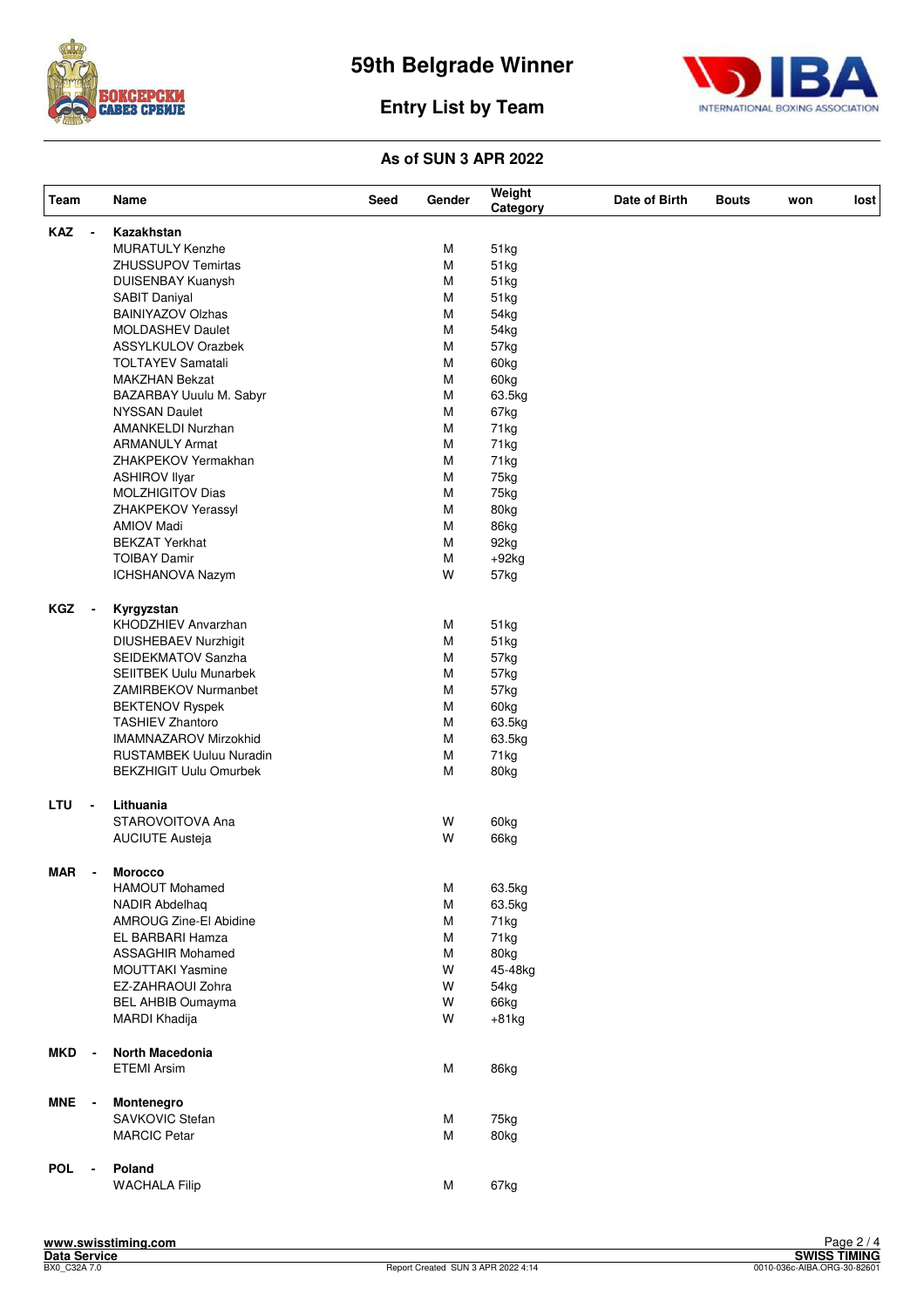# 59th Belgrade Winner

## Entry List by Team

### As of SUN 3 APR 2022

| Team | | Name | Seed | Gender | Weight Category | Date of Birth | Bouts | won | lost |
|---|---|---|---|---|---|---|---|---|---|
| **KAZ** | **-** | **Kazakhstan** | | | | | | | |
| | | MURATULY Kenzhe | | M | 51kg | | | | |
| | | ZHUSSUPOV Temirtas | | M | 51kg | | | | |
| | | DUISENBAY Kuanysh | | M | 51kg | | | | |
| | | SABIT Daniyal | | M | 51kg | | | | |
| | | BAINIYAZOV Olzhas | | M | 54kg | | | | |
| | | MOLDASHEV Daulet | | M | 54kg | | | | |
| | | ASSYLKULOV Orazbek | | M | 57kg | | | | |
| | | TOLTAYEV Samatali | | M | 60kg | | | | |
| | | MAKZHAN Bekzat | | M | 60kg | | | | |
| | | BAZARBAY Uuulu M. Sabyr | | M | 63.5kg | | | | |
| | | NYSSAN Daulet | | M | 67kg | | | | |
| | | AMANKELDI Nurzhan | | M | 71kg | | | | |
| | | ARMANULY Armat | | M | 71kg | | | | |
| | | ZHAKPEKOV Yermakhan | | M | 71kg | | | | |
| | | ASHIROV Ilyar | | M | 75kg | | | | |
| | | MOLZHIGITOV Dias | | M | 75kg | | | | |
| | | ZHAKPEKOV Yerassyl | | M | 80kg | | | | |
| | | AMIOV Madi | | M | 86kg | | | | |
| | | BEKZAT Yerkhat | | M | 92kg | | | | |
| | | TOIBAY Damir | | M | +92kg | | | | |
| | | ICHSHANOVA Nazym | | W | 57kg | | | | |
| **KGZ** | **-** | **Kyrgyzstan** | | | | | | | |
| | | KHODZHIEV Anvarzhan | | M | 51kg | | | | |
| | | DIUSHEBAEV Nurzhigit | | M | 51kg | | | | |
| | | SEIDEKMATOV Sanzha | | M | 57kg | | | | |
| | | SEIITBEK Uulu Munarbek | | M | 57kg | | | | |
| | | ZAMIRBEKOV Nurmanbet | | M | 57kg | | | | |
| | | BEKTENOV Ryspek | | M | 60kg | | | | |
| | | TASHIEV Zhantoro | | M | 63.5kg | | | | |
| | | IMAMNAZAROV Mirzokhid | | M | 63.5kg | | | | |
| | | RUSTAMBEK Uuluu Nuradin | | M | 71kg | | | | |
| | | BEKZHIGIT Uulu Omurbek | | M | 80kg | | | | |
| **LTU** | **-** | **Lithuania** | | | | | | | |
| | | STAROVOITOVA Ana | | W | 60kg | | | | |
| | | AUCIUTE Austeja | | W | 66kg | | | | |
| **MAR** | **-** | **Morocco** | | | | | | | |
| | | HAMOUT Mohamed | | M | 63.5kg | | | | |
| | | NADIR Abdelhaq | | M | 63.5kg | | | | |
| | | AMROUG Zine-El Abidine | | M | 71kg | | | | |
| | | EL BARBARI Hamza | | M | 71kg | | | | |
| | | ASSAGHIR Mohamed | | M | 80kg | | | | |
| | | MOUTTAKI Yasmine | | W | 45-48kg | | | | |
| | | EZ-ZAHRAOUI Zohra | | W | 54kg | | | | |
| | | BEL AHBIB Oumayma | | W | 66kg | | | | |
| | | MARDI Khadija | | W | +81kg | | | | |
| **MKD** | **-** | **North Macedonia** | | | | | | | |
| | | ETEMI Arsim | | M | 86kg | | | | |
| **MNE** | **-** | **Montenegro** | | | | | | | |
| | | SAVKOVIC Stefan | | M | 75kg | | | | |
| | | MARCIC Petar | | M | 80kg | | | | |
| **POL** | **-** | **Poland** | | | | | | | |
| | | WACHALA Filip | | M | 67kg | | | | |

www.swisstiming.com
Data Service
BX0_C32A 7.0
Report Created SUN 3 APR 2022 4:14
SWISS TIMING
0010-036c-AIBA.ORG-30-82601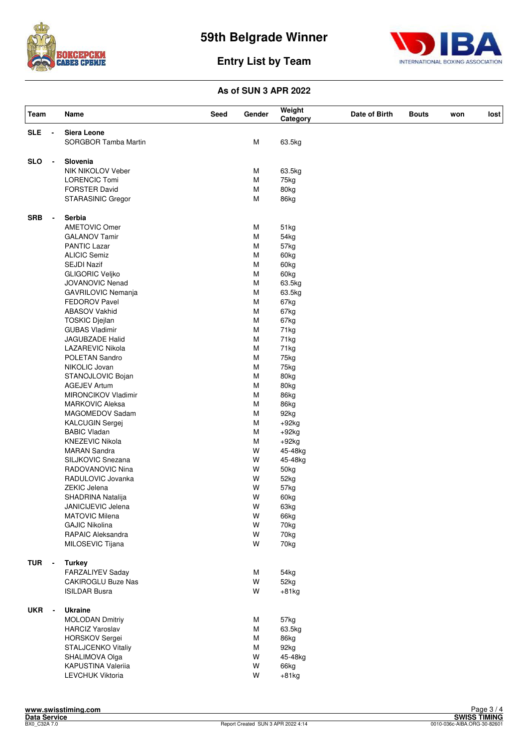# 59th Belgrade Winner

## Entry List by Team

### As of SUN 3 APR 2022

| Team | Name | Seed | Gender | Weight Category | Date of Birth | Bouts | won | lost |
|---|---|---|---|---|---|---|---|---|
| **SLE** - | **Siera Leone** | | | | | | | |
| | SORGBOR Tamba Martin | | M | 63.5kg | | | | |
| **SLO** - | **Slovenia** | | | | | | | |
| | NIK NIKOLOV Veber | | M | 63.5kg | | | | |
| | LORENCIC Tomi | | M | 75kg | | | | |
| | FORSTER David | | M | 80kg | | | | |
| | STARASINIC Gregor | | M | 86kg | | | | |
| **SRB** - | **Serbia** | | | | | | | |
| | AMETOVIC Omer | | M | 51kg | | | | |
| | GALANOV Tamir | | M | 54kg | | | | |
| | PANTIC Lazar | | M | 57kg | | | | |
| | ALICIC Semiz | | M | 60kg | | | | |
| | SEJDI Nazif | | M | 60kg | | | | |
| | GLIGORIC Veljko | | M | 60kg | | | | |
| | JOVANOVIC Nenad | | M | 63.5kg | | | | |
| | GAVRILOVIC Nemanja | | M | 63.5kg | | | | |
| | FEDOROV Pavel | | M | 67kg | | | | |
| | ABASOV Vakhid | | M | 67kg | | | | |
| | TOSKIC Djejlan | | M | 67kg | | | | |
| | GUBAS Vladimir | | M | 71kg | | | | |
| | JAGUBZADE Halid | | M | 71kg | | | | |
| | LAZAREVIC Nikola | | M | 71kg | | | | |
| | POLETAN Sandro | | M | 75kg | | | | |
| | NIKOLIC Jovan | | M | 75kg | | | | |
| | STANOJLOVIC Bojan | | M | 80kg | | | | |
| | AGEJEV Artum | | M | 80kg | | | | |
| | MIRONCIKOV Vladimir | | M | 86kg | | | | |
| | MARKOVIC Aleksa | | M | 86kg | | | | |
| | MAGOMEDOV Sadam | | M | 92kg | | | | |
| | KALCUGIN Sergej | | M | +92kg | | | | |
| | BABIC Vladan | | M | +92kg | | | | |
| | KNEZEVIC Nikola | | M | +92kg | | | | |
| | MARAN Sandra | | W | 45-48kg | | | | |
| | SILJKOVIC Snezana | | W | 45-48kg | | | | |
| | RADOVANOVIC Nina | | W | 50kg | | | | |
| | RADULOVIC Jovanka | | W | 52kg | | | | |
| | ZEKIC Jelena | | W | 57kg | | | | |
| | SHADRINA Natalija | | W | 60kg | | | | |
| | JANICIJEVIC Jelena | | W | 63kg | | | | |
| | MATOVIC Milena | | W | 66kg | | | | |
| | GAJIC Nikolina | | W | 70kg | | | | |
| | RAPAIC Aleksandra | | W | 70kg | | | | |
| | MILOSEVIC Tijana | | W | 70kg | | | | |
| **TUR** - | **Turkey** | | | | | | | |
| | FARZALIYEV Saday | | M | 54kg | | | | |
| | CAKIROGLU Buze Nas | | W | 52kg | | | | |
| | ISILDAR Busra | | W | +81kg | | | | |
| **UKR** - | **Ukraine** | | | | | | | |
| | MOLODAN Dmitriy | | M | 57kg | | | | |
| | HARCIZ Yaroslav | | M | 63.5kg | | | | |
| | HORSKOV Sergei | | M | 86kg | | | | |
| | STALJCENKO Vitaliy | | M | 92kg | | | | |
| | SHALIMOVA Olga | | W | 45-48kg | | | | |
| | KAPUSTINA Valeriia | | W | 66kg | | | | |
| | LEVCHUK Viktoria | | W | +81kg | | | | |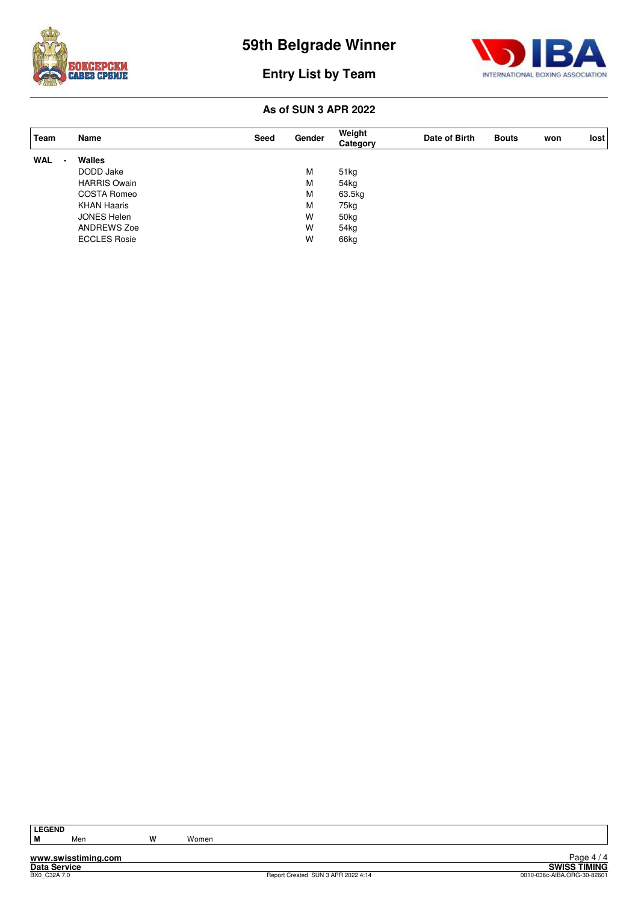# 59th Belgrade Winner

## Entry List by Team

### As of SUN 3 APR 2022

| Team | Name | Seed | Gender | Weight Category | Date of Birth | Bouts | won | lost |
|---|---|---|---|---|---|---|---|---|
| WAL - | **Walles** | | | | | | | |
| | DODD Jake | | M | 51kg | | | | |
| | HARRIS Owain | | M | 54kg | | | | |
| | COSTA Romeo | | M | 63.5kg | | | | |
| | KHAN Haaris | | M | 75kg | | | | |
| | JONES Helen | | W | 50kg | | | | |
| | ANDREWS Zoe | | W | 54kg | | | | |
| | ECCLES Rosie | | W | 66kg | | | | |

| LEGEND | | | |
|---|---|---|---|
| **M** | Men | **W** | Women |

www.swisstiming.com
Data Service
BX0_C32A 7.0
Report Created SUN 3 APR 2022 4:14
SWISS TIMING
0010-036c-AIBA.ORG-30-82601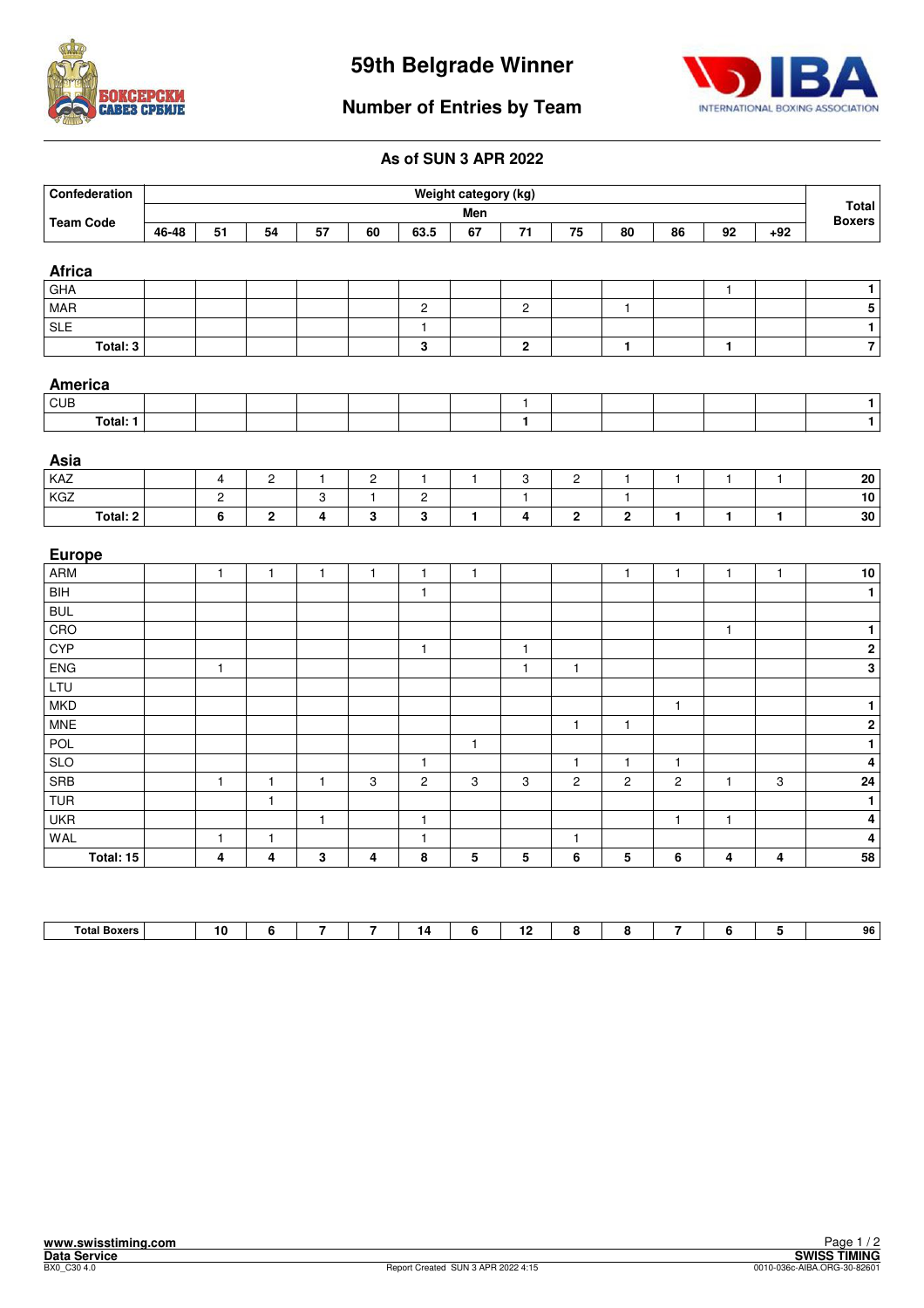# 59th Belgrade Winner

## Number of Entries by Team

### As of SUN 3 APR 2022

| Confederation / Team Code | Weight category (kg) Men 46-48 | 51 | 54 | 57 | 60 | 63.5 | 67 | 71 | 75 | 80 | 86 | 92 | +92 | Total Boxers |
|---|---|---|---|---|---|---|---|---|---|---|---|---|---|---|
| **Africa** | | | | | | | | | | | | | | |
| GHA | | | | | | | | | | | | 1 | | 1 |
| MAR | | | | | | 2 | | 2 | | 1 | | | | 5 |
| SLE | | | | | | 1 | | | | | | | | 1 |
| **Total: 3** | | | | | | **3** | | **2** | | **1** | | **1** | | **7** |
| **America** | | | | | | | | | | | | | | |
| CUB | | | | | | | | 1 | | | | | | 1 |
| **Total: 1** | | | | | | | | **1** | | | | | | **1** |
| **Asia** | | | | | | | | | | | | | | |
| KAZ | | 4 | 2 | 1 | 2 | 1 | 1 | 3 | 2 | 1 | 1 | 1 | 1 | 20 |
| KGZ | | 2 | | 3 | 1 | 2 | | 1 | | 1 | | | | 10 |
| **Total: 2** | | **6** | **2** | **4** | **3** | **3** | **1** | **4** | **2** | **2** | **1** | **1** | **1** | **30** |
| **Europe** | | | | | | | | | | | | | | |
| ARM | | 1 | 1 | 1 | 1 | 1 | 1 | | | 1 | 1 | 1 | 1 | 10 |
| BIH | | | | | | 1 | | | | | | | | 1 |
| BUL | | | | | | | | | | | | | | |
| CRO | | | | | | | | | | | | 1 | | 1 |
| CYP | | | | | | 1 | | 1 | | | | | | 2 |
| ENG | | 1 | | | | | | 1 | 1 | | | | | 3 |
| LTU | | | | | | | | | | | | | | |
| MKD | | | | | | | | | | | 1 | | | 1 |
| MNE | | | | | | | | | 1 | 1 | | | | 2 |
| POL | | | | | | | 1 | | | | | | | 1 |
| SLO | | | | | | 1 | | | 1 | 1 | 1 | | | 4 |
| SRB | | 1 | 1 | 1 | 3 | 2 | 3 | 3 | 2 | 2 | 2 | 1 | 3 | 24 |
| TUR | | | 1 | | | | | | | | | | | 1 |
| UKR | | | | 1 | | 1 | | | | | 1 | 1 | | 4 |
| WAL | | 1 | 1 | | | 1 | | | 1 | | | | | 4 |
| **Total: 15** | | **4** | **4** | **3** | **4** | **8** | **5** | **5** | **6** | **5** | **6** | **4** | **4** | **58** |
| **Total Boxers** | | **10** | **6** | **7** | **7** | **14** | **6** | **12** | **8** | **8** | **7** | **6** | **5** | **96** |

www.swisstiming.com
Data Service
BX0_C30 4.0

Report Created SUN 3 APR 2022 4:15

SWISS TIMING
0010-036c-AIBA.ORG-30-82601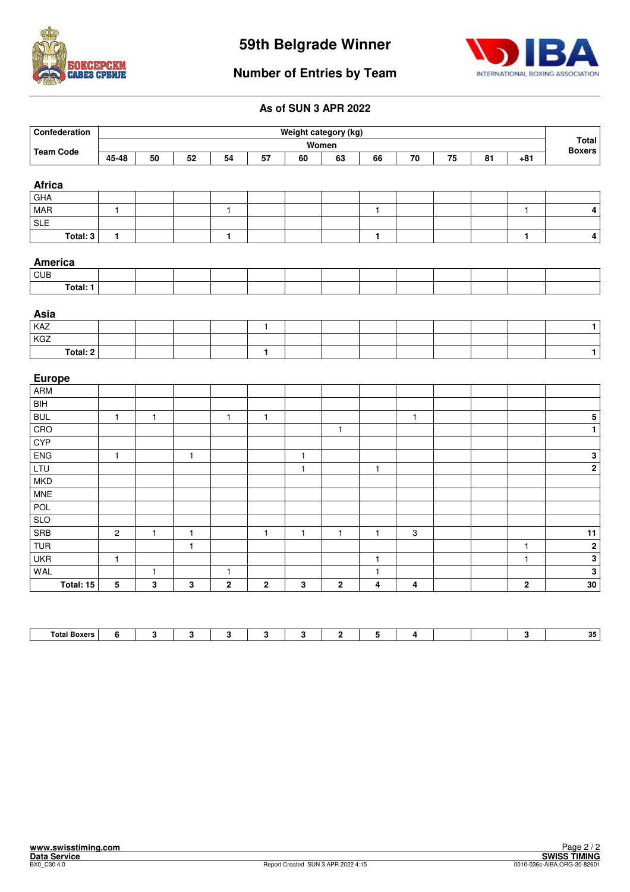# 59th Belgrade Winner

## Number of Entries by Team

### As of SUN 3 APR 2022

| Confederation / Team Code | Women 45-48 | 50 | 52 | 54 | 57 | 60 | 63 | 66 | 70 | 75 | 81 | +81 | Total Boxers |
|---|---|---|---|---|---|---|---|---|---|---|---|---|---|
| **Africa** | | | | | | | | | | | | | |
| GHA | | | | | | | | | | | | | |
| MAR | 1 | | | 1 | | | | 1 | | | | 1 | 4 |
| SLE | | | | | | | | | | | | | |
| **Total: 3** | **1** | | | **1** | | | | **1** | | | | **1** | **4** |
| **America** | | | | | | | | | | | | | |
| CUB | | | | | | | | | | | | | |
| **Total: 1** | | | | | | | | | | | | | |
| **Asia** | | | | | | | | | | | | | |
| KAZ | | | | | 1 | | | | | | | | 1 |
| KGZ | | | | | | | | | | | | | |
| **Total: 2** | | | | | **1** | | | | | | | | **1** |
| **Europe** | | | | | | | | | | | | | |
| ARM | | | | | | | | | | | | | |
| BIH | | | | | | | | | | | | | |
| BUL | 1 | 1 | | 1 | 1 | | | | 1 | | | | 5 |
| CRO | | | | | | | 1 | | | | | | 1 |
| CYP | | | | | | | | | | | | | |
| ENG | 1 | | 1 | | | 1 | | | | | | | 3 |
| LTU | | | | | | 1 | | 1 | | | | | 2 |
| MKD | | | | | | | | | | | | | |
| MNE | | | | | | | | | | | | | |
| POL | | | | | | | | | | | | | |
| SLO | | | | | | | | | | | | | |
| SRB | 2 | 1 | 1 | | 1 | 1 | 1 | 1 | 3 | | | | 11 |
| TUR | | | 1 | | | | | | | | | 1 | 2 |
| UKR | 1 | | | | | | | 1 | | | | 1 | 3 |
| WAL | | 1 | | 1 | | | | 1 | | | | | 3 |
| **Total: 15** | **5** | **3** | **3** | **2** | **2** | **3** | **2** | **4** | **4** | | | **2** | **30** |
| **Total Boxers** | **6** | **3** | **3** | **3** | **3** | **3** | **2** | **5** | **4** | | | **3** | **35** |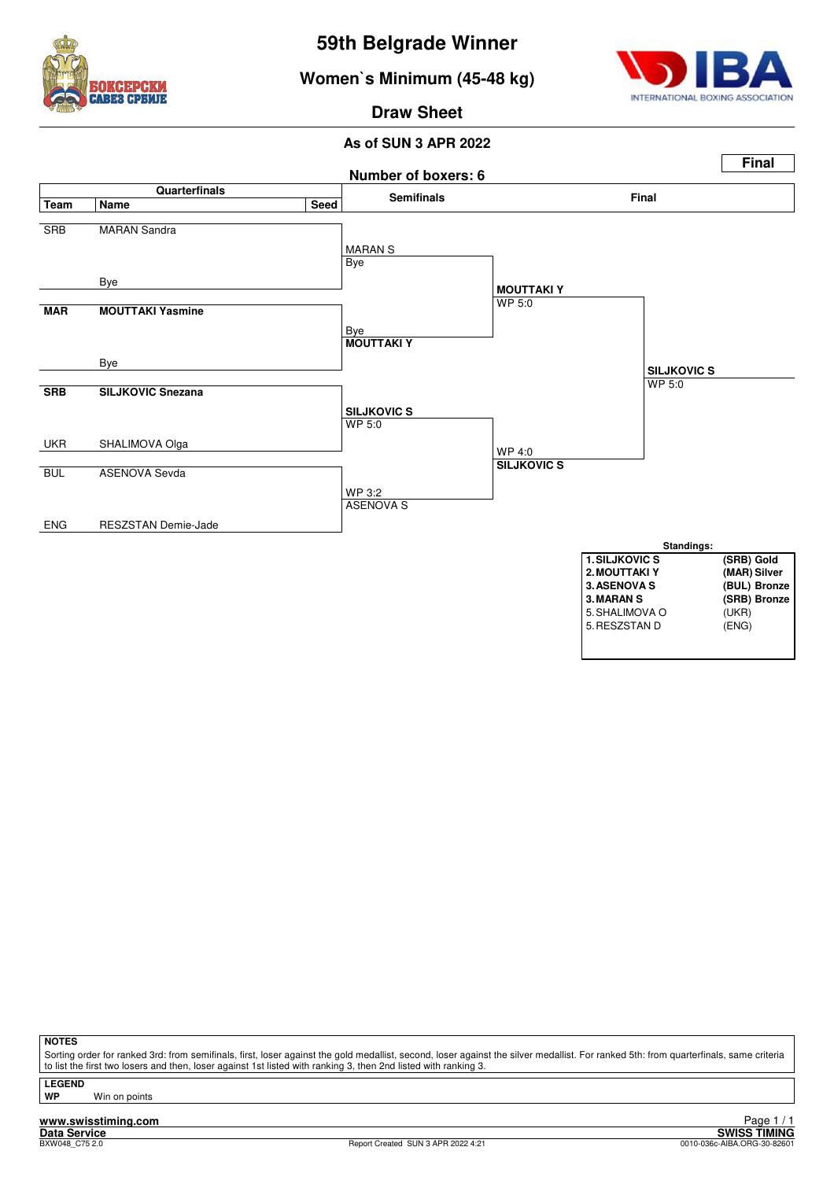# 59th Belgrade Winner

## Women`s Minimum (45-48 kg)

### Draw Sheet

**As of SUN 3 APR 2022**

**Final**

**Number of boxers: 6**

| Team | Name | Seed | Semifinals | Final | |
|---|---|---|---|---|---|
| SRB | MARAN Sandra | | MARAN S<br>Bye | | |
| | Bye | | | MOUTTAKI Y<br>WP 5:0 | |
| **MAR** | **MOUTTAKI Yasmine** | | Bye<br>**MOUTTAKI Y** | | |
| | Bye | | | | **SILJKOVIC S**<br>WP 5:0 |
| **SRB** | **SILJKOVIC Snezana** | | **SILJKOVIC S**<br>WP 5:0 | | |
| UKR | SHALIMOVA Olga | | | WP 4:0<br>**SILJKOVIC S** | |
| BUL | ASENOVA Sevda | | WP 3:2<br>ASENOVA S | | |
| ENG | RESZSTAN Demie-Jade | | | | |

**Standings:**

| | | |
|---|---|---|
| **1.** | **SILJKOVIC S** | **(SRB) Gold** |
| **2.** | **MOUTTAKI Y** | **(MAR) Silver** |
| **3.** | **ASENOVA S** | **(BUL) Bronze** |
| **3.** | **MARAN S** | **(SRB) Bronze** |
| 5. | SHALIMOVA O | (UKR) |
| 5. | RESZSTAN D | (ENG) |

**NOTES**

Sorting order for ranked 3rd: from semifinals, first, loser against the gold medallist, second, loser against the silver medallist. For ranked 5th: from quarterfinals, same criteria to list the first two losers and then, loser against 1st listed with ranking 3, then 2nd listed with ranking 3.

**LEGEND**

**WP** Win on points

**www.swisstiming.com**

**Data Service** BXW048_C75 2.0 Report Created SUN 3 APR 2022 4:21 **SWISS TIMING** 0010-036c-AIBA.ORG-30-82601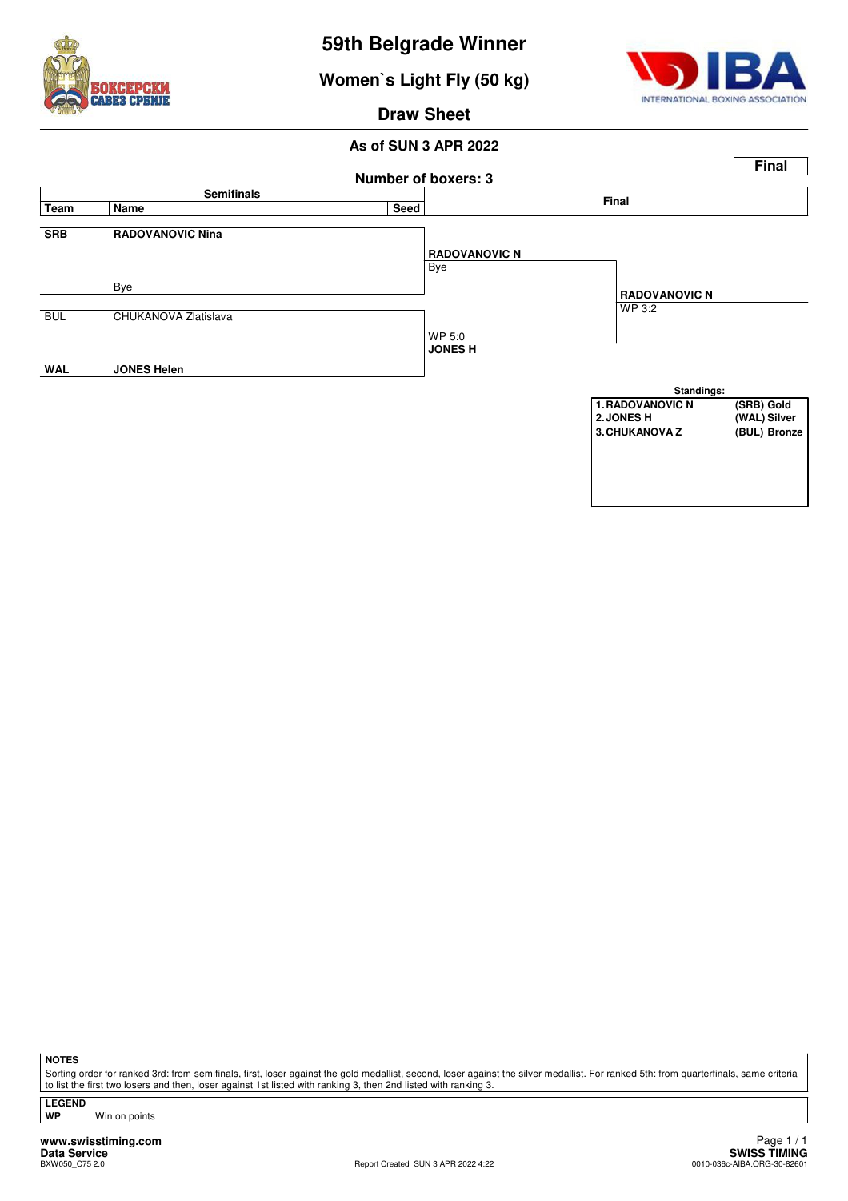# 59th Belgrade Winner

## Women`s Light Fly (50 kg)

### Draw Sheet

**As of SUN 3 APR 2022**

**Final**

**Number of boxers: 3**

| Team | Name | Seed | Semifinals | Final |
|---|---|---|---|---|
| **SRB** | **RADOVANOVIC Nina** | | **RADOVANOVIC N** | |
| | Bye | | Bye | **RADOVANOVIC N** |
| BUL | CHUKANOVA Zlatislava | | WP 5:0 | WP 3:2 |
| **WAL** | **JONES Helen** | | **JONES H** | |

**Standings:**

| | | |
|---|---|---|
| **1. RADOVANOVIC N** | **(SRB)** | **Gold** |
| **2. JONES H** | **(WAL)** | **Silver** |
| **3. CHUKANOVA Z** | **(BUL)** | **Bronze** |

**NOTES**

Sorting order for ranked 3rd: from semifinals, first, loser against the gold medallist, second, loser against the silver medallist. For ranked 5th: from quarterfinals, same criteria to list the first two losers and then, loser against 1st listed with ranking 3, then 2nd listed with ranking 3.

**LEGEND**

**WP** Win on points

www.swisstiming.com
Data Service
BXW050_C75 2.0
Report Created SUN 3 APR 2022 4:22
SWISS TIMING
0010-036c-AIBA.ORG-30-82601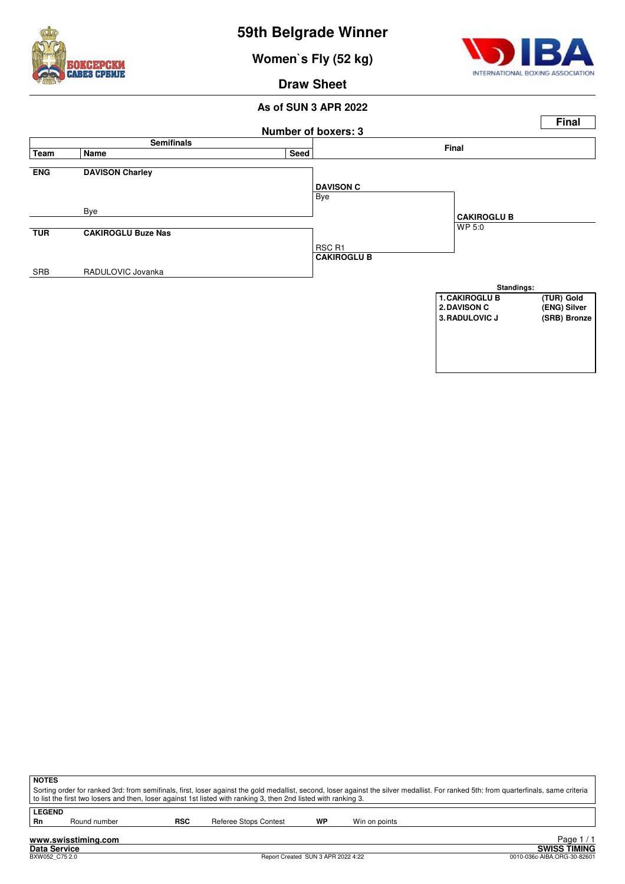# 59th Belgrade Winner

## Women`s Fly (52 kg)

### Draw Sheet

**As of SUN 3 APR 2022**

**Final**

**Number of boxers: 3**

| Team | Name | Seed | Semifinals | Final |
|---|---|---|---|---|
| ENG | **DAVISON Charley** | | **DAVISON C** Bye | |
| | Bye | | | **CAKIROGLU B** WP 5:0 |
| TUR | **CAKIROGLU Buze Nas** | | RSC R1 **CAKIROGLU B** | |
| SRB | RADULOVIC Jovanka | | | |

**Standings:**

| | | |
|---|---|---|
| 1. | CAKIROGLU B | (TUR) Gold |
| 2. | DAVISON C | (ENG) Silver |
| 3. | RADULOVIC J | (SRB) Bronze |

**NOTES**

Sorting order for ranked 3rd: from semifinals, first, loser against the gold medallist, second, loser against the silver medallist. For ranked 5th: from quarterfinals, same criteria to list the first two losers and then, loser against 1st listed with ranking 3, then 2nd listed with ranking 3.

**LEGEND**

| | | | | | |
|---|---|---|---|---|---|
| **Rn** | Round number | **RSC** | Referee Stops Contest | **WP** | Win on points |

www.swisstiming.com

Data Service

BXW052_C75 2.0

Report Created SUN 3 APR 2022 4:22

SWISS TIMING

0010-036c-AIBA.ORG-30-82601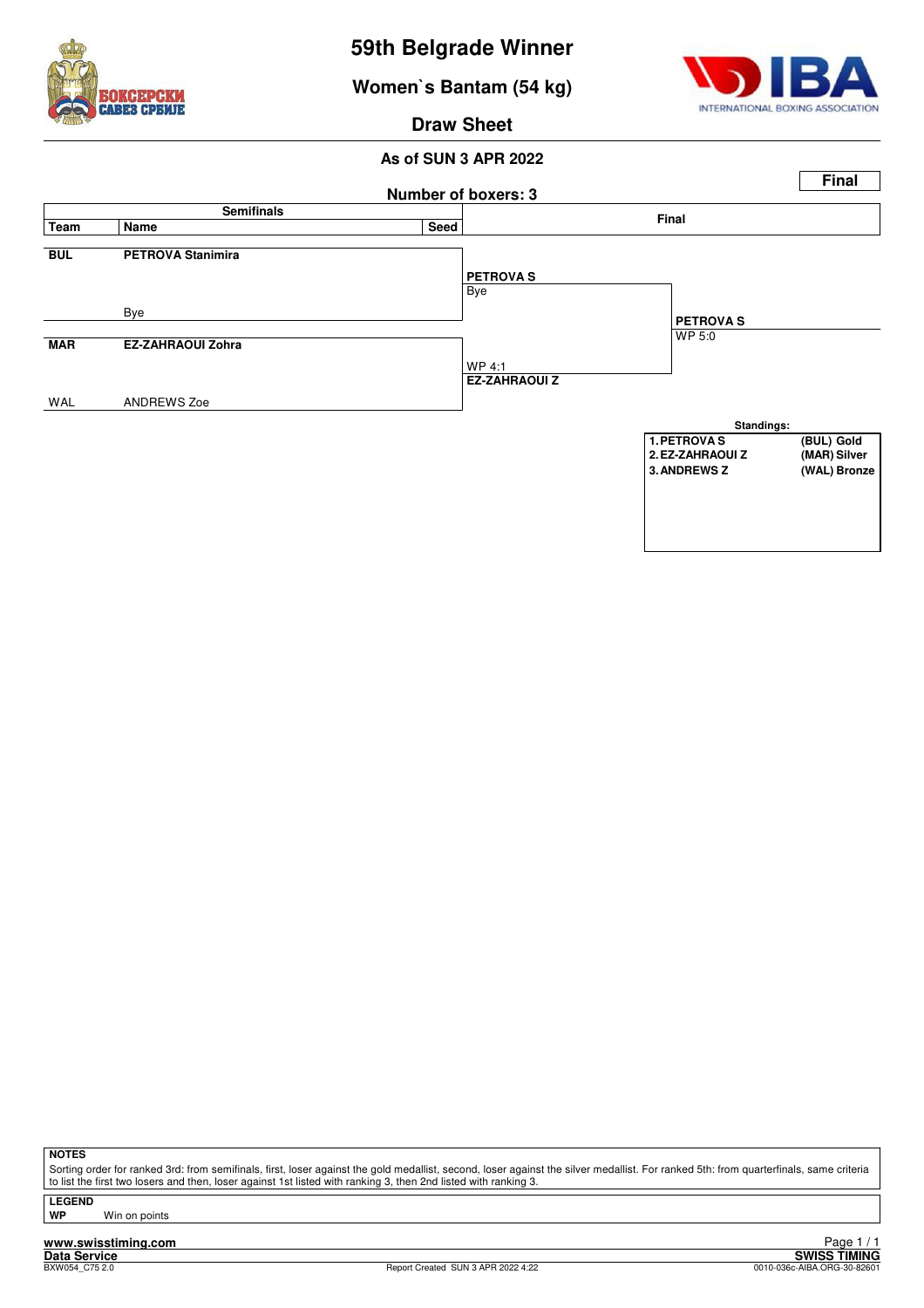# 59th Belgrade Winner

## Women`s Bantam (54 kg)

## Draw Sheet

**As of SUN 3 APR 2022**

**Final**

**Number of boxers: 3**

| Semifinals | | | Final | |
|---|---|---|---|---|
| **Team** | **Name** | **Seed** | | |
| **BUL** | **PETROVA Stanimira** | | **PETROVA S** Bye | |
| | Bye | | | **PETROVA S** WP 5:0 |
| **MAR** | **EZ-ZAHRAOUI Zohra** | | WP 4:1 **EZ-ZAHRAOUI Z** | |
| WAL | ANDREWS Zoe | | | |

**Standings:**

| | |
|---|---|
| 1. PETROVA S | (BUL) Gold |
| 2. EZ-ZAHRAOUI Z | (MAR) Silver |
| 3. ANDREWS Z | (WAL) Bronze |

**NOTES**

Sorting order for ranked 3rd: from semifinals, first, loser against the gold medallist, second, loser against the silver medallist. For ranked 5th: from quarterfinals, same criteria to list the first two losers and then, loser against 1st listed with ranking 3, then 2nd listed with ranking 3.

**LEGEND**

**WP** Win on points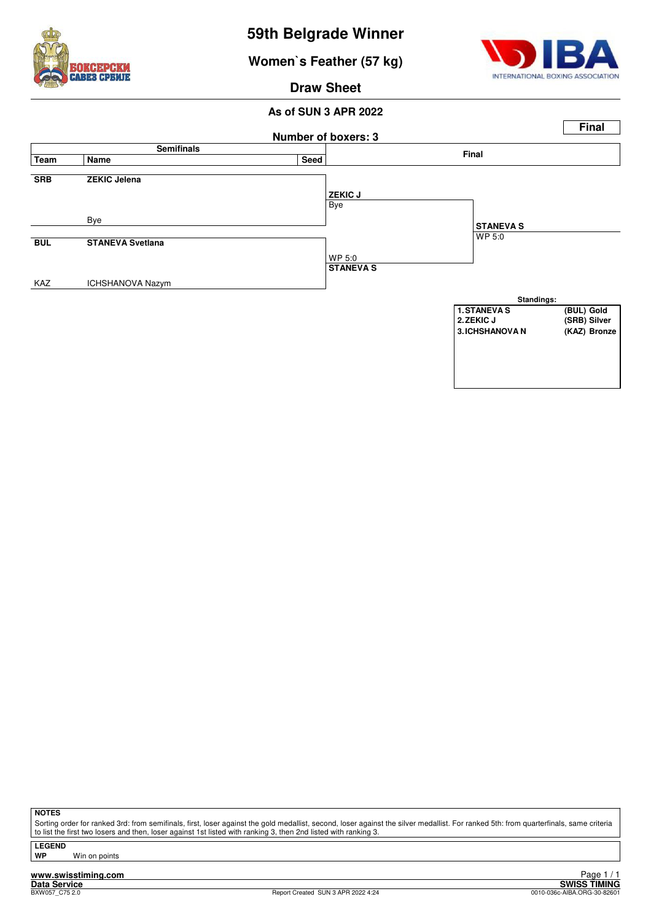# 59th Belgrade Winner

## Women`s Feather (57 kg)

## Draw Sheet

**As of SUN 3 APR 2022**

**Final**

**Number of boxers: 3**

| Semifinals | | | Final | |
|---|---|---|---|---|
| **Team** | **Name** | **Seed** | | |
| **SRB** | **ZEKIC Jelena** | | **ZEKIC J** | |
| | | | Bye | |
| | Bye | | | **STANEVA S** |
| **BUL** | **STANEVA Svetlana** | | | WP 5:0 |
| | | | WP 5:0 | |
| | | | **STANEVA S** | |
| KAZ | ICHSHANOVA Nazym | | | |

**Standings:**

| | |
|---|---|
| **1. STANEVA S** | **(BUL) Gold** |
| **2. ZEKIC J** | **(SRB) Silver** |
| **3. ICHSHANOVA N** | **(KAZ) Bronze** |

**NOTES**

Sorting order for ranked 3rd: from semifinals, first, loser against the gold medallist, second, loser against the silver medallist. For ranked 5th: from quarterfinals, same criteria to list the first two losers and then, loser against 1st listed with ranking 3, then 2nd listed with ranking 3.

**LEGEND**

**WP** Win on points

www.swisstiming.com

**Data Service**

BXW057_C75 2.0

Report Created SUN 3 APR 2022 4:24

**SWISS TIMING**

0010-036c-AIBA.ORG-30-82601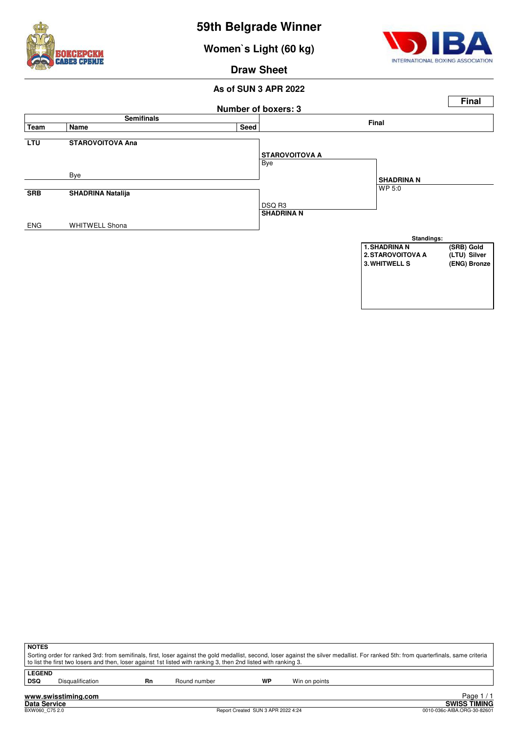# 59th Belgrade Winner

## Women`s Light (60 kg)

### Draw Sheet

**As of SUN 3 APR 2022**

**Final**

**Number of boxers: 3**

| Team | Name | Seed | Semifinals | Final |
|---|---|---|---|---|
| LTU | STAROVOITOVA Ana | | STAROVOITOVA A<br>Bye | SHADRINA N<br>WP 5:0 |
| | Bye | | | |
| SRB | SHADRINA Natalija | | DSQ R3<br>SHADRINA N | |
| ENG | WHITWELL Shona | | | |

**Standings:**

| | | |
|---|---|---|
| 1. | SHADRINA N | (SRB) Gold |
| 2. | STAROVOITOVA A | (LTU) Silver |
| 3. | WHITWELL S | (ENG) Bronze |

**NOTES**

Sorting order for ranked 3rd: from semifinals, first, loser against the gold medallist, second, loser against the silver medallist. For ranked 5th: from quarterfinals, same criteria to list the first two losers and then, loser against 1st listed with ranking 3, then 2nd listed with ranking 3.

**LEGEND**

| | | | | | |
|---|---|---|---|---|---|
| DSQ | Disqualification | Rn | Round number | WP | Win on points |

www.swisstiming.com

Data Service

BXW060_C75 2.0 — Report Created SUN 3 APR 2022 4:24 — SWISS TIMING — 0010-036c-AIBA.ORG-30-82601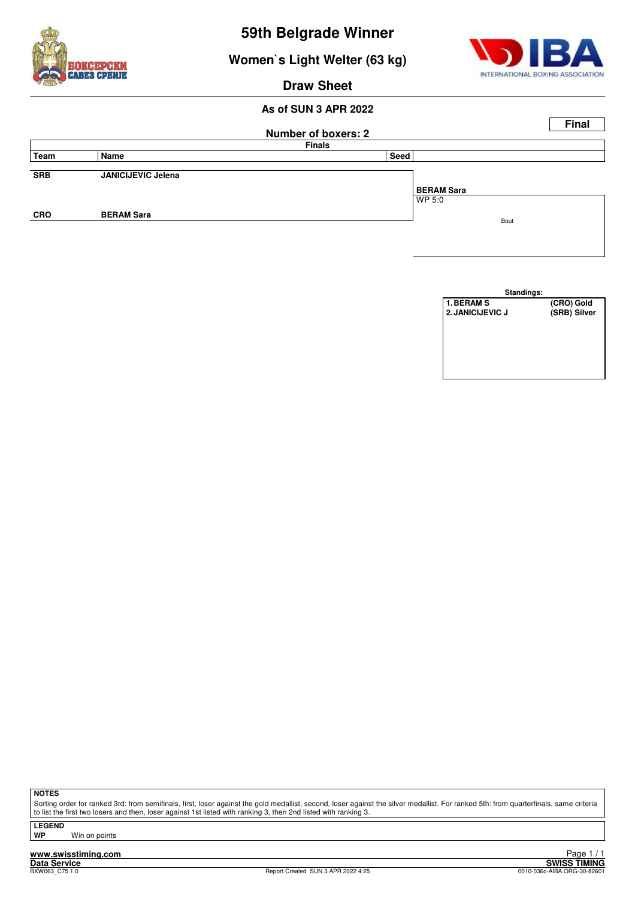# 59th Belgrade Winner

## Women`s Light Welter (63 kg)

### Draw Sheet

**As of SUN 3 APR 2022**

**Final**

**Number of boxers: 2**

**Finals**

| Team | Name | Seed | |
|---|---|---|---|
| SRB | JANICIJEVIC Jelena | | **BERAM Sara** WP 5:0 |
| CRO | BERAM Sara | | Bout |

**Standings:**

| | |
|---|---|
| 1. BERAM S | (CRO) Gold |
| 2. JANICIJEVIC J | (SRB) Silver |

**NOTES**

Sorting order for ranked 3rd: from semifinals, first, loser against the gold medallist, second, loser against the silver medallist. For ranked 5th: from quarterfinals, same criteria to list the first two losers and then, loser against 1st listed with ranking 3, then 2nd listed with ranking 3.

**LEGEND**

**WP** Win on points

www.swisstiming.com
Data Service
BXW063_C75 1.0
Report Created SUN 3 APR 2022 4:25
SWISS TIMING
0010-036c-AIBA.ORG-30-82601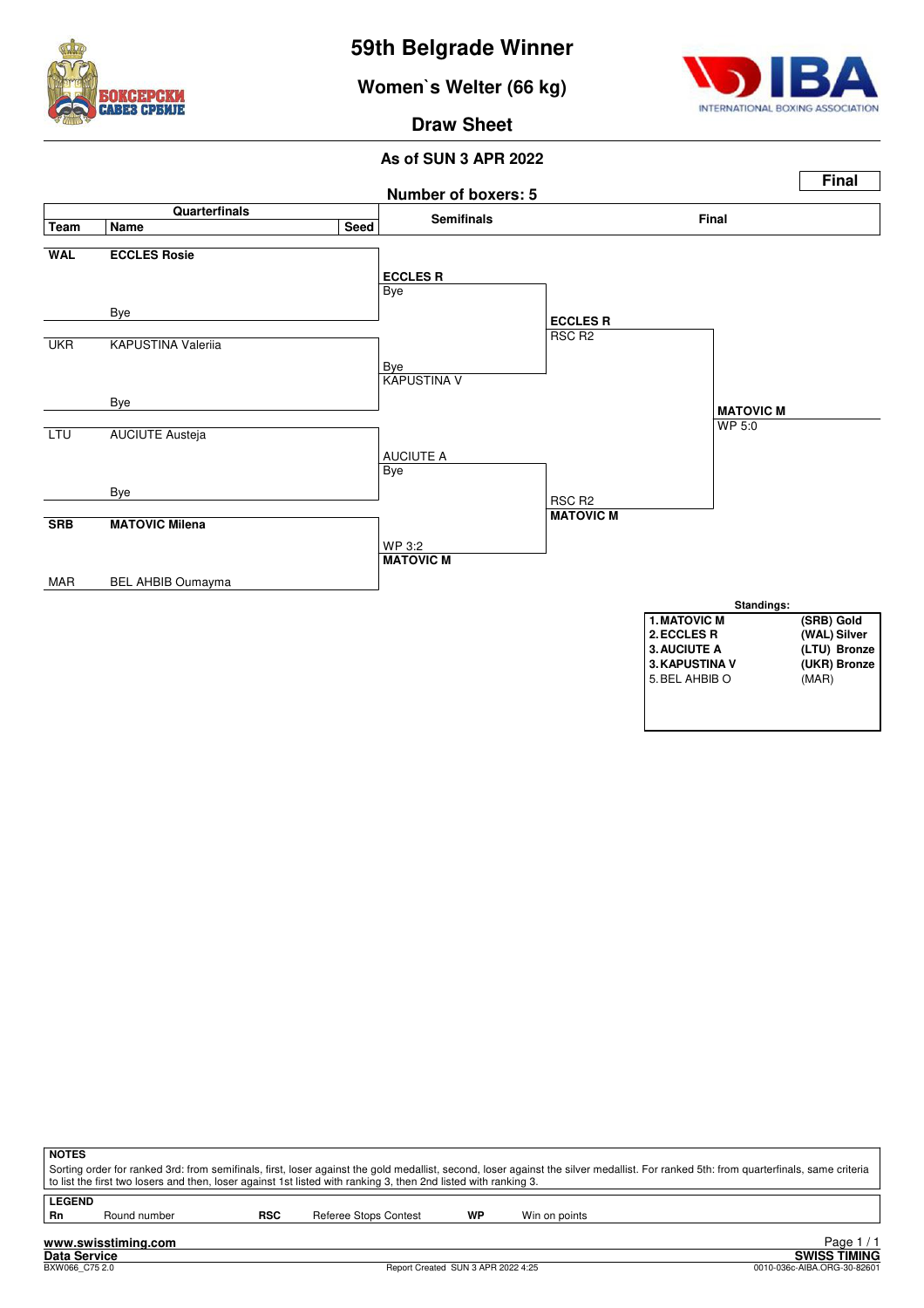# 59th Belgrade Winner

## Women`s Welter (66 kg)

### Draw Sheet

**As of SUN 3 APR 2022**

**Final**

**Number of boxers: 5**

| Quarterfinals | | | Semifinals | Final | |
|---|---|---|---|---|---|
| **Team** | **Name** | **Seed** | | | |
| **WAL** | **ECCLES Rosie** | | **ECCLES R** Bye | **ECCLES R** RSC R2 | |
| | Bye | | | | |
| UKR | KAPUSTINA Valeriia | | Bye KAPUSTINA V | | **MATOVIC M** WP 5:0 |
| | Bye | | | | |
| LTU | AUCIUTE Austeja | | AUCIUTE A Bye | RSC R2 **MATOVIC M** | |
| | Bye | | | | |
| **SRB** | **MATOVIC Milena** | | WP 3:2 **MATOVIC M** | | |
| MAR | BEL AHBIB Oumayma | | | | |

**Standings:**

| | | |
|---|---|---|
| **1.** | **MATOVIC M** | **(SRB) Gold** |
| **2.** | **ECCLES R** | **(WAL) Silver** |
| **3.** | **AUCIUTE A** | **(LTU) Bronze** |
| **3.** | **KAPUSTINA V** | **(UKR) Bronze** |
| 5. | BEL AHBIB O | (MAR) |

**NOTES**

Sorting order for ranked 3rd: from semifinals, first, loser against the gold medallist, second, loser against the silver medallist. For ranked 5th: from quarterfinals, same criteria to list the first two losers and then, loser against 1st listed with ranking 3, then 2nd listed with ranking 3.

**LEGEND**

| | | | | | |
|---|---|---|---|---|---|
| **Rn** | Round number | **RSC** | Referee Stops Contest | **WP** | Win on points |

www.swisstiming.com
Data Service — SWISS TIMING
BXW066_C75 2.0 — Report Created SUN 3 APR 2022 4:25 — 0010-036c-AIBA.ORG-30-82601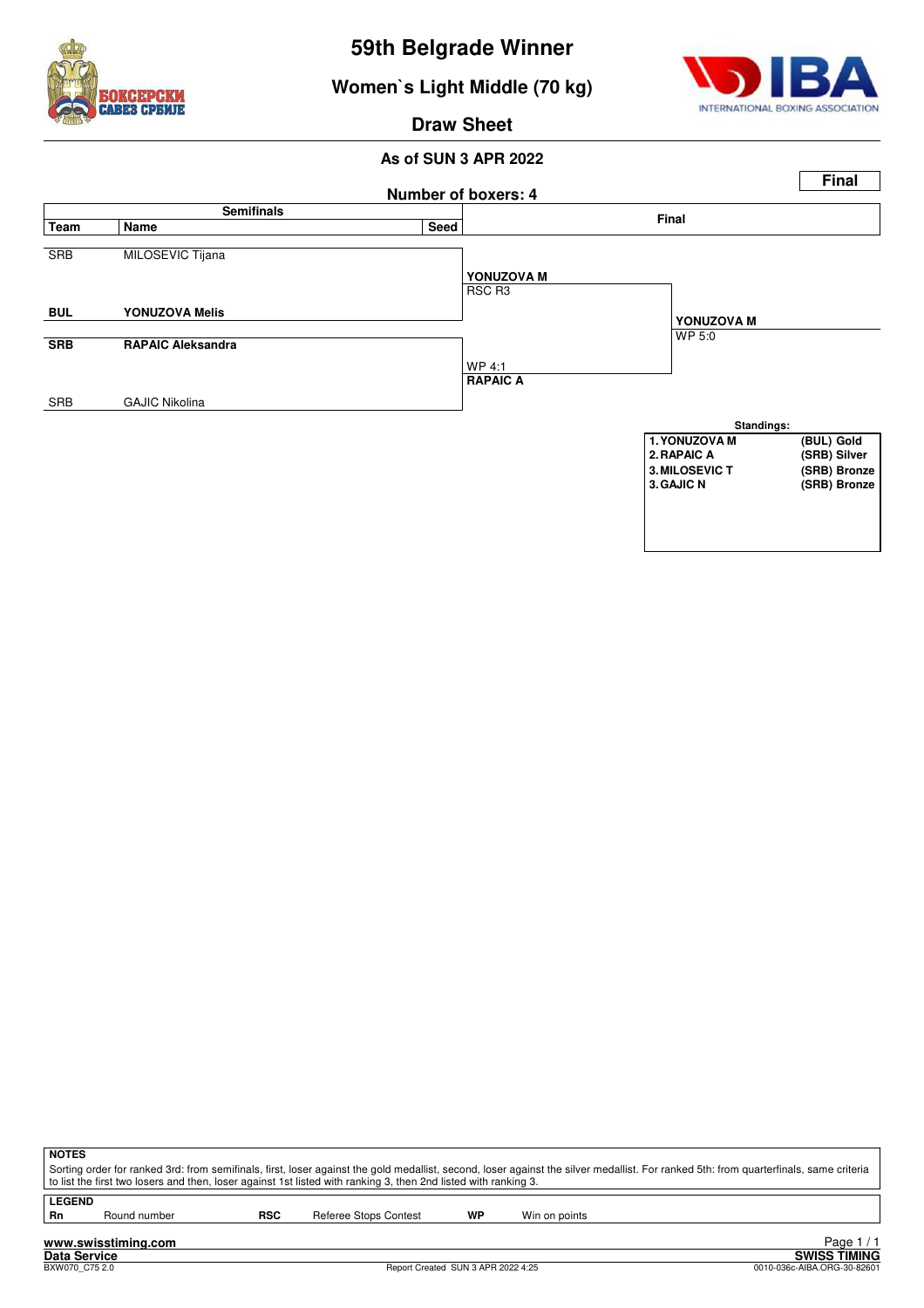# 59th Belgrade Winner

## Women`s Light Middle (70 kg)

### Draw Sheet

**As of SUN 3 APR 2022**

**Final**

**Number of boxers: 4**

| Team | Name | Seed | Final | |
|---|---|---|---|---|
| SRB | MILOSEVIC Tijana | | | |
| | | | **YONUZOVA M** RSC R3 | |
| **BUL** | **YONUZOVA Melis** | | | **YONUZOVA M** WP 5:0 |
| **SRB** | **RAPAIC Aleksandra** | | | |
| | | | WP 4:1 **RAPAIC A** | |
| SRB | GAJIC Nikolina | | | |

**Standings:**

| | |
|---|---|
| **1. YONUZOVA M** | **(BUL) Gold** |
| **2. RAPAIC A** | **(SRB) Silver** |
| **3. MILOSEVIC T** | **(SRB) Bronze** |
| **3. GAJIC N** | **(SRB) Bronze** |

**NOTES**

Sorting order for ranked 3rd: from semifinals, first, loser against the gold medallist, second, loser against the silver medallist. For ranked 5th: from quarterfinals, same criteria to list the first two losers and then, loser against 1st listed with ranking 3, then 2nd listed with ranking 3.

**LEGEND**

| | | | | | |
|---|---|---|---|---|---|
| **Rn** | Round number | **RSC** | Referee Stops Contest | **WP** | Win on points |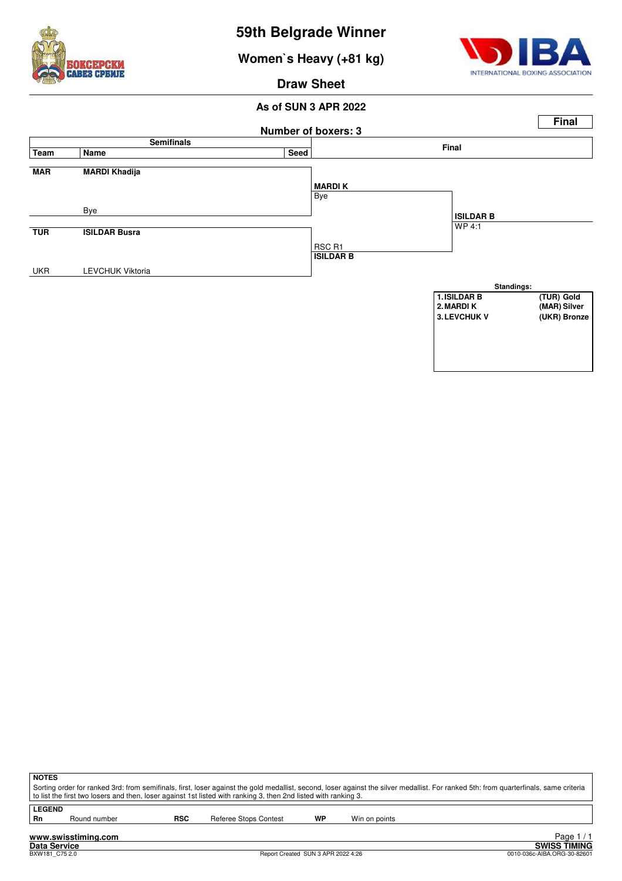# 59th Belgrade Winner

## Women`s Heavy (+81 kg)

### Draw Sheet

**As of SUN 3 APR 2022**

**Final**

**Number of boxers: 3**

| Semifinals | | | Final | |
|---|---|---|---|---|
| **Team** | **Name** | **Seed** | | |
| **MAR** | **MARDI Khadija** | | **MARDI K** Bye | |
| | Bye | | | **ISILDAR B** WP 4:1 |
| **TUR** | **ISILDAR Busra** | | RSC R1 **ISILDAR B** | |
| UKR | LEVCHUK Viktoria | | | |

**Standings:**

| | |
|---|---|
| **1. ISILDAR B** | **(TUR) Gold** |
| **2. MARDI K** | **(MAR) Silver** |
| **3. LEVCHUK V** | **(UKR) Bronze** |

**NOTES**

Sorting order for ranked 3rd: from semifinals, first, loser against the gold medallist, second, loser against the silver medallist. For ranked 5th: from quarterfinals, same criteria to list the first two losers and then, loser against 1st listed with ranking 3, then 2nd listed with ranking 3.

**LEGEND**

| | | | | | |
|---|---|---|---|---|---|
| **Rn** | Round number | **RSC** | Referee Stops Contest | **WP** | Win on points |

**www.swisstiming.com**
**Data Service**
BXW181_C75 2.0
Report Created SUN 3 APR 2022 4:26
**SWISS TIMING**
0010-036c-AIBA.ORG-30-82601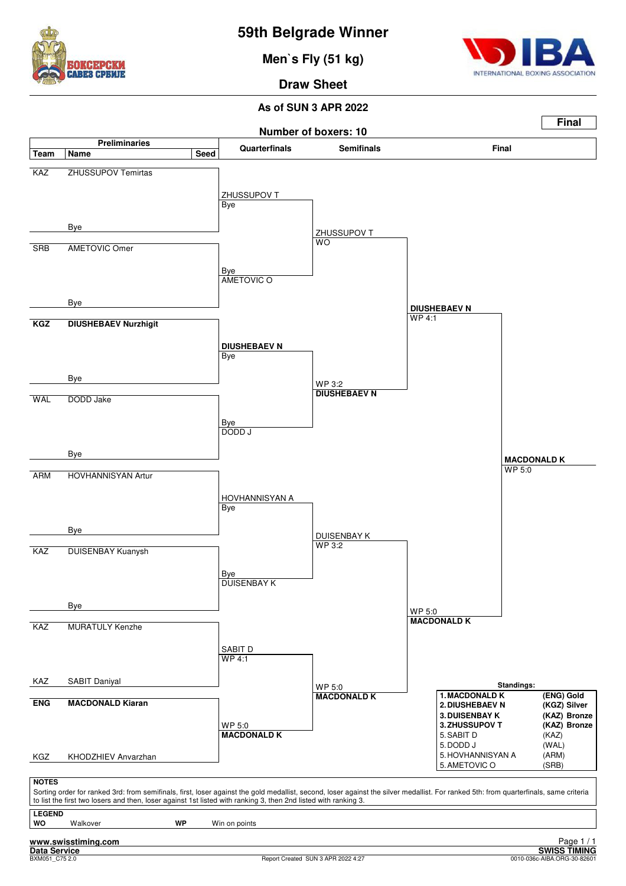# 59th Belgrade Winner

## Men`s Fly (51 kg)

## Draw Sheet

**As of SUN 3 APR 2022**

**Final**

**Number of boxers: 10**

| Team | Name | Seed | Quarterfinals | Semifinals | Final |
|---|---|---|---|---|---|
| KAZ | ZHUSSUPOV Temirtas | | ZHUSSUPOV T (Bye) | | |
| | Bye | | | ZHUSSUPOV T (WO) | |
| SRB | AMETOVIC Omer | | Bye / AMETOVIC O | | |
| | Bye | | | | DIUSHEBAEV N (WP 4:1) |
| **KGZ** | **DIUSHEBAEV Nurzhigit** | | **DIUSHEBAEV N** (Bye) | | |
| | Bye | | | WP 3:2 **DIUSHEBAEV N** | |
| WAL | DODD Jake | | Bye / DODD J | | |
| | Bye | | | | |
| ARM | HOVHANNISYAN Artur | | HOVHANNISYAN A (Bye) | | |
| | Bye | | | DUISENBAY K (WP 3:2) | |
| KAZ | DUISENBAY Kuanysh | | Bye / DUISENBAY K | | |
| | Bye | | | | WP 5:0 **MACDONALD K** |
| KAZ | MURATULY Kenzhe | | SABIT D (WP 4:1) | | |
| KAZ | SABIT Daniyal | | | WP 5:0 **MACDONALD K** | |
| **ENG** | **MACDONALD Kiaran** | | WP 5:0 **MACDONALD K** | | |
| KGZ | KHODZHIEV Anvarzhan | | | | |

**Final winner: MACDONALD K — WP 5:0**

**Standings:**

| Rank | Name | Team / Medal |
|---|---|---|
| 1. | MACDONALD K | (ENG) Gold |
| 2. | DIUSHEBAEV N | (KGZ) Silver |
| 3. | DUISENBAY K | (KAZ) Bronze |
| 3. | ZHUSSUPOV T | (KAZ) Bronze |
| 5. | SABIT D | (KAZ) |
| 5. | DODD J | (WAL) |
| 5. | HOVHANNISYAN A | (ARM) |
| 5. | AMETOVIC O | (SRB) |

**NOTES**

Sorting order for ranked 3rd: from semifinals, first, loser against the gold medallist, second, loser against the silver medallist. For ranked 5th: from quarterfinals, same criteria to list the first two losers and then, loser against 1st listed with ranking 3, then 2nd listed with ranking 3.

**LEGEND**

**WO** Walkover **WP** Win on points

www.swisstiming.com
Data Service
BXM051_C75 2.0 Report Created SUN 3 APR 2022 4:27
SWISS TIMING
0010-036c-AIBA.ORG-30-82601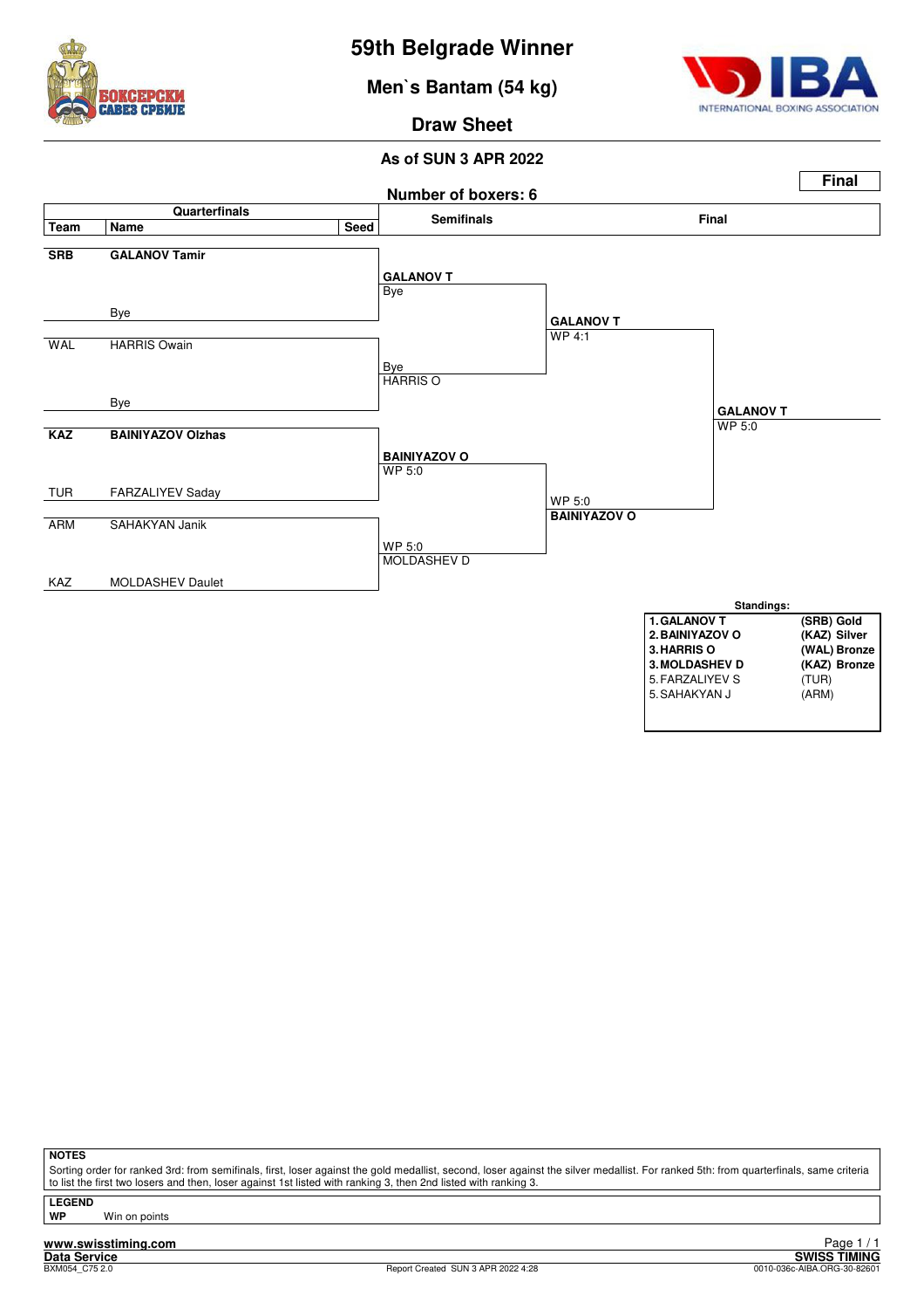# 59th Belgrade Winner

## Men`s Bantam (54 kg)

## Draw Sheet

**As of SUN 3 APR 2022**

**Final**

**Number of boxers: 6**

### Quarterfinals

| Team | Name | Seed |
|---|---|---|
| **SRB** | **GALANOV Tamir** | |
| | Bye | |
| WAL | HARRIS Owain | |
| | Bye | |
| **KAZ** | **BAINIYAZOV Olzhas** | |
| TUR | FARZALIYEV Saday | |
| ARM | SAHAKYAN Janik | |
| KAZ | MOLDASHEV Daulet | |

### Semifinals

- **GALANOV T** — Bye
- Bye — HARRIS O
- **BAINIYAZOV O** — WP 5:0
- WP 5:0 — MOLDASHEV D

### Final

- **GALANOV T** — WP 4:1
- WP 5:0 — **BAINIYAZOV O**

**Winner: GALANOV T** — WP 5:0

### Standings:

| | | |
|---|---|---|
| 1. | **GALANOV T** | **(SRB) Gold** |
| 2. | **BAINIYAZOV O** | **(KAZ) Silver** |
| 3. | **HARRIS O** | **(WAL) Bronze** |
| 3. | **MOLDASHEV D** | **(KAZ) Bronze** |
| 5. | FARZALIYEV S | (TUR) |
| 5. | SAHAKYAN J | (ARM) |

**NOTES**

Sorting order for ranked 3rd: from semifinals, first, loser against the gold medallist, second, loser against the silver medallist. For ranked 5th: from quarterfinals, same criteria to list the first two losers and then, loser against 1st listed with ranking 3, then 2nd listed with ranking 3.

**LEGEND**

**WP** Win on points

www.swisstiming.com
Data Service
BXM054_C75 2.0 Report Created SUN 3 APR 2022 4:28
SWISS TIMING
0010-036c-AIBA.ORG-30-82601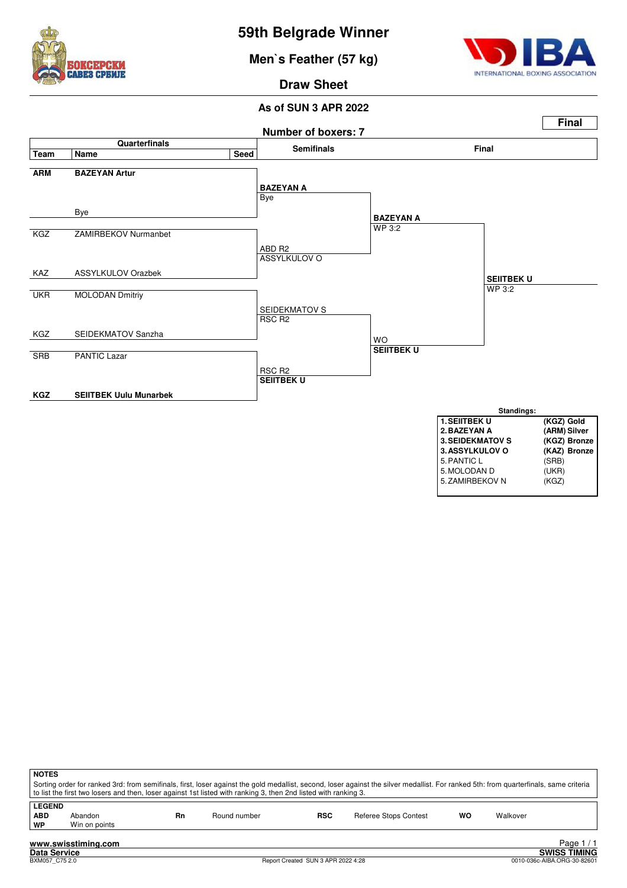# 59th Belgrade Winner

## Men`s Feather (57 kg)

### Draw Sheet

**As of SUN 3 APR 2022**

**Final**

**Number of boxers: 7**

| Team | Name | Seed | Semifinals | Final | |
|---|---|---|---|---|---|
| **ARM** | **BAZEYAN Artur** | | **BAZEYAN A** Bye | **BAZEYAN A** WP 3:2 | **SEIITBEK U** WP 3:2 |
| | Bye | | | | |
| KGZ | ZAMIRBEKOV Nurmanbet | | ABD R2 ASSYLKULOV O | | |
| KAZ | ASSYLKULOV Orazbek | | | | |
| UKR | MOLODAN Dmitriy | | SEIDEKMATOV S RSC R2 | WO **SEIITBEK U** | |
| KGZ | SEIDEKMATOV Sanzha | | | | |
| SRB | PANTIC Lazar | | RSC R2 **SEIITBEK U** | | |
| **KGZ** | **SEIITBEK Uulu Munarbek** | | | | |

**Standings:**

| | | |
|---|---|---|
| **1.** | **SEIITBEK U** | **(KGZ) Gold** |
| **2.** | **BAZEYAN A** | **(ARM) Silver** |
| **3.** | **SEIDEKMATOV S** | **(KGZ) Bronze** |
| **3.** | **ASSYLKULOV O** | **(KAZ) Bronze** |
| 5. | PANTIC L | (SRB) |
| 5. | MOLODAN D | (UKR) |
| 5. | ZAMIRBEKOV N | (KGZ) |

**NOTES**

Sorting order for ranked 3rd: from semifinals, first, loser against the gold medallist, second, loser against the silver medallist. For ranked 5th: from quarterfinals, same criteria to list the first two losers and then, loser against 1st listed with ranking 3, then 2nd listed with ranking 3.

**LEGEND**

| | | | | | | | |
|---|---|---|---|---|---|---|---|
| **ABD** | Abandon | **Rn** | Round number | **RSC** | Referee Stops Contest | **WO** | Walkover |
| **WP** | Win on points | | | | | | |

www.swisstiming.com
Data Service
BXM057_C75 2.0 — Report Created SUN 3 APR 2022 4:28 — SWISS TIMING 0010-036c-AIBA.ORG-30-82601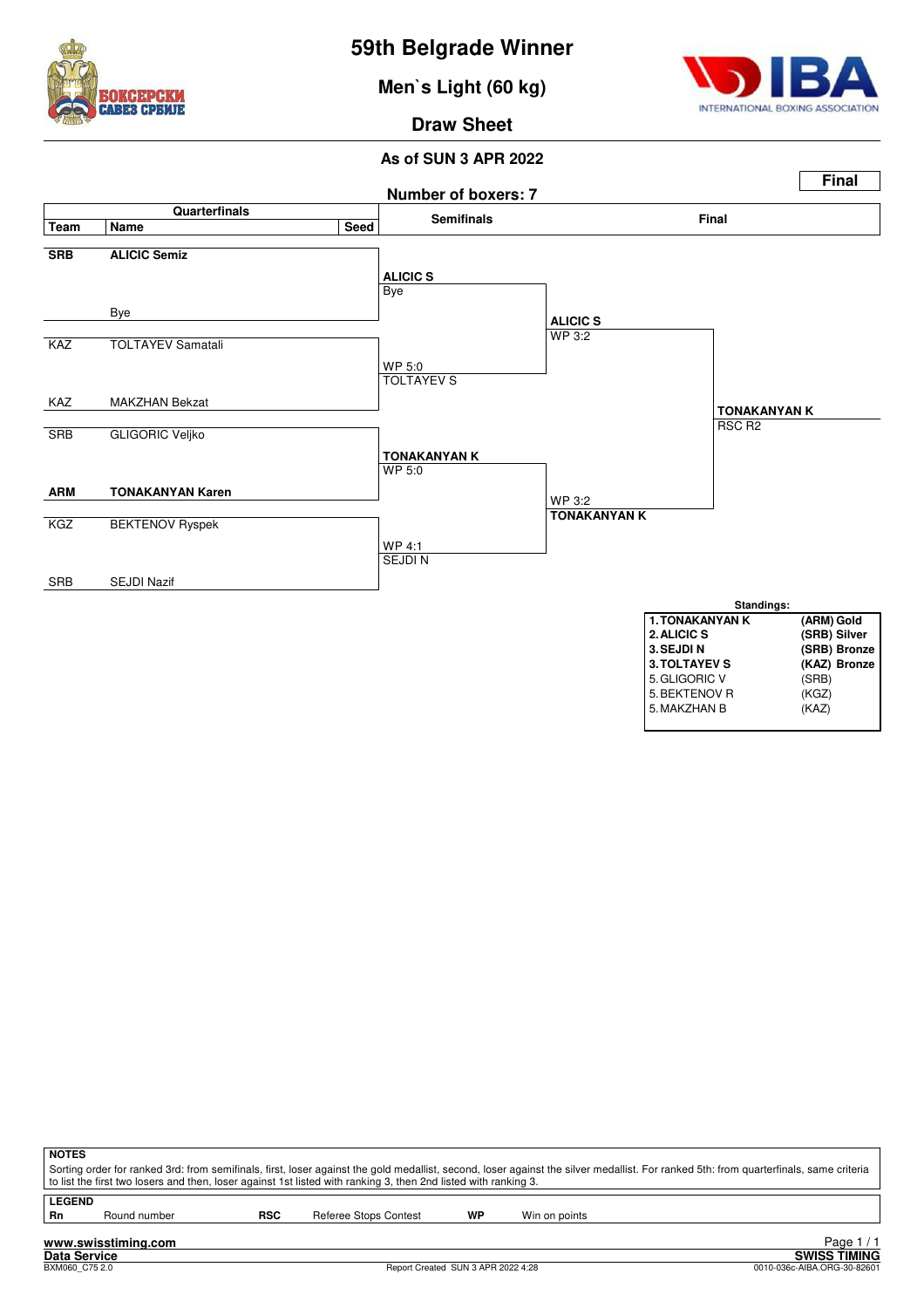# 59th Belgrade Winner

## Men`s Light (60 kg)

### Draw Sheet

**As of SUN 3 APR 2022**

**Final**

Number of boxers: 7

| Quarterfinals | | | Semifinals | Final | |
|---|---|---|---|---|---|
| **Team** | **Name** | **Seed** | | | |
| **SRB** | **ALICIC Semiz** | | **ALICIC S** Bye | | |
| | Bye | | | **ALICIC S** WP 3:2 | |
| KAZ | TOLTAYEV Samatali | | WP 5:0 TOLTAYEV S | | |
| KAZ | MAKZHAN Bekzat | | | | **TONAKANYAN K** RSC R2 |
| SRB | GLIGORIC Veljko | | **TONAKANYAN K** WP 5:0 | | |
| **ARM** | **TONAKANYAN Karen** | | | WP 3:2 **TONAKANYAN K** | |
| KGZ | BEKTENOV Ryspek | | WP 4:1 SEJDI N | | |
| SRB | SEJDI Nazif | | | | |

**Standings:**

| | |
|---|---|
| **1. TONAKANYAN K** | **(ARM) Gold** |
| **2. ALICIC S** | **(SRB) Silver** |
| **3. SEJDI N** | **(SRB) Bronze** |
| **3. TOLTAYEV S** | **(KAZ) Bronze** |
| 5. GLIGORIC V | (SRB) |
| 5. BEKTENOV R | (KGZ) |
| 5. MAKZHAN B | (KAZ) |

**NOTES**

Sorting order for ranked 3rd: from semifinals, first, loser against the gold medallist, second, loser against the silver medallist. For ranked 5th: from quarterfinals, same criteria to list the first two losers and then, loser against 1st listed with ranking 3, then 2nd listed with ranking 3.

**LEGEND**

| | | | | | |
|---|---|---|---|---|---|
| **Rn** | Round number | **RSC** | Referee Stops Contest | **WP** | Win on points |

www.swisstiming.com

Data Service — SWISS TIMING

BXM060_C75 2.0 — Report Created SUN 3 APR 2022 4:28 — 0010-036c-AIBA.ORG-30-82601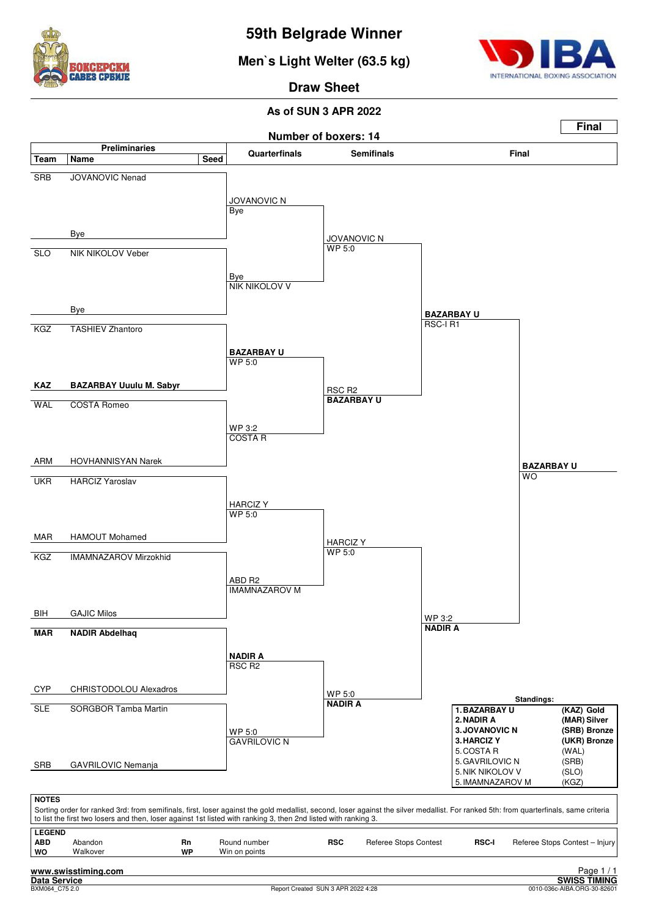# 59th Belgrade Winner

## Men`s Light Welter (63.5 kg)

## Draw Sheet

**As of SUN 3 APR 2022**

**Final**

**Number of boxers: 14**

### Preliminaries

| Team | Name | Seed |
|---|---|---|
| SRB | JOVANOVIC Nenad | |
| | Bye | |
| SLO | NIK NIKOLOV Veber | |
| | Bye | |
| KGZ | TASHIEV Zhantoro | |
| **KAZ** | **BAZARBAY Uuulu M. Sabyr** | |
| WAL | COSTA Romeo | |
| ARM | HOVHANNISYAN Narek | |
| UKR | HARCIZ Yaroslav | |
| MAR | HAMOUT Mohamed | |
| KGZ | IMAMNAZAROV Mirzokhid | |
| BIH | GAJIC Milos | |
| **MAR** | **NADIR Abdelhaq** | |
| CYP | CHRISTODOLOU Alexadros | |
| SLE | SORGBOR Tamba Martin | |
| SRB | GAVRILOVIC Nemanja | |

### Quarterfinals

- JOVANOVIC N — Bye
- Bye — NIK NIKOLOV V
- **BAZARBAY U** — WP 5:0
- WP 3:2 — COSTA R
- HARCIZ Y — WP 5:0
- ABD R2 — IMAMNAZAROV M
- **NADIR A** — RSC R2
- WP 5:0 — GAVRILOVIC N

### Semifinals

- JOVANOVIC N — WP 5:0
- RSC R2 — **BAZARBAY U**
- HARCIZ Y — WP 5:0
- WP 5:0 — **NADIR A**

### Final

- **BAZARBAY U** — RSC-I R1
- WP 3:2 — **NADIR A**

**BAZARBAY U** — WO

### Standings:

| Rank | Name | Team / Medal |
|---|---|---|
| **1.** | **BAZARBAY U** | **(KAZ) Gold** |
| **2.** | **NADIR A** | **(MAR) Silver** |
| **3.** | **JOVANOVIC N** | **(SRB) Bronze** |
| **3.** | **HARCIZ Y** | **(UKR) Bronze** |
| 5. | COSTA R | (WAL) |
| 5. | GAVRILOVIC N | (SRB) |
| 5. | NIK NIKOLOV V | (SLO) |
| 5. | IMAMNAZAROV M | (KGZ) |

**NOTES**

Sorting order for ranked 3rd: from semifinals, first, loser against the gold medallist, second, loser against the silver medallist. For ranked 5th: from quarterfinals, same criteria to list the first two losers and then, loser against 1st listed with ranking 3, then 2nd listed with ranking 3.

**LEGEND**

| | | | | | | | |
|---|---|---|---|---|---|---|---|
| **ABD** | Abandon | **Rn** | Round number | **RSC** | Referee Stops Contest | **RSC-I** | Referee Stops Contest – Injury |
| **WO** | Walkover | **WP** | Win on points | | | | |

**www.swisstiming.com**
**Data Service**
BXM064_C75 2.0

Report Created SUN 3 APR 2022 4:28

**SWISS TIMING**
0010-036c-AIBA.ORG-30-82601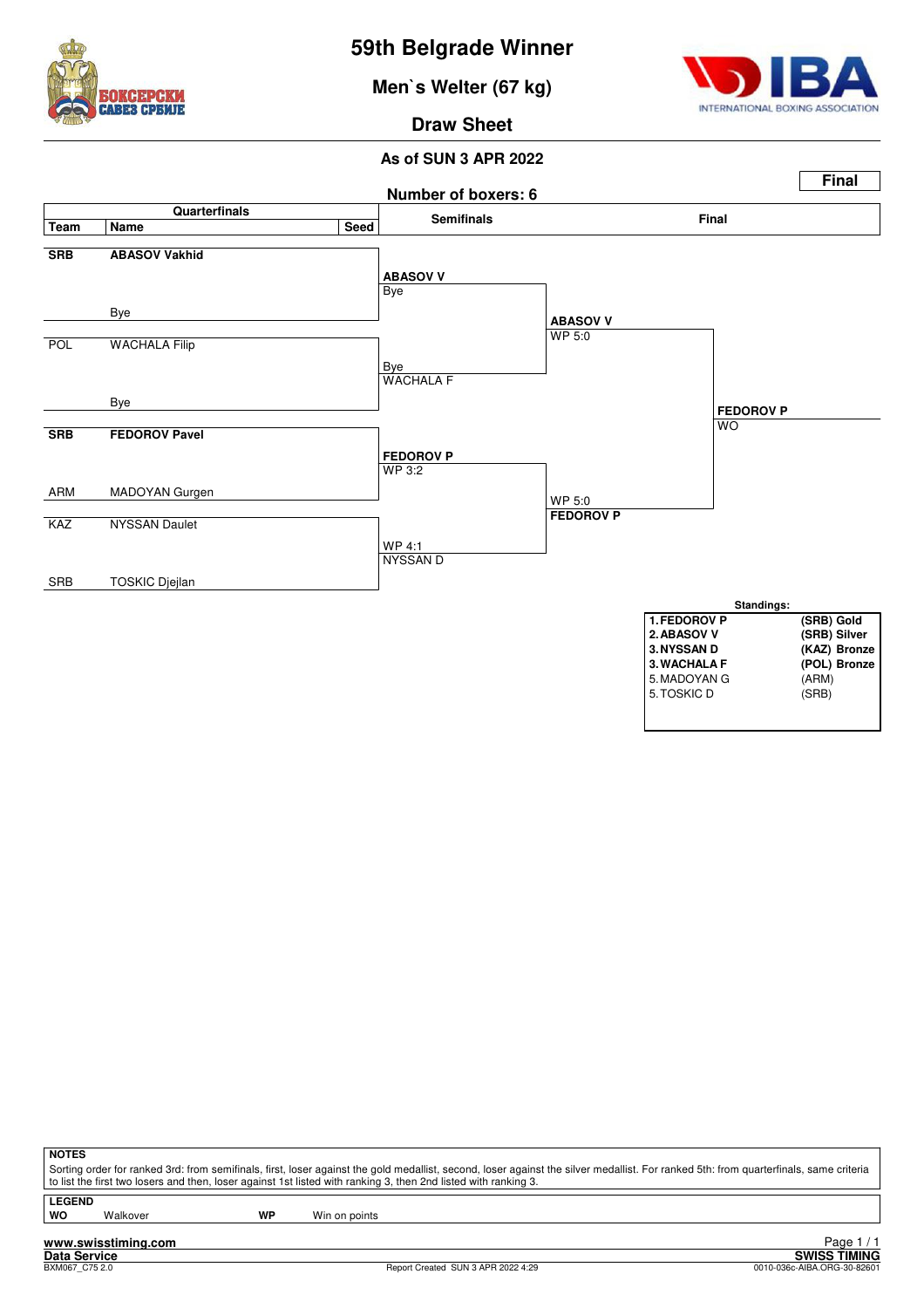# 59th Belgrade Winner

## Men`s Welter (67 kg)

### Draw Sheet

**As of SUN 3 APR 2022**

**Final**

**Number of boxers: 6**

| Team | Name | Seed | Semifinals | Final | |
|---|---|---|---|---|---|
| **SRB** | **ABASOV Vakhid** | | **ABASOV V** Bye | **ABASOV V** WP 5:0 | **FEDOROV P** WO |
| | Bye | | | | |
| POL | WACHALA Filip | | Bye WACHALA F | | |
| | Bye | | | | |
| **SRB** | **FEDOROV Pavel** | | **FEDOROV P** WP 3:2 | WP 5:0 **FEDOROV P** | |
| ARM | MADOYAN Gurgen | | | | |
| KAZ | NYSSAN Daulet | | WP 4:1 NYSSAN D | | |
| SRB | TOSKIC Djejlan | | | | |

**Standings:**

| | |
|---|---|
| **1. FEDOROV P** | **(SRB) Gold** |
| **2. ABASOV V** | **(SRB) Silver** |
| **3. NYSSAN D** | **(KAZ) Bronze** |
| **3. WACHALA F** | **(POL) Bronze** |
| 5. MADOYAN G | (ARM) |
| 5. TOSKIC D | (SRB) |

**NOTES**

Sorting order for ranked 3rd: from semifinals, first, loser against the gold medallist, second, loser against the silver medallist. For ranked 5th: from quarterfinals, same criteria to list the first two losers and then, loser against 1st listed with ranking 3, then 2nd listed with ranking 3.

**LEGEND**

| | | | |
|---|---|---|---|
| **WO** | Walkover | **WP** | Win on points |

www.swisstiming.com
Data Service
BXM067_C75 2.0 — Report Created SUN 3 APR 2022 4:29 — SWISS TIMING — 0010-036c-AIBA.ORG-30-82601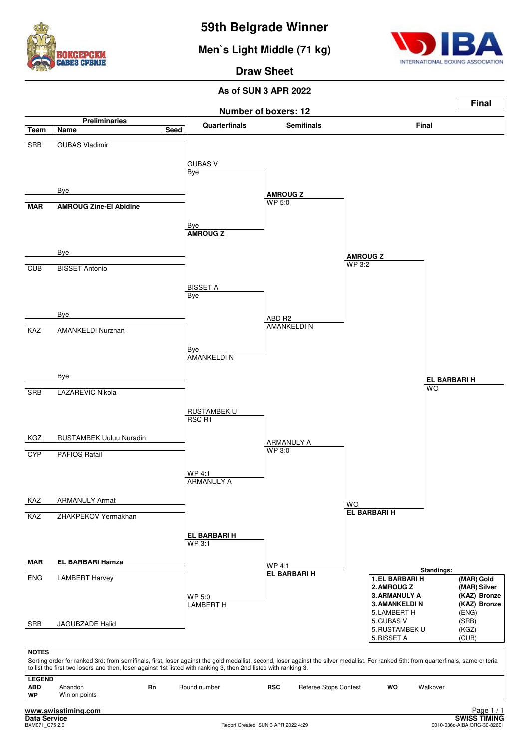# 59th Belgrade Winner

## Men`s Light Middle (71 kg)

### Draw Sheet

**As of SUN 3 APR 2022**

**Final**

**Number of boxers: 12**

| Team | Name | Seed | Quarterfinals | Semifinals | Final |
|---|---|---|---|---|---|
| SRB | GUBAS Vladimir | | GUBAS V / Bye | | |
| | Bye | | | AMROUG Z / WP 5:0 | |
| MAR | **AMROUG Zine-El Abidine** | | Bye / **AMROUG Z** | | |
| | Bye | | | | AMROUG Z / WP 3:2 |
| CUB | BISSET Antonio | | BISSET A / Bye | | |
| | Bye | | | ABD R2 / AMANKELDI N | |
| KAZ | AMANKELDI Nurzhan | | Bye / AMANKELDI N | | |
| | Bye | | | | **EL BARBARI H** / WO |
| SRB | LAZAREVIC Nikola | | RUSTAMBEK U / RSC R1 | | |
| KGZ | RUSTAMBEK Uuluu Nuradin | | | ARMANULY A / WP 3:0 | |
| CYP | PAFIOS Rafail | | WP 4:1 / ARMANULY A | | |
| KAZ | ARMANULY Armat | | | | WO / **EL BARBARI H** |
| KAZ | ZHAKPEKOV Yermakhan | | **EL BARBARI H** / WP 3:1 | | |
| MAR | **EL BARBARI Hamza** | | | WP 4:1 / **EL BARBARI H** | |
| ENG | LAMBERT Harvey | | WP 5:0 / LAMBERT H | | |
| SRB | JAGUBZADE Halid | | | | |

**Standings:**

| Rank | Name | Team |
|---|---|---|
| 1. | **EL BARBARI H** | **(MAR) Gold** |
| 2. | **AMROUG Z** | **(MAR) Silver** |
| 3. | **ARMANULY A** | **(KAZ) Bronze** |
| 3. | **AMANKELDI N** | **(KAZ) Bronze** |
| 5. | LAMBERT H | (ENG) |
| 5. | GUBAS V | (SRB) |
| 5. | RUSTAMBEK U | (KGZ) |
| 5. | BISSET A | (CUB) |

**NOTES**

Sorting order for ranked 3rd: from semifinals, first, loser against the gold medallist, second, loser against the silver medallist. For ranked 5th: from quarterfinals, same criteria to list the first two losers and then, loser against 1st listed with ranking 3, then 2nd listed with ranking 3.

**LEGEND**

| | | | | | | | |
|---|---|---|---|---|---|---|---|
| **ABD** | Abandon | **Rn** | Round number | **RSC** | Referee Stops Contest | **WO** | Walkover |
| **WP** | Win on points | | | | | | |

www.swisstiming.com
Data Service
BXM071_C75 2.0 — Report Created SUN 3 APR 2022 4:29 — SWISS TIMING — 0010-036c-AIBA.ORG-30-82601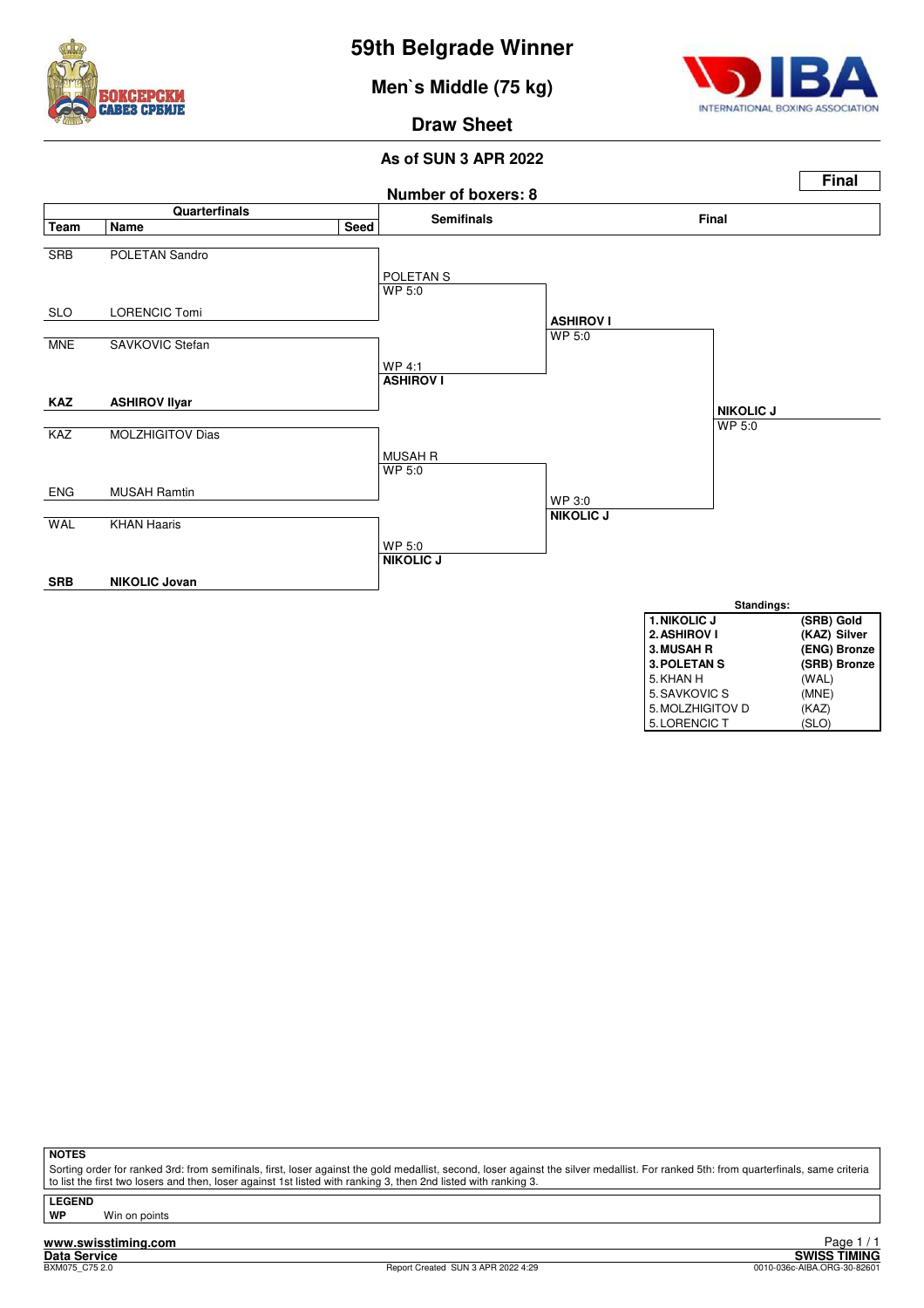# 59th Belgrade Winner

## Men`s Middle (75 kg)

### Draw Sheet

**As of SUN 3 APR 2022**

**Final**

**Number of boxers: 8**

| Team | Name | Seed | Semifinals | Final | Winner |
|---|---|---|---|---|---|
| SRB | POLETAN Sandro | | POLETAN S WP 5:0 | | |
| SLO | LORENCIC Tomi | | | **ASHIROV I** WP 5:0 | |
| MNE | SAVKOVIC Stefan | | | | |
| **KAZ** | **ASHIROV Ilyar** | | WP 4:1 **ASHIROV I** | | **NIKOLIC J** WP 5:0 |
| KAZ | MOLZHIGITOV Dias | | MUSAH R WP 5:0 | | |
| ENG | MUSAH Ramtin | | | WP 3:0 **NIKOLIC J** | |
| WAL | KHAN Haaris | | | | |
| **SRB** | **NIKOLIC Jovan** | | WP 5:0 **NIKOLIC J** | | |

**Standings:**

| Rank | Name | Team / Medal |
|---|---|---|
| **1.** | **NIKOLIC J** | **(SRB) Gold** |
| **2.** | **ASHIROV I** | **(KAZ) Silver** |
| **3.** | **MUSAH R** | **(ENG) Bronze** |
| **3.** | **POLETAN S** | **(SRB) Bronze** |
| 5. | KHAN H | (WAL) |
| 5. | SAVKOVIC S | (MNE) |
| 5. | MOLZHIGITOV D | (KAZ) |
| 5. | LORENCIC T | (SLO) |

**NOTES**

Sorting order for ranked 3rd: from semifinals, first, loser against the gold medallist, second, loser against the silver medallist. For ranked 5th: from quarterfinals, same criteria to list the first two losers and then, loser against 1st listed with ranking 3, then 2nd listed with ranking 3.

**LEGEND**

**WP** Win on points

**www.swisstiming.com**
**Data Service** BXM075_C75 2.0 — Report Created SUN 3 APR 2022 4:29 — **SWISS TIMING** 0010-036c-AIBA.ORG-30-82601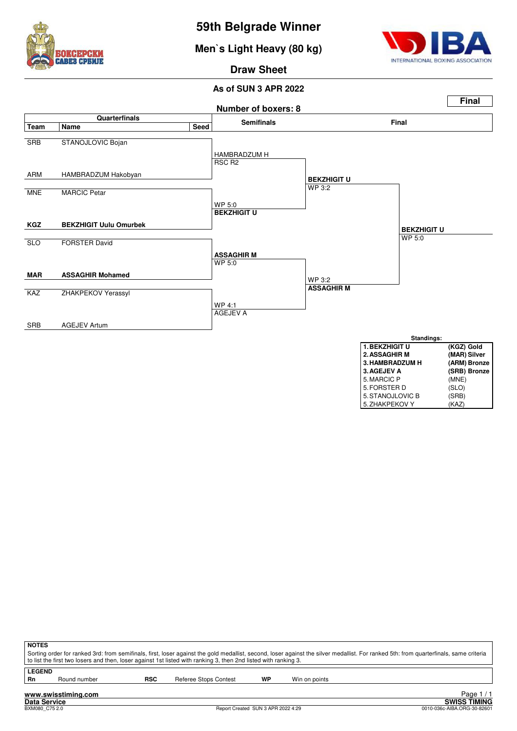# 59th Belgrade Winner

## Men`s Light Heavy (80 kg)

### Draw Sheet

**As of SUN 3 APR 2022**

**Final**

**Number of boxers: 8**

## Quarterfinals

| Team | Name | Seed |
|---|---|---|
| SRB | STANOJLOVIC Bojan | |
| ARM | HAMBRADZUM Hakobyan | |
| MNE | MARCIC Petar | |
| **KGZ** | **BEKZHIGIT Uulu Omurbek** | |
| SLO | FORSTER David | |
| **MAR** | **ASSAGHIR Mohamed** | |
| KAZ | ZHAKPEKOV Yerassyl | |
| SRB | AGEJEV Artum | |

## Semifinals

| Bout | Winner | Result |
|---|---|---|
| STANOJLOVIC vs HAMBRADZUM | HAMBRADZUM H | RSC R2 |
| MARCIC vs BEKZHIGIT | **BEKZHIGIT U** | WP 5:0 |
| FORSTER vs ASSAGHIR | **ASSAGHIR M** | WP 5:0 |
| ZHAKPEKOV vs AGEJEV | AGEJEV A | WP 4:1 |

## Final

| Bout | Winner | Result |
|---|---|---|
| HAMBRADZUM H vs BEKZHIGIT U | **BEKZHIGIT U** | WP 3:2 |
| ASSAGHIR M vs AGEJEV A | **ASSAGHIR M** | WP 3:2 |
| BEKZHIGIT U vs ASSAGHIR M | **BEKZHIGIT U** | WP 5:0 |

**Standings:**

| Rank | Name | Team / Medal |
|---|---|---|
| **1.** | **BEKZHIGIT U** | **(KGZ) Gold** |
| **2.** | **ASSAGHIR M** | **(MAR) Silver** |
| **3.** | **HAMBRADZUM H** | **(ARM) Bronze** |
| **3.** | **AGEJEV A** | **(SRB) Bronze** |
| 5. | MARCIC P | (MNE) |
| 5. | FORSTER D | (SLO) |
| 5. | STANOJLOVIC B | (SRB) |
| 5. | ZHAKPEKOV Y | (KAZ) |

**NOTES**

Sorting order for ranked 3rd: from semifinals, first, loser against the gold medallist, second, loser against the silver medallist. For ranked 5th: from quarterfinals, same criteria to list the first two losers and then, loser against 1st listed with ranking 3, then 2nd listed with ranking 3.

**LEGEND**

| | | | | | |
|---|---|---|---|---|---|
| **Rn** | Round number | **RSC** | Referee Stops Contest | **WP** | Win on points |

**www.swisstiming.com**
**Data Service** — **SWISS TIMING**
BXM080_C75 2.0 — Report Created SUN 3 APR 2022 4:29 — 0010-036c-AIBA.ORG-30-82601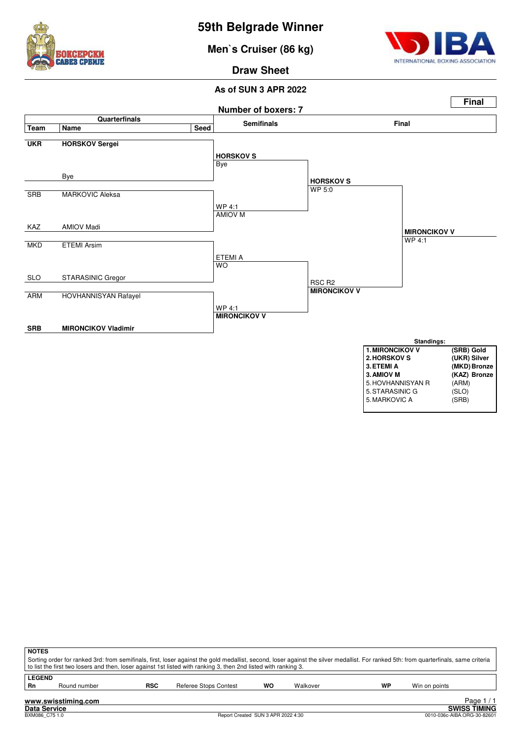# 59th Belgrade Winner

## Men`s Cruiser (86 kg)

## Draw Sheet

**As of SUN 3 APR 2022**

**Final**

**Number of boxers: 7**

### Quarterfinals

| Team | Name | Seed |
|---|---|---|
| **UKR** | **HORSKOV Sergei** | |
| | Bye | |
| SRB | MARKOVIC Aleksa | |
| KAZ | AMIOV Madi | |
| MKD | ETEMI Arsim | |
| SLO | STARASINIC Gregor | |
| ARM | HOVHANNISYAN Rafayel | |
| **SRB** | **MIRONCIKOV Vladimir** | |

### Semifinals

- **HORSKOV S** – Bye
- **AMIOV M** – WP 4:1 (vs MARKOVIC A)
- **ETEMI A** – WO (vs STARASINIC G)
- **MIRONCIKOV V** – WP 4:1 (vs HOVHANNISYAN R)

### Final

- **HORSKOV S** – WP 5:0 (vs AMIOV M)
- **MIRONCIKOV V** – RSC R2 (vs ETEMI A)

### Winner

- **MIRONCIKOV V** – WP 4:1

### Standings:

| Rank | Name | Team |
|---|---|---|
| **1.** | **MIRONCIKOV V** | **(SRB) Gold** |
| **2.** | **HORSKOV S** | **(UKR) Silver** |
| **3.** | **ETEMI A** | **(MKD) Bronze** |
| **3.** | **AMIOV M** | **(KAZ) Bronze** |
| 5. | HOVHANNISYAN R | (ARM) |
| 5. | STARASINIC G | (SLO) |
| 5. | MARKOVIC A | (SRB) |

**NOTES**

Sorting order for ranked 3rd: from semifinals, first, loser against the gold medallist, second, loser against the silver medallist. For ranked 5th: from quarterfinals, same criteria to list the first two losers and then, loser against 1st listed with ranking 3, then 2nd listed with ranking 3.

**LEGEND**

| | | | | | | | |
|---|---|---|---|---|---|---|---|
| **Rn** | Round number | **RSC** | Referee Stops Contest | **WO** | Walkover | **WP** | Win on points |

www.swisstiming.com

Data Service — SWISS TIMING

BXM086_C75 1.0 — Report Created SUN 3 APR 2022 4:30 — 0010-036c-AIBA.ORG-30-82601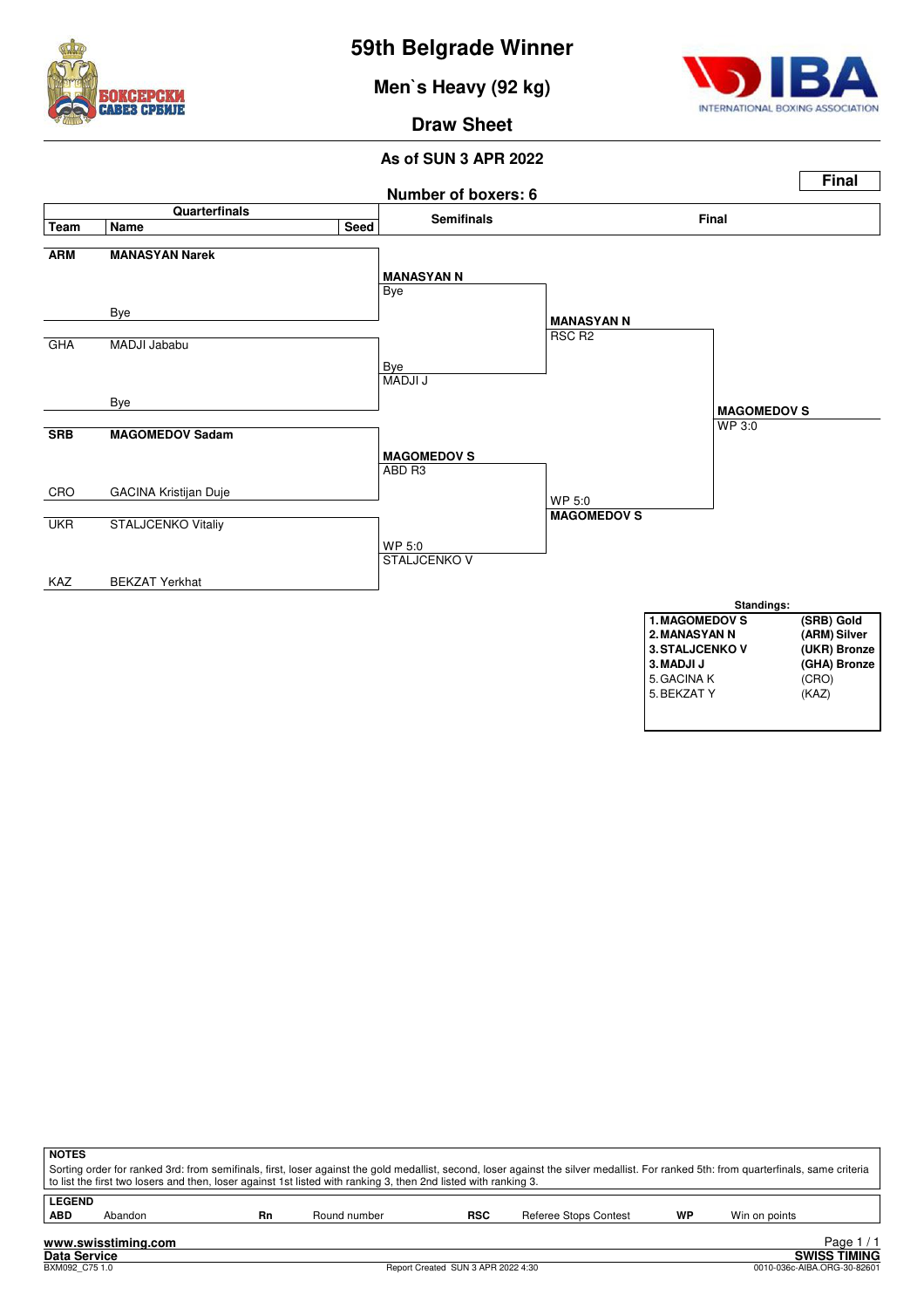# 59th Belgrade Winner

## Men`s Heavy (92 kg)

## Draw Sheet

### As of SUN 3 APR 2022

**Final**

**Number of boxers: 6**

| Quarterfinals | | | Semifinals | Final | |
|---|---|---|---|---|---|
| **Team** | **Name** | **Seed** | | | |
| **ARM** | **MANASYAN Narek** | | **MANASYAN N** Bye | **MANASYAN N** RSC R2 | **MAGOMEDOV S** WP 3:0 |
| | Bye | | | | |
| GHA | MADJI Jababu | | Bye MADJI J | | |
| | Bye | | | | |
| **SRB** | **MAGOMEDOV Sadam** | | **MAGOMEDOV S** ABD R3 | WP 5:0 **MAGOMEDOV S** | |
| CRO | GACINA Kristijan Duje | | | | |
| UKR | STALJCENKO Vitaliy | | WP 5:0 STALJCENKO V | | |
| KAZ | BEKZAT Yerkhat | | | | |

**Standings:**

| | |
|---|---|
| **1. MAGOMEDOV S** | **(SRB) Gold** |
| **2. MANASYAN N** | **(ARM) Silver** |
| **3. STALJCENKO V** | **(UKR) Bronze** |
| **3. MADJI J** | **(GHA) Bronze** |
| 5. GACINA K | (CRO) |
| 5. BEKZAT Y | (KAZ) |

**NOTES**

Sorting order for ranked 3rd: from semifinals, first, loser against the gold medallist, second, loser against the silver medallist. For ranked 5th: from quarterfinals, same criteria to list the first two losers and then, loser against 1st listed with ranking 3, then 2nd listed with ranking 3.

**LEGEND**

| | | | | | | | |
|---|---|---|---|---|---|---|---|
| **ABD** | Abandon | **Rn** | Round number | **RSC** | Referee Stops Contest | **WP** | Win on points |

www.swisstiming.com

Data Service — SWISS TIMING

BXM092_C75 1.0 — Report Created SUN 3 APR 2022 4:30 — 0010-036c-AIBA.ORG-30-82601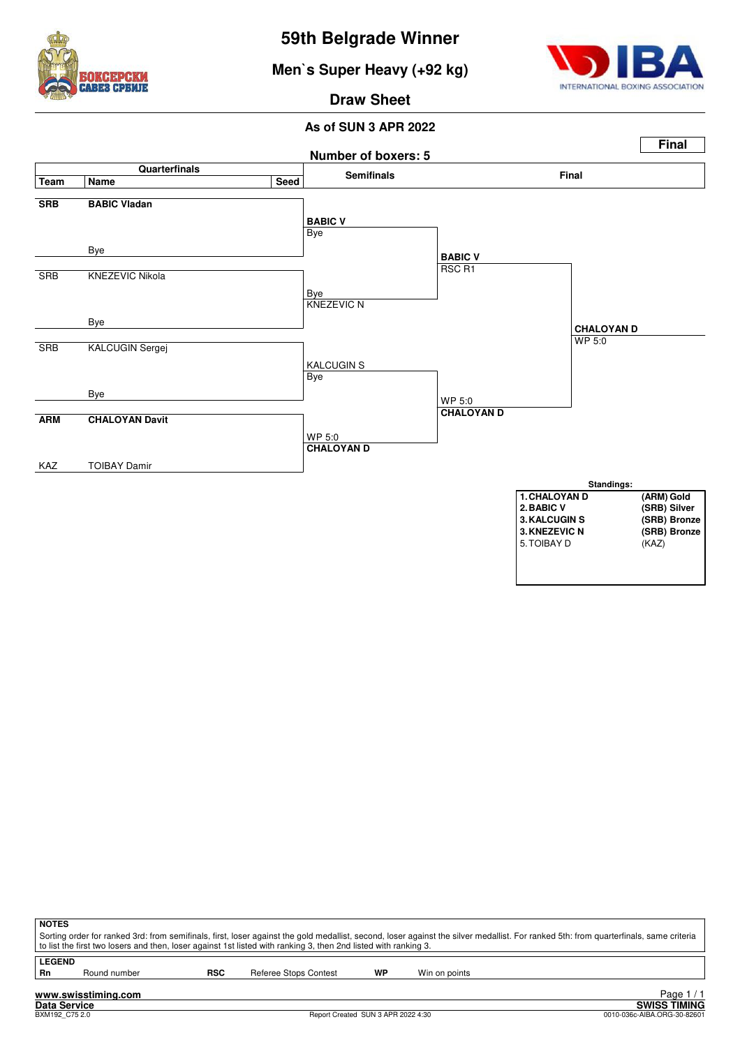# 59th Belgrade Winner

## Men`s Super Heavy (+92 kg)

### Draw Sheet

**As of SUN 3 APR 2022**

**Final**

**Number of boxers: 5**

| Team | Name | Seed | Semifinals | Final | |
|---|---|---|---|---|---|
| **SRB** | **BABIC Vladan** | | **BABIC V** Bye | | |
| | Bye | | | **BABIC V** RSC R1 | |
| SRB | KNEZEVIC Nikola | | Bye KNEZEVIC N | | |
| | Bye | | | | **CHALOYAN D** WP 5:0 |
| SRB | KALCUGIN Sergej | | KALCUGIN S Bye | | |
| | Bye | | | WP 5:0 **CHALOYAN D** | |
| **ARM** | **CHALOYAN Davit** | | WP 5:0 **CHALOYAN D** | | |
| KAZ | TOIBAY Damir | | | | |

**Standings:**

| | |
|---|---|
| **1. CHALOYAN D** | **(ARM) Gold** |
| **2. BABIC V** | **(SRB) Silver** |
| **3. KALCUGIN S** | **(SRB) Bronze** |
| **3. KNEZEVIC N** | **(SRB) Bronze** |
| 5. TOIBAY D | (KAZ) |

**NOTES**

Sorting order for ranked 3rd: from semifinals, first, loser against the gold medallist, second, loser against the silver medallist. For ranked 5th: from quarterfinals, same criteria to list the first two losers and then, loser against 1st listed with ranking 3, then 2nd listed with ranking 3.

**LEGEND**

| | | | | | |
|---|---|---|---|---|---|
| **Rn** | Round number | **RSC** | Referee Stops Contest | **WP** | Win on points |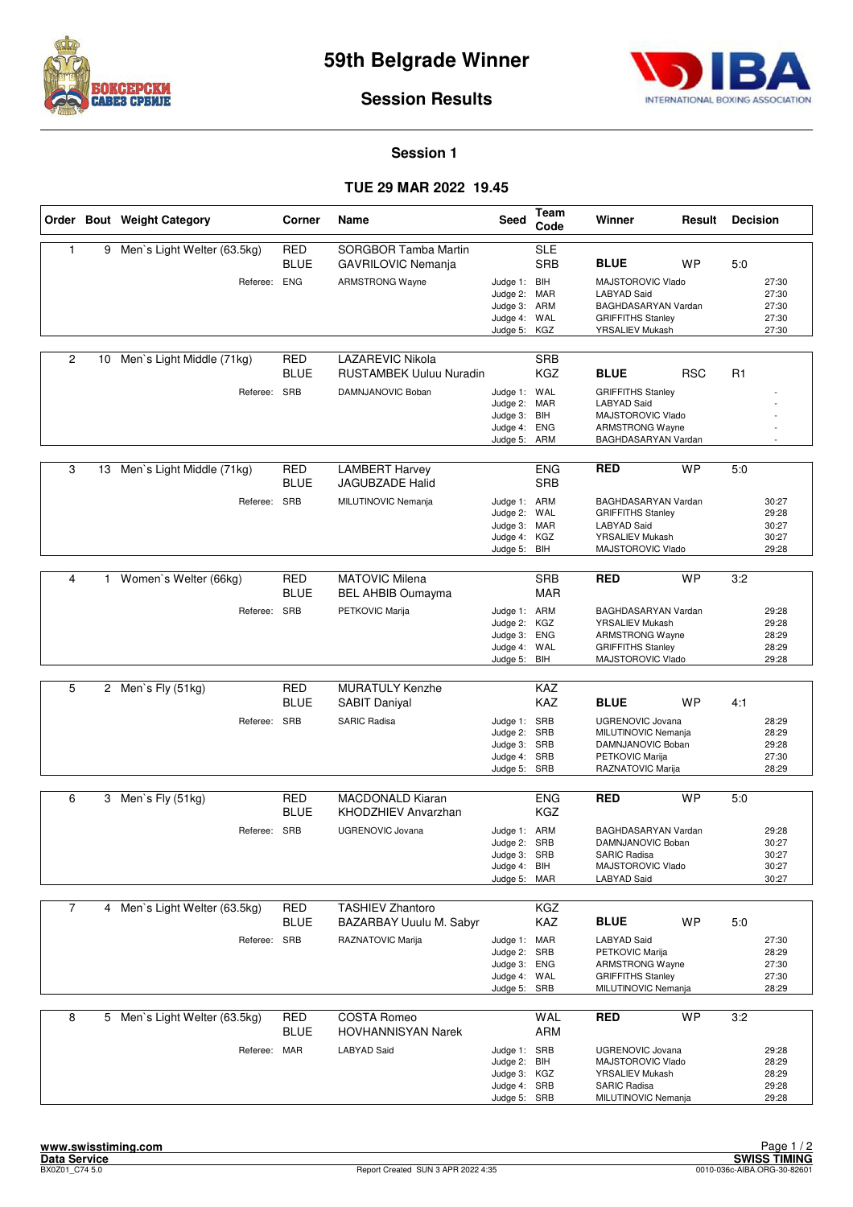# 59th Belgrade Winner

## Session Results

### Session 1

### TUE 29 MAR 2022 19.45

| Order | Bout | Weight Category | Corner | Name | Seed | Team Code | Winner | Result | Decision |
|---|---|---|---|---|---|---|---|---|---|
| 1 | 9 | Men`s Light Welter (63.5kg) | RED | SORGBOR Tamba Martin | | SLE | | | |
| | | | BLUE | GAVRILOVIC Nemanja | | SRB | **BLUE** | WP | 5:0 |
| | | Referee: | ENG | ARMSTRONG Wayne | Judge 1: | BIH | MAJSTOROVIC Vlado | | 27:30 |
| | | | | | Judge 2: | MAR | LABYAD Said | | 27:30 |
| | | | | | Judge 3: | ARM | BAGHDASARYAN Vardan | | 27:30 |
| | | | | | Judge 4: | WAL | GRIFFITHS Stanley | | 27:30 |
| | | | | | Judge 5: | KGZ | YRSALIEV Mukash | | 27:30 |
| 2 | 10 | Men`s Light Middle (71kg) | RED | LAZAREVIC Nikola | | SRB | | | |
| | | | BLUE | RUSTAMBEK Uuluu Nuradin | | KGZ | **BLUE** | RSC | R1 |
| | | Referee: | SRB | DAMNJANOVIC Boban | Judge 1: | WAL | GRIFFITHS Stanley | | - |
| | | | | | Judge 2: | MAR | LABYAD Said | | - |
| | | | | | Judge 3: | BIH | MAJSTOROVIC Vlado | | - |
| | | | | | Judge 4: | ENG | ARMSTRONG Wayne | | - |
| | | | | | Judge 5: | ARM | BAGHDASARYAN Vardan | | - |
| 3 | 13 | Men`s Light Middle (71kg) | RED | LAMBERT Harvey | | ENG | **RED** | WP | 5:0 |
| | | | BLUE | JAGUBZADE Halid | | SRB | | | |
| | | Referee: | SRB | MILUTINOVIC Nemanja | Judge 1: | ARM | BAGHDASARYAN Vardan | | 30:27 |
| | | | | | Judge 2: | WAL | GRIFFITHS Stanley | | 29:28 |
| | | | | | Judge 3: | MAR | LABYAD Said | | 30:27 |
| | | | | | Judge 4: | KGZ | YRSALIEV Mukash | | 30:27 |
| | | | | | Judge 5: | BIH | MAJSTOROVIC Vlado | | 29:28 |
| 4 | 1 | Women`s Welter (66kg) | RED | MATOVIC Milena | | SRB | **RED** | WP | 3:2 |
| | | | BLUE | BEL AHBIB Oumayma | | MAR | | | |
| | | Referee: | SRB | PETKOVIC Marija | Judge 1: | ARM | BAGHDASARYAN Vardan | | 29:28 |
| | | | | | Judge 2: | KGZ | YRSALIEV Mukash | | 29:28 |
| | | | | | Judge 3: | ENG | ARMSTRONG Wayne | | 28:29 |
| | | | | | Judge 4: | WAL | GRIFFITHS Stanley | | 28:29 |
| | | | | | Judge 5: | BIH | MAJSTOROVIC Vlado | | 29:28 |
| 5 | 2 | Men`s Fly (51kg) | RED | MURATULY Kenzhe | | KAZ | | | |
| | | | BLUE | SABIT Daniyal | | KAZ | **BLUE** | WP | 4:1 |
| | | Referee: | SRB | SARIC Radisa | Judge 1: | SRB | UGRENOVIC Jovana | | 28:29 |
| | | | | | Judge 2: | SRB | MILUTINOVIC Nemanja | | 28:29 |
| | | | | | Judge 3: | SRB | DAMNJANOVIC Boban | | 29:28 |
| | | | | | Judge 4: | SRB | PETKOVIC Marija | | 27:30 |
| | | | | | Judge 5: | SRB | RAZNATOVIC Marija | | 28:29 |
| 6 | 3 | Men`s Fly (51kg) | RED | MACDONALD Kiaran | | ENG | **RED** | WP | 5:0 |
| | | | BLUE | KHODZHIEV Anvarzhan | | KGZ | | | |
| | | Referee: | SRB | UGRENOVIC Jovana | Judge 1: | ARM | BAGHDASARYAN Vardan | | 29:28 |
| | | | | | Judge 2: | SRB | DAMNJANOVIC Boban | | 30:27 |
| | | | | | Judge 3: | SRB | SARIC Radisa | | 30:27 |
| | | | | | Judge 4: | BIH | MAJSTOROVIC Vlado | | 30:27 |
| | | | | | Judge 5: | MAR | LABYAD Said | | 30:27 |
| 7 | 4 | Men`s Light Welter (63.5kg) | RED | TASHIEV Zhantoro | | KGZ | | | |
| | | | BLUE | BAZARBAY Uuulu M. Sabyr | | KAZ | **BLUE** | WP | 5:0 |
| | | Referee: | SRB | RAZNATOVIC Marija | Judge 1: | MAR | LABYAD Said | | 27:30 |
| | | | | | Judge 2: | SRB | PETKOVIC Marija | | 28:29 |
| | | | | | Judge 3: | ENG | ARMSTRONG Wayne | | 27:30 |
| | | | | | Judge 4: | WAL | GRIFFITHS Stanley | | 27:30 |
| | | | | | Judge 5: | SRB | MILUTINOVIC Nemanja | | 28:29 |
| 8 | 5 | Men`s Light Welter (63.5kg) | RED | COSTA Romeo | | WAL | **RED** | WP | 3:2 |
| | | | BLUE | HOVHANNISYAN Narek | | ARM | | | |
| | | Referee: | MAR | LABYAD Said | Judge 1: | SRB | UGRENOVIC Jovana | | 29:28 |
| | | | | | Judge 2: | BIH | MAJSTOROVIC Vlado | | 28:29 |
| | | | | | Judge 3: | KGZ | YRSALIEV Mukash | | 28:29 |
| | | | | | Judge 4: | SRB | SARIC Radisa | | 29:28 |
| | | | | | Judge 5: | SRB | MILUTINOVIC Nemanja | | 29:28 |

**www.swisstiming.com**
**Data Service**
BX0Z01_C74 5.0 — Report Created SUN 3 APR 2022 4:35 — **SWISS TIMING** 0010-036c-AIBA.ORG-30-82601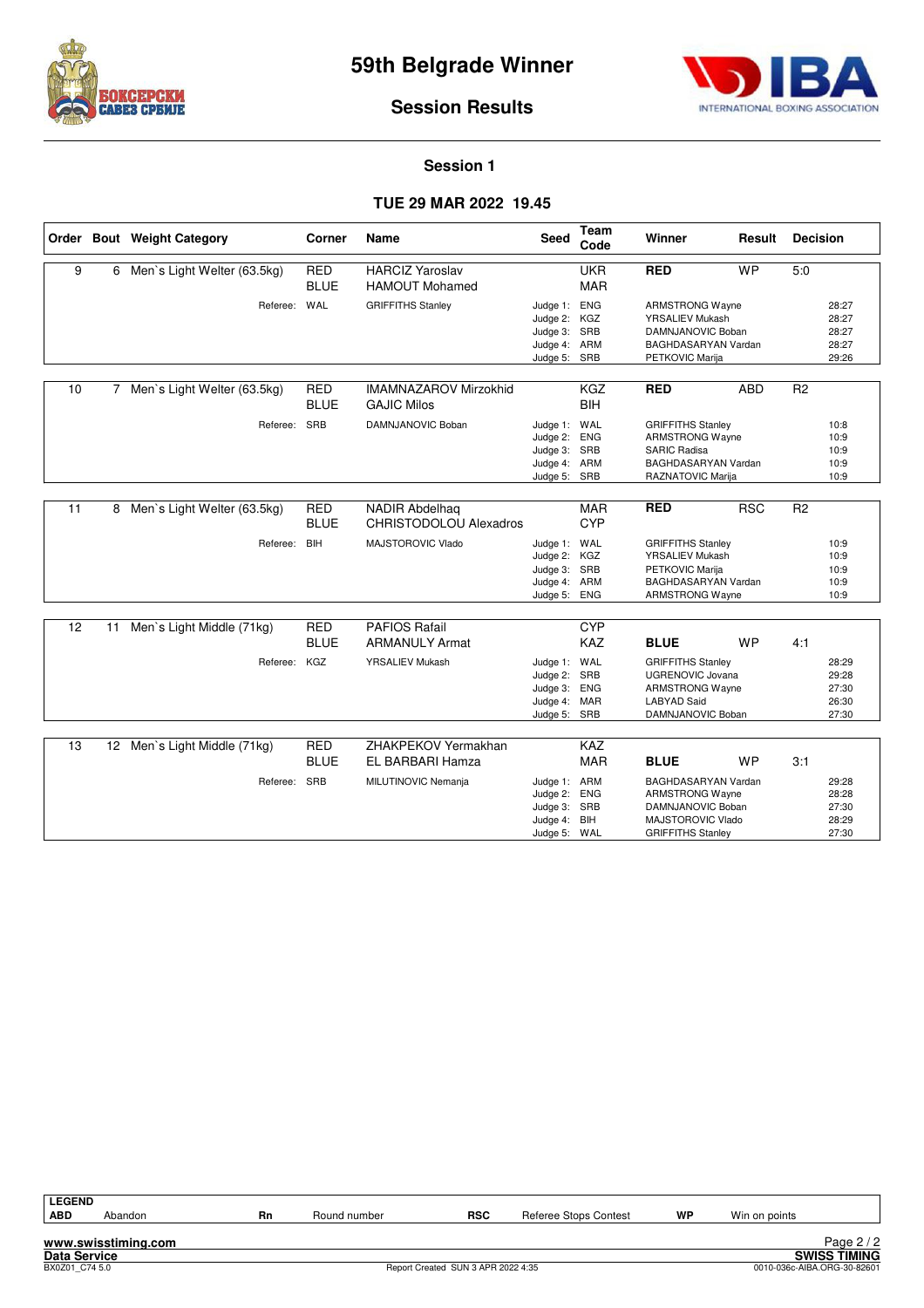# 59th Belgrade Winner

## Session Results

### Session 1

### TUE 29 MAR 2022 19.45

| Order | Bout | Weight Category | Corner | Name | Seed | Team Code | Winner | Result | Decision |
|---|---|---|---|---|---|---|---|---|---|
| 9 | 6 | Men`s Light Welter (63.5kg) | RED | HARCIZ Yaroslav | | UKR | RED | WP | 5:0 |
| | | | BLUE | HAMOUT Mohamed | | MAR | | | |
| | | Referee: | WAL | GRIFFITHS Stanley | Judge 1: | ENG | ARMSTRONG Wayne | | 28:27 |
| | | | | | Judge 2: | KGZ | YRSALIEV Mukash | | 28:27 |
| | | | | | Judge 3: | SRB | DAMNJANOVIC Boban | | 28:27 |
| | | | | | Judge 4: | ARM | BAGHDASARYAN Vardan | | 28:27 |
| | | | | | Judge 5: | SRB | PETKOVIC Marija | | 29:26 |
| 10 | 7 | Men`s Light Welter (63.5kg) | RED | IMAMNAZAROV Mirzokhid | | KGZ | RED | ABD | R2 |
| | | | BLUE | GAJIC Milos | | BIH | | | |
| | | Referee: | SRB | DAMNJANOVIC Boban | Judge 1: | WAL | GRIFFITHS Stanley | | 10:8 |
| | | | | | Judge 2: | ENG | ARMSTRONG Wayne | | 10:9 |
| | | | | | Judge 3: | SRB | SARIC Radisa | | 10:9 |
| | | | | | Judge 4: | ARM | BAGHDASARYAN Vardan | | 10:9 |
| | | | | | Judge 5: | SRB | RAZNATOVIC Marija | | 10:9 |
| 11 | 8 | Men`s Light Welter (63.5kg) | RED | NADIR Abdelhaq | | MAR | RED | RSC | R2 |
| | | | BLUE | CHRISTODOLOU Alexadros | | CYP | | | |
| | | Referee: | BIH | MAJSTOROVIC Vlado | Judge 1: | WAL | GRIFFITHS Stanley | | 10:9 |
| | | | | | Judge 2: | KGZ | YRSALIEV Mukash | | 10:9 |
| | | | | | Judge 3: | SRB | PETKOVIC Marija | | 10:9 |
| | | | | | Judge 4: | ARM | BAGHDASARYAN Vardan | | 10:9 |
| | | | | | Judge 5: | ENG | ARMSTRONG Wayne | | 10:9 |
| 12 | 11 | Men`s Light Middle (71kg) | RED | PAFIOS Rafail | | CYP | | | |
| | | | BLUE | ARMANULY Armat | | KAZ | BLUE | WP | 4:1 |
| | | Referee: | KGZ | YRSALIEV Mukash | Judge 1: | WAL | GRIFFITHS Stanley | | 28:29 |
| | | | | | Judge 2: | SRB | UGRENOVIC Jovana | | 29:28 |
| | | | | | Judge 3: | ENG | ARMSTRONG Wayne | | 27:30 |
| | | | | | Judge 4: | MAR | LABYAD Said | | 26:30 |
| | | | | | Judge 5: | SRB | DAMNJANOVIC Boban | | 27:30 |
| 13 | 12 | Men`s Light Middle (71kg) | RED | ZHAKPEKOV Yermakhan | | KAZ | | | |
| | | | BLUE | EL BARBARI Hamza | | MAR | BLUE | WP | 3:1 |
| | | Referee: | SRB | MILUTINOVIC Nemanja | Judge 1: | ARM | BAGHDASARYAN Vardan | | 29:28 |
| | | | | | Judge 2: | ENG | ARMSTRONG Wayne | | 28:28 |
| | | | | | Judge 3: | SRB | DAMNJANOVIC Boban | | 27:30 |
| | | | | | Judge 4: | BIH | MAJSTOROVIC Vlado | | 28:29 |
| | | | | | Judge 5: | WAL | GRIFFITHS Stanley | | 27:30 |

| LEGEND | | | | | | | |
|---|---|---|---|---|---|---|---|
| ABD | Abandon | Rn | Round number | RSC | Referee Stops Contest | WP | Win on points |

www.swisstiming.com
Data Service
BX0Z01_C74 5.0

Report Created SUN 3 APR 2022 4:35

SWISS TIMING
0010-036c-AIBA.ORG-30-82601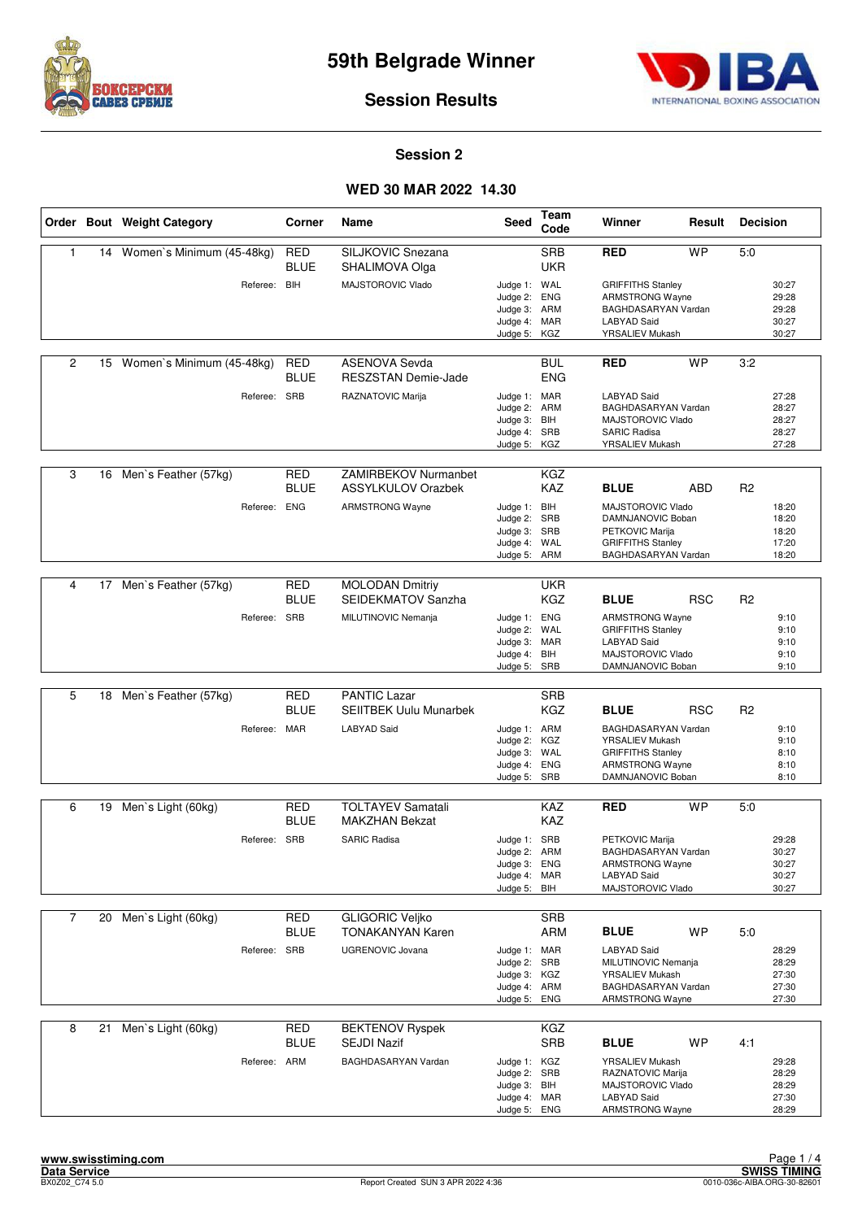# 59th Belgrade Winner

## Session Results

### Session 2

### WED 30 MAR 2022 14.30

| Order | Bout | Weight Category | Corner | Name | Seed | Team Code | Winner | Result | Decision |
|---|---|---|---|---|---|---|---|---|---|
| 1 | 14 | Women`s Minimum (45-48kg) | RED | SILJKOVIC Snezana | | SRB | RED | WP | 5:0 |
| | | | BLUE | SHALIMOVA Olga | | UKR | | | |
| | | Referee: | BIH | MAJSTOROVIC Vlado | Judge 1: | WAL | GRIFFITHS Stanley | | 30:27 |
| | | | | | Judge 2: | ENG | ARMSTRONG Wayne | | 29:28 |
| | | | | | Judge 3: | ARM | BAGHDASARYAN Vardan | | 29:28 |
| | | | | | Judge 4: | MAR | LABYAD Said | | 30:27 |
| | | | | | Judge 5: | KGZ | YRSALIEV Mukash | | 30:27 |
| 2 | 15 | Women`s Minimum (45-48kg) | RED | ASENOVA Sevda | | BUL | RED | WP | 3:2 |
| | | | BLUE | RESZSTAN Demie-Jade | | ENG | | | |
| | | Referee: | SRB | RAZNATOVIC Marija | Judge 1: | MAR | LABYAD Said | | 27:28 |
| | | | | | Judge 2: | ARM | BAGHDASARYAN Vardan | | 28:27 |
| | | | | | Judge 3: | BIH | MAJSTOROVIC Vlado | | 28:27 |
| | | | | | Judge 4: | SRB | SARIC Radisa | | 28:27 |
| | | | | | Judge 5: | KGZ | YRSALIEV Mukash | | 27:28 |
| 3 | 16 | Men`s Feather (57kg) | RED | ZAMIRBEKOV Nurmanbet | | KGZ | | | |
| | | | BLUE | ASSYLKULOV Orazbek | | KAZ | BLUE | ABD | R2 |
| | | Referee: | ENG | ARMSTRONG Wayne | Judge 1: | BIH | MAJSTOROVIC Vlado | | 18:20 |
| | | | | | Judge 2: | SRB | DAMNJANOVIC Boban | | 18:20 |
| | | | | | Judge 3: | SRB | PETKOVIC Marija | | 18:20 |
| | | | | | Judge 4: | WAL | GRIFFITHS Stanley | | 17:20 |
| | | | | | Judge 5: | ARM | BAGHDASARYAN Vardan | | 18:20 |
| 4 | 17 | Men`s Feather (57kg) | RED | MOLODAN Dmitriy | | UKR | | | |
| | | | BLUE | SEIDEKMATOV Sanzha | | KGZ | BLUE | RSC | R2 |
| | | Referee: | SRB | MILUTINOVIC Nemanja | Judge 1: | ENG | ARMSTRONG Wayne | | 9:10 |
| | | | | | Judge 2: | WAL | GRIFFITHS Stanley | | 9:10 |
| | | | | | Judge 3: | MAR | LABYAD Said | | 9:10 |
| | | | | | Judge 4: | BIH | MAJSTOROVIC Vlado | | 9:10 |
| | | | | | Judge 5: | SRB | DAMNJANOVIC Boban | | 9:10 |
| 5 | 18 | Men`s Feather (57kg) | RED | PANTIC Lazar | | SRB | | | |
| | | | BLUE | SEIITBEK Uulu Munarbek | | KGZ | BLUE | RSC | R2 |
| | | Referee: | MAR | LABYAD Said | Judge 1: | ARM | BAGHDASARYAN Vardan | | 9:10 |
| | | | | | Judge 2: | KGZ | YRSALIEV Mukash | | 9:10 |
| | | | | | Judge 3: | WAL | GRIFFITHS Stanley | | 8:10 |
| | | | | | Judge 4: | ENG | ARMSTRONG Wayne | | 8:10 |
| | | | | | Judge 5: | SRB | DAMNJANOVIC Boban | | 8:10 |
| 6 | 19 | Men`s Light (60kg) | RED | TOLTAYEV Samatali | | KAZ | RED | WP | 5:0 |
| | | | BLUE | MAKZHAN Bekzat | | KAZ | | | |
| | | Referee: | SRB | SARIC Radisa | Judge 1: | SRB | PETKOVIC Marija | | 29:28 |
| | | | | | Judge 2: | ARM | BAGHDASARYAN Vardan | | 30:27 |
| | | | | | Judge 3: | ENG | ARMSTRONG Wayne | | 30:27 |
| | | | | | Judge 4: | MAR | LABYAD Said | | 30:27 |
| | | | | | Judge 5: | BIH | MAJSTOROVIC Vlado | | 30:27 |
| 7 | 20 | Men`s Light (60kg) | RED | GLIGORIC Veljko | | SRB | | | |
| | | | BLUE | TONAKANYAN Karen | | ARM | BLUE | WP | 5:0 |
| | | Referee: | SRB | UGRENOVIC Jovana | Judge 1: | MAR | LABYAD Said | | 28:29 |
| | | | | | Judge 2: | SRB | MILUTINOVIC Nemanja | | 28:29 |
| | | | | | Judge 3: | KGZ | YRSALIEV Mukash | | 27:30 |
| | | | | | Judge 4: | ARM | BAGHDASARYAN Vardan | | 27:30 |
| | | | | | Judge 5: | ENG | ARMSTRONG Wayne | | 27:30 |
| 8 | 21 | Men`s Light (60kg) | RED | BEKTENOV Ryspek | | KGZ | | | |
| | | | BLUE | SEJDI Nazif | | SRB | BLUE | WP | 4:1 |
| | | Referee: | ARM | BAGHDASARYAN Vardan | Judge 1: | KGZ | YRSALIEV Mukash | | 29:28 |
| | | | | | Judge 2: | SRB | RAZNATOVIC Marija | | 28:29 |
| | | | | | Judge 3: | BIH | MAJSTOROVIC Vlado | | 28:29 |
| | | | | | Judge 4: | MAR | LABYAD Said | | 27:30 |
| | | | | | Judge 5: | ENG | ARMSTRONG Wayne | | 28:29 |

www.swisstiming.com
Data Service
BX0Z02_C74 5.0 — Report Created SUN 3 APR 2022 4:36 — SWISS TIMING 0010-036c-AIBA.ORG-30-82601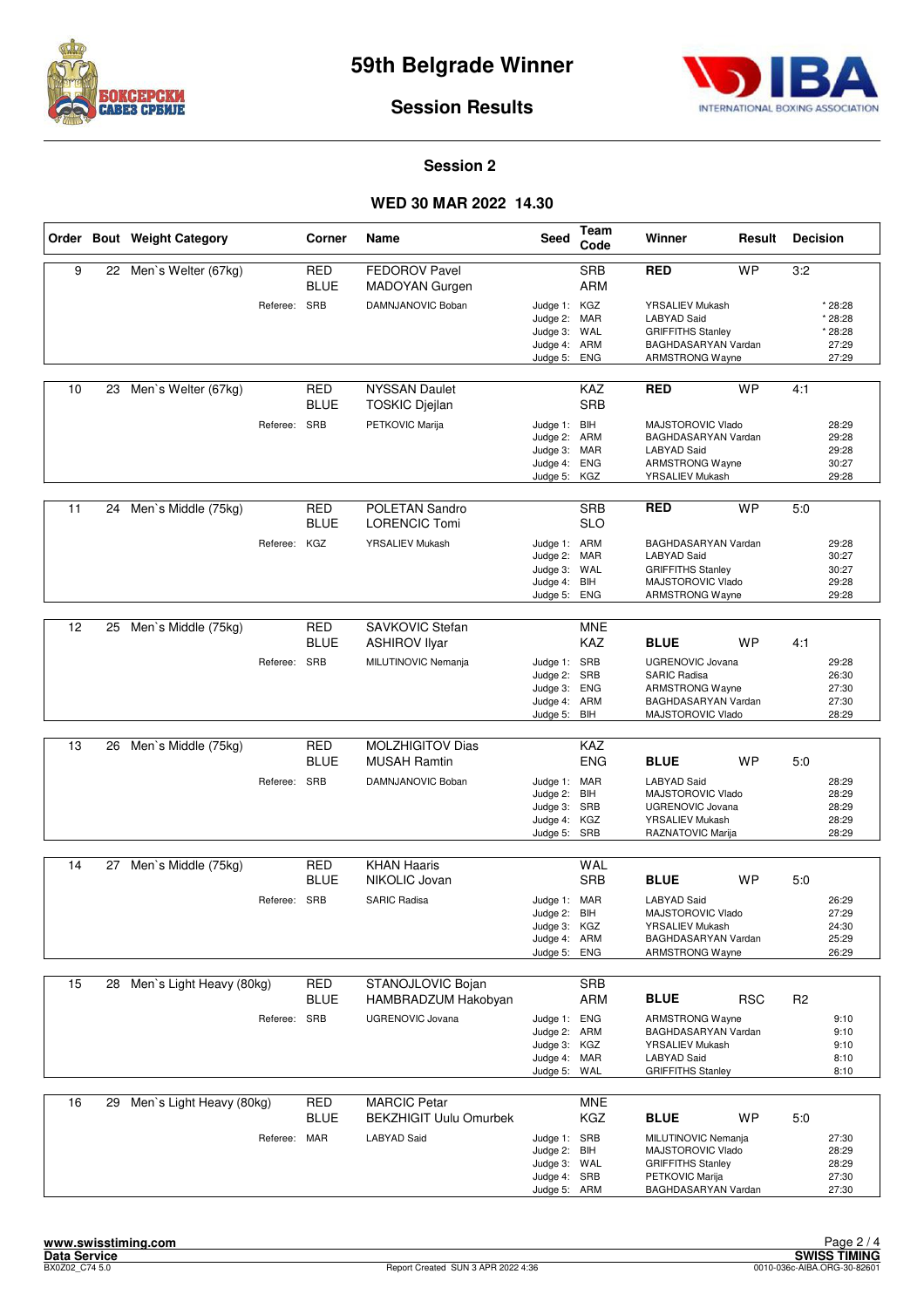# 59th Belgrade Winner

## Session Results

### Session 2

### WED 30 MAR 2022 14.30

| Order | Bout | Weight Category | Corner | Name | Seed | Team Code | Winner | Result | Decision |
|---|---|---|---|---|---|---|---|---|---|
| 9 | 22 | Men`s Welter (67kg) | RED | FEDOROV Pavel | | SRB | RED | WP | 3:2 |
| | | | BLUE | MADOYAN Gurgen | | ARM | | | |
| | | Referee: | SRB | DAMNJANOVIC Boban | Judge 1: | KGZ | YRSALIEV Mukash | | * 28:28 |
| | | | | | Judge 2: | MAR | LABYAD Said | | * 28:28 |
| | | | | | Judge 3: | WAL | GRIFFITHS Stanley | | * 28:28 |
| | | | | | Judge 4: | ARM | BAGHDASARYAN Vardan | | 27:29 |
| | | | | | Judge 5: | ENG | ARMSTRONG Wayne | | 27:29 |
| 10 | 23 | Men`s Welter (67kg) | RED | NYSSAN Daulet | | KAZ | RED | WP | 4:1 |
| | | | BLUE | TOSKIC Djejlan | | SRB | | | |
| | | Referee: | SRB | PETKOVIC Marija | Judge 1: | BIH | MAJSTOROVIC Vlado | | 28:29 |
| | | | | | Judge 2: | ARM | BAGHDASARYAN Vardan | | 29:28 |
| | | | | | Judge 3: | MAR | LABYAD Said | | 29:28 |
| | | | | | Judge 4: | ENG | ARMSTRONG Wayne | | 30:27 |
| | | | | | Judge 5: | KGZ | YRSALIEV Mukash | | 29:28 |
| 11 | 24 | Men`s Middle (75kg) | RED | POLETAN Sandro | | SRB | RED | WP | 5:0 |
| | | | BLUE | LORENCIC Tomi | | SLO | | | |
| | | Referee: | KGZ | YRSALIEV Mukash | Judge 1: | ARM | BAGHDASARYAN Vardan | | 29:28 |
| | | | | | Judge 2: | MAR | LABYAD Said | | 30:27 |
| | | | | | Judge 3: | WAL | GRIFFITHS Stanley | | 30:27 |
| | | | | | Judge 4: | BIH | MAJSTOROVIC Vlado | | 29:28 |
| | | | | | Judge 5: | ENG | ARMSTRONG Wayne | | 29:28 |
| 12 | 25 | Men`s Middle (75kg) | RED | SAVKOVIC Stefan | | MNE | | | |
| | | | BLUE | ASHIROV Ilyar | | KAZ | BLUE | WP | 4:1 |
| | | Referee: | SRB | MILUTINOVIC Nemanja | Judge 1: | SRB | UGRENOVIC Jovana | | 29:28 |
| | | | | | Judge 2: | SRB | SARIC Radisa | | 26:30 |
| | | | | | Judge 3: | ENG | ARMSTRONG Wayne | | 27:30 |
| | | | | | Judge 4: | ARM | BAGHDASARYAN Vardan | | 27:30 |
| | | | | | Judge 5: | BIH | MAJSTOROVIC Vlado | | 28:29 |
| 13 | 26 | Men`s Middle (75kg) | RED | MOLZHIGITOV Dias | | KAZ | | | |
| | | | BLUE | MUSAH Ramtin | | ENG | BLUE | WP | 5:0 |
| | | Referee: | SRB | DAMNJANOVIC Boban | Judge 1: | MAR | LABYAD Said | | 28:29 |
| | | | | | Judge 2: | BIH | MAJSTOROVIC Vlado | | 28:29 |
| | | | | | Judge 3: | SRB | UGRENOVIC Jovana | | 28:29 |
| | | | | | Judge 4: | KGZ | YRSALIEV Mukash | | 28:29 |
| | | | | | Judge 5: | SRB | RAZNATOVIC Marija | | 28:29 |
| 14 | 27 | Men`s Middle (75kg) | RED | KHAN Haaris | | WAL | | | |
| | | | BLUE | NIKOLIC Jovan | | SRB | BLUE | WP | 5:0 |
| | | Referee: | SRB | SARIC Radisa | Judge 1: | MAR | LABYAD Said | | 26:29 |
| | | | | | Judge 2: | BIH | MAJSTOROVIC Vlado | | 27:29 |
| | | | | | Judge 3: | KGZ | YRSALIEV Mukash | | 24:30 |
| | | | | | Judge 4: | ARM | BAGHDASARYAN Vardan | | 25:29 |
| | | | | | Judge 5: | ENG | ARMSTRONG Wayne | | 26:29 |
| 15 | 28 | Men`s Light Heavy (80kg) | RED | STANOJLOVIC Bojan | | SRB | | | |
| | | | BLUE | HAMBRADZUM Hakobyan | | ARM | BLUE | RSC | R2 |
| | | Referee: | SRB | UGRENOVIC Jovana | Judge 1: | ENG | ARMSTRONG Wayne | | 9:10 |
| | | | | | Judge 2: | ARM | BAGHDASARYAN Vardan | | 9:10 |
| | | | | | Judge 3: | KGZ | YRSALIEV Mukash | | 9:10 |
| | | | | | Judge 4: | MAR | LABYAD Said | | 8:10 |
| | | | | | Judge 5: | WAL | GRIFFITHS Stanley | | 8:10 |
| 16 | 29 | Men`s Light Heavy (80kg) | RED | MARCIC Petar | | MNE | | | |
| | | | BLUE | BEKZHIGIT Uulu Omurbek | | KGZ | BLUE | WP | 5:0 |
| | | Referee: | MAR | LABYAD Said | Judge 1: | SRB | MILUTINOVIC Nemanja | | 27:30 |
| | | | | | Judge 2: | BIH | MAJSTOROVIC Vlado | | 28:29 |
| | | | | | Judge 3: | WAL | GRIFFITHS Stanley | | 28:29 |
| | | | | | Judge 4: | SRB | PETKOVIC Marija | | 27:30 |
| | | | | | Judge 5: | ARM | BAGHDASARYAN Vardan | | 27:30 |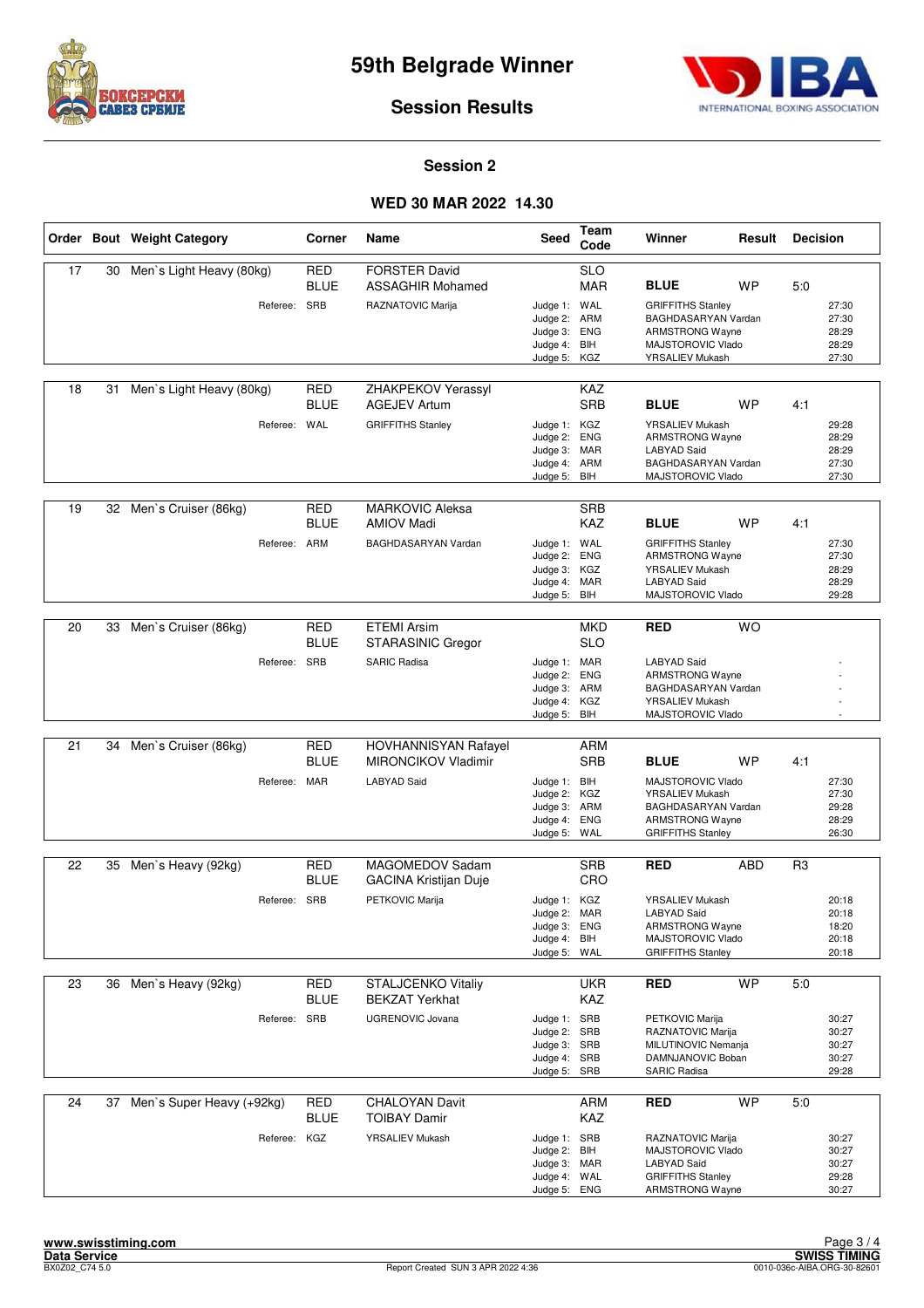# 59th Belgrade Winner

## Session Results

### Session 2

### WED 30 MAR 2022 14.30

| Order | Bout | Weight Category | Corner | Name | Seed | Team Code | Winner | Result | Decision |
|---|---|---|---|---|---|---|---|---|---|
| 17 | 30 | Men`s Light Heavy (80kg) | RED | FORSTER David | | SLO | | | |
| | | | BLUE | ASSAGHIR Mohamed | | MAR | **BLUE** | WP | 5:0 |
| | | Referee: | SRB | RAZNATOVIC Marija | Judge 1: | WAL | GRIFFITHS Stanley | | 27:30 |
| | | | | | Judge 2: | ARM | BAGHDASARYAN Vardan | | 27:30 |
| | | | | | Judge 3: | ENG | ARMSTRONG Wayne | | 28:29 |
| | | | | | Judge 4: | BIH | MAJSTOROVIC Vlado | | 28:29 |
| | | | | | Judge 5: | KGZ | YRSALIEV Mukash | | 27:30 |
| 18 | 31 | Men`s Light Heavy (80kg) | RED | ZHAKPEKOV Yerassyl | | KAZ | | | |
| | | | BLUE | AGEJEV Artum | | SRB | **BLUE** | WP | 4:1 |
| | | Referee: | WAL | GRIFFITHS Stanley | Judge 1: | KGZ | YRSALIEV Mukash | | 29:28 |
| | | | | | Judge 2: | ENG | ARMSTRONG Wayne | | 28:29 |
| | | | | | Judge 3: | MAR | LABYAD Said | | 28:29 |
| | | | | | Judge 4: | ARM | BAGHDASARYAN Vardan | | 27:30 |
| | | | | | Judge 5: | BIH | MAJSTOROVIC Vlado | | 27:30 |
| 19 | 32 | Men`s Cruiser (86kg) | RED | MARKOVIC Aleksa | | SRB | | | |
| | | | BLUE | AMIOV Madi | | KAZ | **BLUE** | WP | 4:1 |
| | | Referee: | ARM | BAGHDASARYAN Vardan | Judge 1: | WAL | GRIFFITHS Stanley | | 27:30 |
| | | | | | Judge 2: | ENG | ARMSTRONG Wayne | | 27:30 |
| | | | | | Judge 3: | KGZ | YRSALIEV Mukash | | 28:29 |
| | | | | | Judge 4: | MAR | LABYAD Said | | 28:29 |
| | | | | | Judge 5: | BIH | MAJSTOROVIC Vlado | | 29:28 |
| 20 | 33 | Men`s Cruiser (86kg) | RED | ETEMI Arsim | | MKD | **RED** | WO | |
| | | | BLUE | STARASINIC Gregor | | SLO | | | |
| | | Referee: | SRB | SARIC Radisa | Judge 1: | MAR | LABYAD Said | | - |
| | | | | | Judge 2: | ENG | ARMSTRONG Wayne | | - |
| | | | | | Judge 3: | ARM | BAGHDASARYAN Vardan | | - |
| | | | | | Judge 4: | KGZ | YRSALIEV Mukash | | - |
| | | | | | Judge 5: | BIH | MAJSTOROVIC Vlado | | - |
| 21 | 34 | Men`s Cruiser (86kg) | RED | HOVHANNISYAN Rafayel | | ARM | | | |
| | | | BLUE | MIRONCIKOV Vladimir | | SRB | **BLUE** | WP | 4:1 |
| | | Referee: | MAR | LABYAD Said | Judge 1: | BIH | MAJSTOROVIC Vlado | | 27:30 |
| | | | | | Judge 2: | KGZ | YRSALIEV Mukash | | 27:30 |
| | | | | | Judge 3: | ARM | BAGHDASARYAN Vardan | | 29:28 |
| | | | | | Judge 4: | ENG | ARMSTRONG Wayne | | 28:29 |
| | | | | | Judge 5: | WAL | GRIFFITHS Stanley | | 26:30 |
| 22 | 35 | Men`s Heavy (92kg) | RED | MAGOMEDOV Sadam | | SRB | **RED** | ABD | R3 |
| | | | BLUE | GACINA Kristijan Duje | | CRO | | | |
| | | Referee: | SRB | PETKOVIC Marija | Judge 1: | KGZ | YRSALIEV Mukash | | 20:18 |
| | | | | | Judge 2: | MAR | LABYAD Said | | 20:18 |
| | | | | | Judge 3: | ENG | ARMSTRONG Wayne | | 18:20 |
| | | | | | Judge 4: | BIH | MAJSTOROVIC Vlado | | 20:18 |
| | | | | | Judge 5: | WAL | GRIFFITHS Stanley | | 20:18 |
| 23 | 36 | Men`s Heavy (92kg) | RED | STALJCENKO Vitaliy | | UKR | **RED** | WP | 5:0 |
| | | | BLUE | BEKZAT Yerkhat | | KAZ | | | |
| | | Referee: | SRB | UGRENOVIC Jovana | Judge 1: | SRB | PETKOVIC Marija | | 30:27 |
| | | | | | Judge 2: | SRB | RAZNATOVIC Marija | | 30:27 |
| | | | | | Judge 3: | SRB | MILUTINOVIC Nemanja | | 30:27 |
| | | | | | Judge 4: | SRB | DAMNJANOVIC Boban | | 30:27 |
| | | | | | Judge 5: | SRB | SARIC Radisa | | 29:28 |
| 24 | 37 | Men`s Super Heavy (+92kg) | RED | CHALOYAN Davit | | ARM | **RED** | WP | 5:0 |
| | | | BLUE | TOIBAY Damir | | KAZ | | | |
| | | Referee: | KGZ | YRSALIEV Mukash | Judge 1: | SRB | RAZNATOVIC Marija | | 30:27 |
| | | | | | Judge 2: | BIH | MAJSTOROVIC Vlado | | 30:27 |
| | | | | | Judge 3: | MAR | LABYAD Said | | 30:27 |
| | | | | | Judge 4: | WAL | GRIFFITHS Stanley | | 29:28 |
| | | | | | Judge 5: | ENG | ARMSTRONG Wayne | | 30:27 |

www.swisstiming.com
Data Service
BX0Z02_C74 5.0 Report Created SUN 3 APR 2022 4:36
SWISS TIMING
0010-036c-AIBA.ORG-30-82601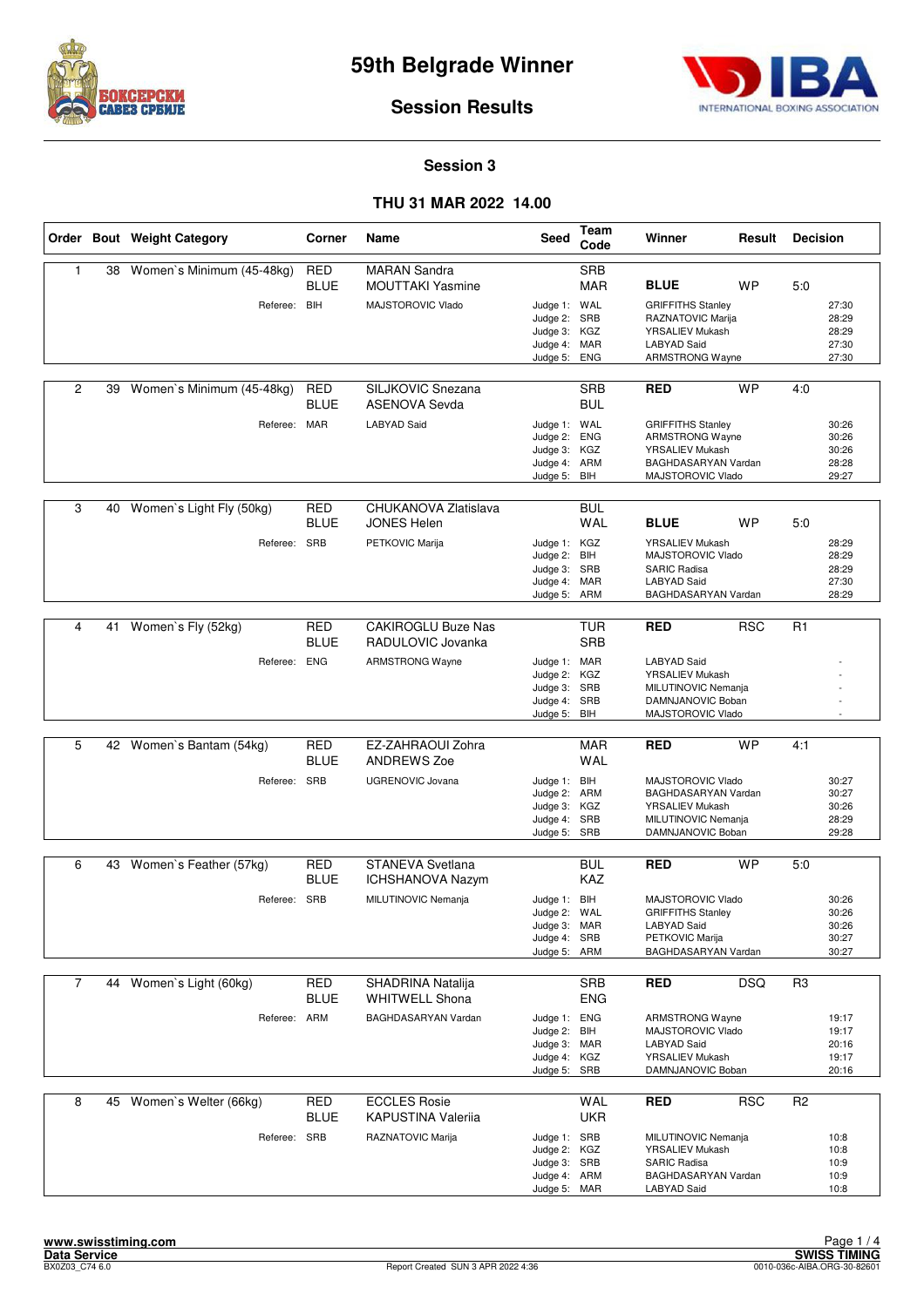# 59th Belgrade Winner

## Session Results

### Session 3

### THU 31 MAR 2022 14.00

| Order | Bout | Weight Category | Corner | Name | Seed | Team Code | Winner | Result | Decision |
|---|---|---|---|---|---|---|---|---|---|
| 1 | 38 | Women`s Minimum (45-48kg) | RED | MARAN Sandra | | SRB | | | |
| | | | BLUE | MOUTTAKI Yasmine | | MAR | **BLUE** | WP | 5:0 |
| | | Referee: | BIH | MAJSTOROVIC Vlado | Judge 1: | WAL | GRIFFITHS Stanley | | 27:30 |
| | | | | | Judge 2: | SRB | RAZNATOVIC Marija | | 28:29 |
| | | | | | Judge 3: | KGZ | YRSALIEV Mukash | | 28:29 |
| | | | | | Judge 4: | MAR | LABYAD Said | | 27:30 |
| | | | | | Judge 5: | ENG | ARMSTRONG Wayne | | 27:30 |
| 2 | 39 | Women`s Minimum (45-48kg) | RED | SILJKOVIC Snezana | | SRB | **RED** | WP | 4:0 |
| | | | BLUE | ASENOVA Sevda | | BUL | | | |
| | | Referee: | MAR | LABYAD Said | Judge 1: | WAL | GRIFFITHS Stanley | | 30:26 |
| | | | | | Judge 2: | ENG | ARMSTRONG Wayne | | 30:26 |
| | | | | | Judge 3: | KGZ | YRSALIEV Mukash | | 30:26 |
| | | | | | Judge 4: | ARM | BAGHDASARYAN Vardan | | 28:28 |
| | | | | | Judge 5: | BIH | MAJSTOROVIC Vlado | | 29:27 |
| 3 | 40 | Women`s Light Fly (50kg) | RED | CHUKANOVA Zlatislava | | BUL | | | |
| | | | BLUE | JONES Helen | | WAL | **BLUE** | WP | 5:0 |
| | | Referee: | SRB | PETKOVIC Marija | Judge 1: | KGZ | YRSALIEV Mukash | | 28:29 |
| | | | | | Judge 2: | BIH | MAJSTOROVIC Vlado | | 28:29 |
| | | | | | Judge 3: | SRB | SARIC Radisa | | 28:29 |
| | | | | | Judge 4: | MAR | LABYAD Said | | 27:30 |
| | | | | | Judge 5: | ARM | BAGHDASARYAN Vardan | | 28:29 |
| 4 | 41 | Women`s Fly (52kg) | RED | CAKIROGLU Buze Nas | | TUR | **RED** | RSC | R1 |
| | | | BLUE | RADULOVIC Jovanka | | SRB | | | |
| | | Referee: | ENG | ARMSTRONG Wayne | Judge 1: | MAR | LABYAD Said | | - |
| | | | | | Judge 2: | KGZ | YRSALIEV Mukash | | - |
| | | | | | Judge 3: | SRB | MILUTINOVIC Nemanja | | - |
| | | | | | Judge 4: | SRB | DAMNJANOVIC Boban | | - |
| | | | | | Judge 5: | BIH | MAJSTOROVIC Vlado | | - |
| 5 | 42 | Women`s Bantam (54kg) | RED | EZ-ZAHRAOUI Zohra | | MAR | **RED** | WP | 4:1 |
| | | | BLUE | ANDREWS Zoe | | WAL | | | |
| | | Referee: | SRB | UGRENOVIC Jovana | Judge 1: | BIH | MAJSTOROVIC Vlado | | 30:27 |
| | | | | | Judge 2: | ARM | BAGHDASARYAN Vardan | | 30:27 |
| | | | | | Judge 3: | KGZ | YRSALIEV Mukash | | 30:26 |
| | | | | | Judge 4: | SRB | MILUTINOVIC Nemanja | | 28:29 |
| | | | | | Judge 5: | SRB | DAMNJANOVIC Boban | | 29:28 |
| 6 | 43 | Women`s Feather (57kg) | RED | STANEVA Svetlana | | BUL | **RED** | WP | 5:0 |
| | | | BLUE | ICHSHANOVA Nazym | | KAZ | | | |
| | | Referee: | SRB | MILUTINOVIC Nemanja | Judge 1: | BIH | MAJSTOROVIC Vlado | | 30:26 |
| | | | | | Judge 2: | WAL | GRIFFITHS Stanley | | 30:26 |
| | | | | | Judge 3: | MAR | LABYAD Said | | 30:26 |
| | | | | | Judge 4: | SRB | PETKOVIC Marija | | 30:27 |
| | | | | | Judge 5: | ARM | BAGHDASARYAN Vardan | | 30:27 |
| 7 | 44 | Women`s Light (60kg) | RED | SHADRINA Natalija | | SRB | **RED** | DSQ | R3 |
| | | | BLUE | WHITWELL Shona | | ENG | | | |
| | | Referee: | ARM | BAGHDASARYAN Vardan | Judge 1: | ENG | ARMSTRONG Wayne | | 19:17 |
| | | | | | Judge 2: | BIH | MAJSTOROVIC Vlado | | 19:17 |
| | | | | | Judge 3: | MAR | LABYAD Said | | 20:16 |
| | | | | | Judge 4: | KGZ | YRSALIEV Mukash | | 19:17 |
| | | | | | Judge 5: | SRB | DAMNJANOVIC Boban | | 20:16 |
| 8 | 45 | Women`s Welter (66kg) | RED | ECCLES Rosie | | WAL | **RED** | RSC | R2 |
| | | | BLUE | KAPUSTINA Valeriia | | UKR | | | |
| | | Referee: | SRB | RAZNATOVIC Marija | Judge 1: | SRB | MILUTINOVIC Nemanja | | 10:8 |
| | | | | | Judge 2: | KGZ | YRSALIEV Mukash | | 10:8 |
| | | | | | Judge 3: | SRB | SARIC Radisa | | 10:9 |
| | | | | | Judge 4: | ARM | BAGHDASARYAN Vardan | | 10:9 |
| | | | | | Judge 5: | MAR | LABYAD Said | | 10:8 |

www.swisstiming.com
Data Service
BX0Z03_C74 6.0 — Report Created SUN 3 APR 2022 4:36 — SWISS TIMING 0010-036c-AIBA.ORG-30-82601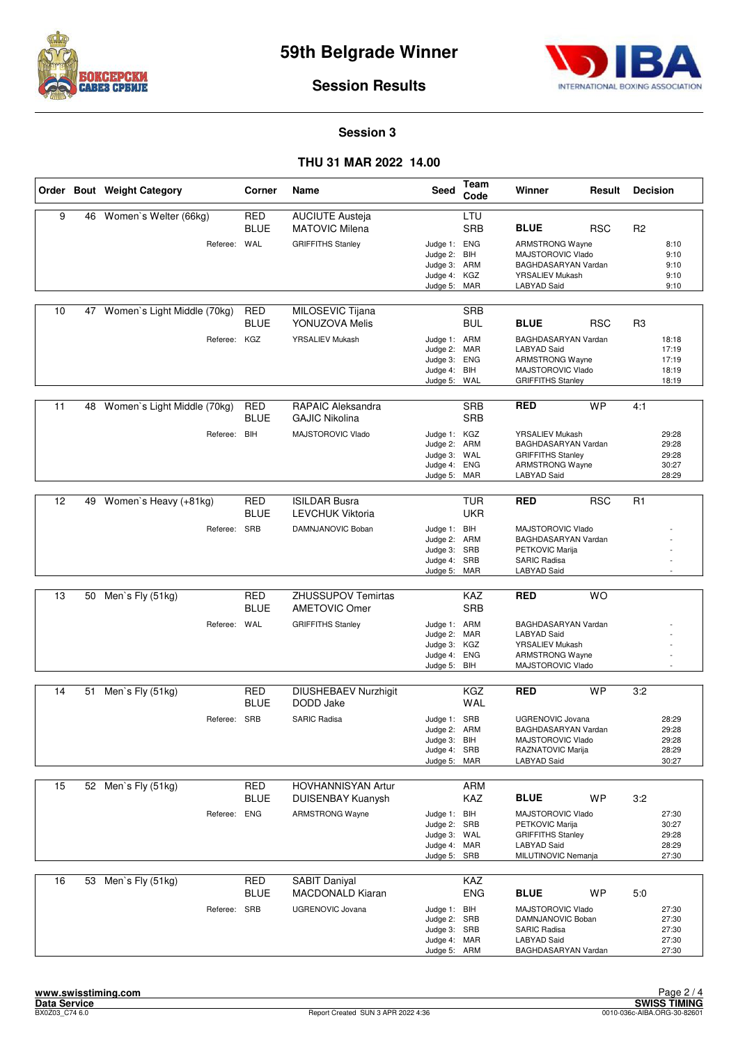# 59th Belgrade Winner

## Session Results

### Session 3

### THU 31 MAR 2022 14.00

| Order | Bout | Weight Category | Corner | Name | Seed | Team Code | Winner | Result | Decision |
|---|---|---|---|---|---|---|---|---|---|
| 9 | 46 | Women`s Welter (66kg) | RED | AUCIUTE Austeja | | LTU | | | |
| | | | BLUE | MATOVIC Milena | | SRB | **BLUE** | RSC | R2 |
| | | Referee: | WAL | GRIFFITHS Stanley | Judge 1: | ENG | ARMSTRONG Wayne | | 8:10 |
| | | | | | Judge 2: | BIH | MAJSTOROVIC Vlado | | 9:10 |
| | | | | | Judge 3: | ARM | BAGHDASARYAN Vardan | | 9:10 |
| | | | | | Judge 4: | KGZ | YRSALIEV Mukash | | 9:10 |
| | | | | | Judge 5: | MAR | LABYAD Said | | 9:10 |
| 10 | 47 | Women`s Light Middle (70kg) | RED | MILOSEVIC Tijana | | SRB | | | |
| | | | BLUE | YONUZOVA Melis | | BUL | **BLUE** | RSC | R3 |
| | | Referee: | KGZ | YRSALIEV Mukash | Judge 1: | ARM | BAGHDASARYAN Vardan | | 18:18 |
| | | | | | Judge 2: | MAR | LABYAD Said | | 17:19 |
| | | | | | Judge 3: | ENG | ARMSTRONG Wayne | | 17:19 |
| | | | | | Judge 4: | BIH | MAJSTOROVIC Vlado | | 18:19 |
| | | | | | Judge 5: | WAL | GRIFFITHS Stanley | | 18:19 |
| 11 | 48 | Women`s Light Middle (70kg) | RED | RAPAIC Aleksandra | | SRB | **RED** | WP | 4:1 |
| | | | BLUE | GAJIC Nikolina | | SRB | | | |
| | | Referee: | BIH | MAJSTOROVIC Vlado | Judge 1: | KGZ | YRSALIEV Mukash | | 29:28 |
| | | | | | Judge 2: | ARM | BAGHDASARYAN Vardan | | 29:28 |
| | | | | | Judge 3: | WAL | GRIFFITHS Stanley | | 29:28 |
| | | | | | Judge 4: | ENG | ARMSTRONG Wayne | | 30:27 |
| | | | | | Judge 5: | MAR | LABYAD Said | | 28:29 |
| 12 | 49 | Women`s Heavy (+81kg) | RED | ISILDAR Busra | | TUR | **RED** | RSC | R1 |
| | | | BLUE | LEVCHUK Viktoria | | UKR | | | |
| | | Referee: | SRB | DAMNJANOVIC Boban | Judge 1: | BIH | MAJSTOROVIC Vlado | | - |
| | | | | | Judge 2: | ARM | BAGHDASARYAN Vardan | | - |
| | | | | | Judge 3: | SRB | PETKOVIC Marija | | - |
| | | | | | Judge 4: | SRB | SARIC Radisa | | - |
| | | | | | Judge 5: | MAR | LABYAD Said | | - |
| 13 | 50 | Men`s Fly (51kg) | RED | ZHUSSUPOV Temirtas | | KAZ | **RED** | WO | |
| | | | BLUE | AMETOVIC Omer | | SRB | | | |
| | | Referee: | WAL | GRIFFITHS Stanley | Judge 1: | ARM | BAGHDASARYAN Vardan | | - |
| | | | | | Judge 2: | MAR | LABYAD Said | | - |
| | | | | | Judge 3: | KGZ | YRSALIEV Mukash | | - |
| | | | | | Judge 4: | ENG | ARMSTRONG Wayne | | - |
| | | | | | Judge 5: | BIH | MAJSTOROVIC Vlado | | - |
| 14 | 51 | Men`s Fly (51kg) | RED | DIUSHEBAEV Nurzhigit | | KGZ | **RED** | WP | 3:2 |
| | | | BLUE | DODD Jake | | WAL | | | |
| | | Referee: | SRB | SARIC Radisa | Judge 1: | SRB | UGRENOVIC Jovana | | 28:29 |
| | | | | | Judge 2: | ARM | BAGHDASARYAN Vardan | | 29:28 |
| | | | | | Judge 3: | BIH | MAJSTOROVIC Vlado | | 29:28 |
| | | | | | Judge 4: | SRB | RAZNATOVIC Marija | | 28:29 |
| | | | | | Judge 5: | MAR | LABYAD Said | | 30:27 |
| 15 | 52 | Men`s Fly (51kg) | RED | HOVHANNISYAN Artur | | ARM | | | |
| | | | BLUE | DUISENBAY Kuanysh | | KAZ | **BLUE** | WP | 3:2 |
| | | Referee: | ENG | ARMSTRONG Wayne | Judge 1: | BIH | MAJSTOROVIC Vlado | | 27:30 |
| | | | | | Judge 2: | SRB | PETKOVIC Marija | | 30:27 |
| | | | | | Judge 3: | WAL | GRIFFITHS Stanley | | 29:28 |
| | | | | | Judge 4: | MAR | LABYAD Said | | 28:29 |
| | | | | | Judge 5: | SRB | MILUTINOVIC Nemanja | | 27:30 |
| 16 | 53 | Men`s Fly (51kg) | RED | SABIT Daniyal | | KAZ | | | |
| | | | BLUE | MACDONALD Kiaran | | ENG | **BLUE** | WP | 5:0 |
| | | Referee: | SRB | UGRENOVIC Jovana | Judge 1: | BIH | MAJSTOROVIC Vlado | | 27:30 |
| | | | | | Judge 2: | SRB | DAMNJANOVIC Boban | | 27:30 |
| | | | | | Judge 3: | SRB | SARIC Radisa | | 27:30 |
| | | | | | Judge 4: | MAR | LABYAD Said | | 27:30 |
| | | | | | Judge 5: | ARM | BAGHDASARYAN Vardan | | 27:30 |

www.swisstiming.com
Data Service
BX0Z03_C74 6.0 — Report Created SUN 3 APR 2022 4:36 — SWISS TIMING 0010-036c-AIBA.ORG-30-82601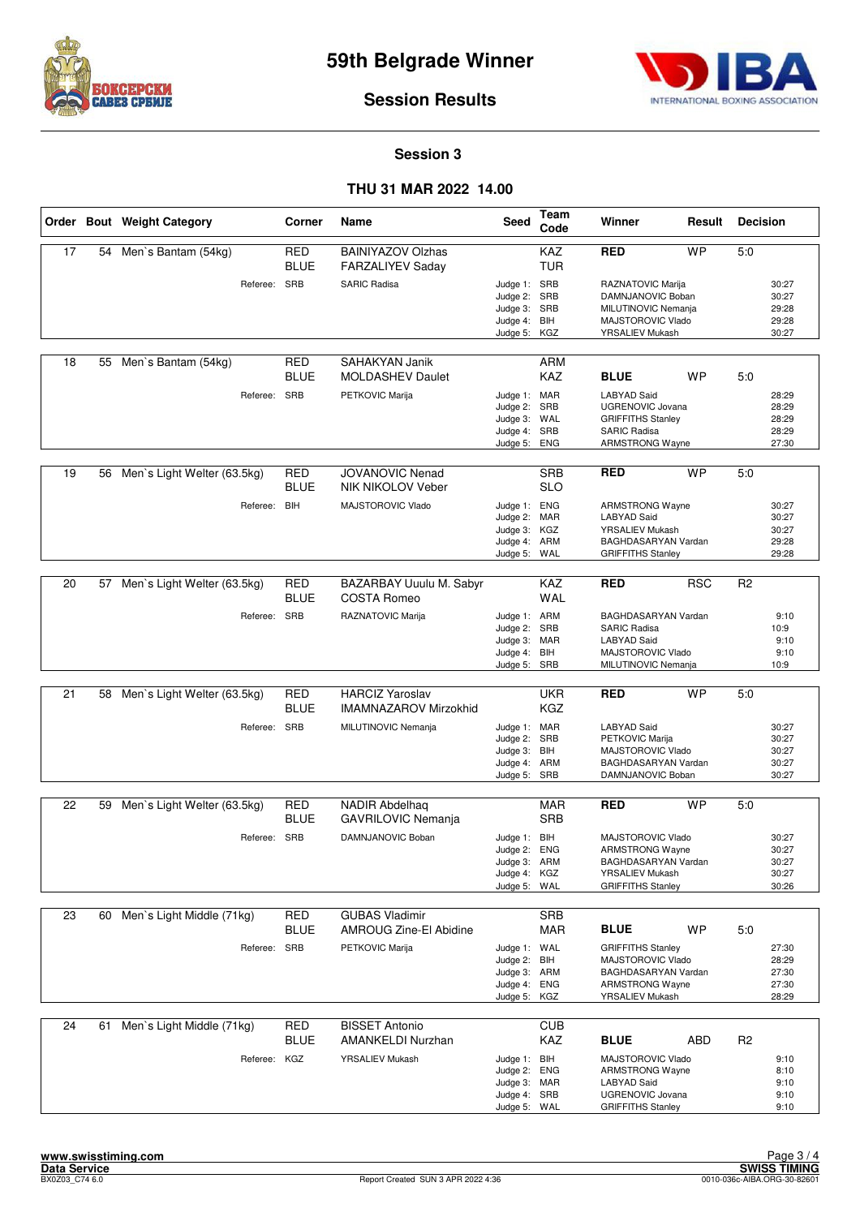# 59th Belgrade Winner

## Session Results

### Session 3

### THU 31 MAR 2022 14.00

| Order | Bout | Weight Category | Corner | Name | Seed | Team Code | Winner | Result | Decision |
|---|---|---|---|---|---|---|---|---|---|
| 17 | 54 | Men`s Bantam (54kg) | RED | BAINIYAZOV Olzhas | | KAZ | RED | WP | 5:0 |
| | | | BLUE | FARZALIYEV Saday | | TUR | | | |
| | | Referee: | SRB | SARIC Radisa | Judge 1: | SRB | RAZNATOVIC Marija | | 30:27 |
| | | | | | Judge 2: | SRB | DAMNJANOVIC Boban | | 30:27 |
| | | | | | Judge 3: | SRB | MILUTINOVIC Nemanja | | 29:28 |
| | | | | | Judge 4: | BIH | MAJSTOROVIC Vlado | | 29:28 |
| | | | | | Judge 5: | KGZ | YRSALIEV Mukash | | 30:27 |
| 18 | 55 | Men`s Bantam (54kg) | RED | SAHAKYAN Janik | | ARM | | | |
| | | | BLUE | MOLDASHEV Daulet | | KAZ | BLUE | WP | 5:0 |
| | | Referee: | SRB | PETKOVIC Marija | Judge 1: | MAR | LABYAD Said | | 28:29 |
| | | | | | Judge 2: | SRB | UGRENOVIC Jovana | | 28:29 |
| | | | | | Judge 3: | WAL | GRIFFITHS Stanley | | 28:29 |
| | | | | | Judge 4: | SRB | SARIC Radisa | | 28:29 |
| | | | | | Judge 5: | ENG | ARMSTRONG Wayne | | 27:30 |
| 19 | 56 | Men`s Light Welter (63.5kg) | RED | JOVANOVIC Nenad | | SRB | RED | WP | 5:0 |
| | | | BLUE | NIK NIKOLOV Veber | | SLO | | | |
| | | Referee: | BIH | MAJSTOROVIC Vlado | Judge 1: | ENG | ARMSTRONG Wayne | | 30:27 |
| | | | | | Judge 2: | MAR | LABYAD Said | | 30:27 |
| | | | | | Judge 3: | KGZ | YRSALIEV Mukash | | 30:27 |
| | | | | | Judge 4: | ARM | BAGHDASARYAN Vardan | | 29:28 |
| | | | | | Judge 5: | WAL | GRIFFITHS Stanley | | 29:28 |
| 20 | 57 | Men`s Light Welter (63.5kg) | RED | BAZARBAY Uuulu M. Sabyr | | KAZ | RED | RSC | R2 |
| | | | BLUE | COSTA Romeo | | WAL | | | |
| | | Referee: | SRB | RAZNATOVIC Marija | Judge 1: | ARM | BAGHDASARYAN Vardan | | 9:10 |
| | | | | | Judge 2: | SRB | SARIC Radisa | | 10:9 |
| | | | | | Judge 3: | MAR | LABYAD Said | | 9:10 |
| | | | | | Judge 4: | BIH | MAJSTOROVIC Vlado | | 9:10 |
| | | | | | Judge 5: | SRB | MILUTINOVIC Nemanja | | 10:9 |
| 21 | 58 | Men`s Light Welter (63.5kg) | RED | HARCIZ Yaroslav | | UKR | RED | WP | 5:0 |
| | | | BLUE | IMAMNAZAROV Mirzokhid | | KGZ | | | |
| | | Referee: | SRB | MILUTINOVIC Nemanja | Judge 1: | MAR | LABYAD Said | | 30:27 |
| | | | | | Judge 2: | SRB | PETKOVIC Marija | | 30:27 |
| | | | | | Judge 3: | BIH | MAJSTOROVIC Vlado | | 30:27 |
| | | | | | Judge 4: | ARM | BAGHDASARYAN Vardan | | 30:27 |
| | | | | | Judge 5: | SRB | DAMNJANOVIC Boban | | 30:27 |
| 22 | 59 | Men`s Light Welter (63.5kg) | RED | NADIR Abdelhaq | | MAR | RED | WP | 5:0 |
| | | | BLUE | GAVRILOVIC Nemanja | | SRB | | | |
| | | Referee: | SRB | DAMNJANOVIC Boban | Judge 1: | BIH | MAJSTOROVIC Vlado | | 30:27 |
| | | | | | Judge 2: | ENG | ARMSTRONG Wayne | | 30:27 |
| | | | | | Judge 3: | ARM | BAGHDASARYAN Vardan | | 30:27 |
| | | | | | Judge 4: | KGZ | YRSALIEV Mukash | | 30:27 |
| | | | | | Judge 5: | WAL | GRIFFITHS Stanley | | 30:26 |
| 23 | 60 | Men`s Light Middle (71kg) | RED | GUBAS Vladimir | | SRB | | | |
| | | | BLUE | AMROUG Zine-El Abidine | | MAR | BLUE | WP | 5:0 |
| | | Referee: | SRB | PETKOVIC Marija | Judge 1: | WAL | GRIFFITHS Stanley | | 27:30 |
| | | | | | Judge 2: | BIH | MAJSTOROVIC Vlado | | 28:29 |
| | | | | | Judge 3: | ARM | BAGHDASARYAN Vardan | | 27:30 |
| | | | | | Judge 4: | ENG | ARMSTRONG Wayne | | 27:30 |
| | | | | | Judge 5: | KGZ | YRSALIEV Mukash | | 28:29 |
| 24 | 61 | Men`s Light Middle (71kg) | RED | BISSET Antonio | | CUB | | | |
| | | | BLUE | AMANKELDI Nurzhan | | KAZ | BLUE | ABD | R2 |
| | | Referee: | KGZ | YRSALIEV Mukash | Judge 1: | BIH | MAJSTOROVIC Vlado | | 9:10 |
| | | | | | Judge 2: | ENG | ARMSTRONG Wayne | | 8:10 |
| | | | | | Judge 3: | MAR | LABYAD Said | | 9:10 |
| | | | | | Judge 4: | SRB | UGRENOVIC Jovana | | 9:10 |
| | | | | | Judge 5: | WAL | GRIFFITHS Stanley | | 9:10 |

www.swisstiming.com
Data Service
BX0Z03_C74 6.0

Report Created SUN 3 APR 2022 4:36

SWISS TIMING
0010-036c-AIBA.ORG-30-82601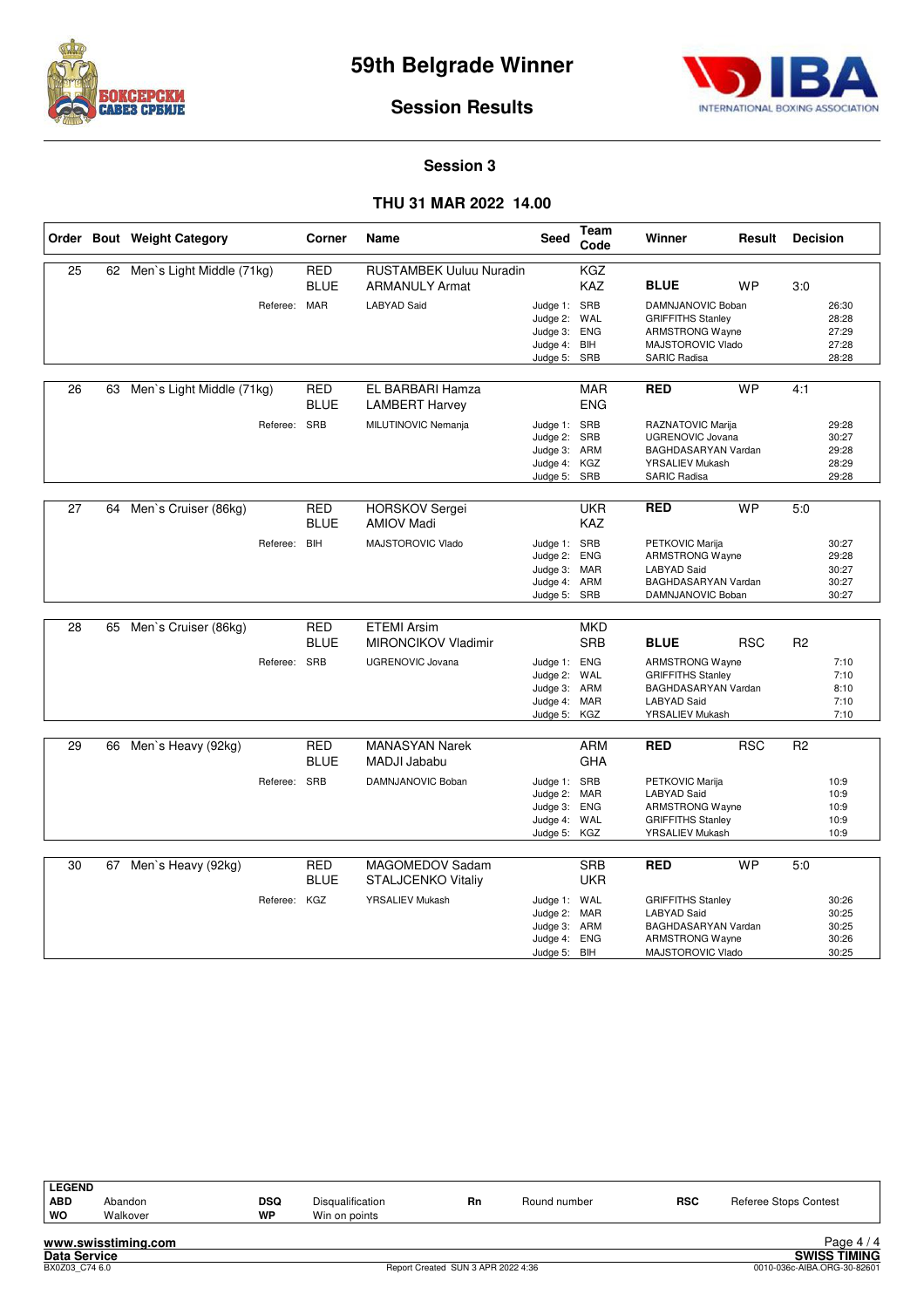# 59th Belgrade Winner

## Session Results

### Session 3

### THU 31 MAR 2022 14.00

| Order | Bout | Weight Category | Corner | Name | Seed | Team Code | Winner | Result | Decision |
|---|---|---|---|---|---|---|---|---|---|
| 25 | 62 | Men`s Light Middle (71kg) | RED | RUSTAMBEK Uuluu Nuradin | | KGZ | | | |
| | | | BLUE | ARMANULY Armat | | KAZ | **BLUE** | WP | 3:0 |
| | | Referee: | MAR | LABYAD Said | Judge 1: | SRB | DAMNJANOVIC Boban | | 26:30 |
| | | | | | Judge 2: | WAL | GRIFFITHS Stanley | | 28:28 |
| | | | | | Judge 3: | ENG | ARMSTRONG Wayne | | 27:29 |
| | | | | | Judge 4: | BIH | MAJSTOROVIC Vlado | | 27:28 |
| | | | | | Judge 5: | SRB | SARIC Radisa | | 28:28 |
| 26 | 63 | Men`s Light Middle (71kg) | RED | EL BARBARI Hamza | | MAR | **RED** | WP | 4:1 |
| | | | BLUE | LAMBERT Harvey | | ENG | | | |
| | | Referee: | SRB | MILUTINOVIC Nemanja | Judge 1: | SRB | RAZNATOVIC Marija | | 29:28 |
| | | | | | Judge 2: | SRB | UGRENOVIC Jovana | | 30:27 |
| | | | | | Judge 3: | ARM | BAGHDASARYAN Vardan | | 29:28 |
| | | | | | Judge 4: | KGZ | YRSALIEV Mukash | | 28:29 |
| | | | | | Judge 5: | SRB | SARIC Radisa | | 29:28 |
| 27 | 64 | Men`s Cruiser (86kg) | RED | HORSKOV Sergei | | UKR | **RED** | WP | 5:0 |
| | | | BLUE | AMIOV Madi | | KAZ | | | |
| | | Referee: | BIH | MAJSTOROVIC Vlado | Judge 1: | SRB | PETKOVIC Marija | | 30:27 |
| | | | | | Judge 2: | ENG | ARMSTRONG Wayne | | 29:28 |
| | | | | | Judge 3: | MAR | LABYAD Said | | 30:27 |
| | | | | | Judge 4: | ARM | BAGHDASARYAN Vardan | | 30:27 |
| | | | | | Judge 5: | SRB | DAMNJANOVIC Boban | | 30:27 |
| 28 | 65 | Men`s Cruiser (86kg) | RED | ETEMI Arsim | | MKD | | | |
| | | | BLUE | MIRONCIKOV Vladimir | | SRB | **BLUE** | RSC | R2 |
| | | Referee: | SRB | UGRENOVIC Jovana | Judge 1: | ENG | ARMSTRONG Wayne | | 7:10 |
| | | | | | Judge 2: | WAL | GRIFFITHS Stanley | | 7:10 |
| | | | | | Judge 3: | ARM | BAGHDASARYAN Vardan | | 8:10 |
| | | | | | Judge 4: | MAR | LABYAD Said | | 7:10 |
| | | | | | Judge 5: | KGZ | YRSALIEV Mukash | | 7:10 |
| 29 | 66 | Men`s Heavy (92kg) | RED | MANASYAN Narek | | ARM | **RED** | RSC | R2 |
| | | | BLUE | MADJI Jababu | | GHA | | | |
| | | Referee: | SRB | DAMNJANOVIC Boban | Judge 1: | SRB | PETKOVIC Marija | | 10:9 |
| | | | | | Judge 2: | MAR | LABYAD Said | | 10:9 |
| | | | | | Judge 3: | ENG | ARMSTRONG Wayne | | 10:9 |
| | | | | | Judge 4: | WAL | GRIFFITHS Stanley | | 10:9 |
| | | | | | Judge 5: | KGZ | YRSALIEV Mukash | | 10:9 |
| 30 | 67 | Men`s Heavy (92kg) | RED | MAGOMEDOV Sadam | | SRB | **RED** | WP | 5:0 |
| | | | BLUE | STALJCENKO Vitaliy | | UKR | | | |
| | | Referee: | KGZ | YRSALIEV Mukash | Judge 1: | WAL | GRIFFITHS Stanley | | 30:26 |
| | | | | | Judge 2: | MAR | LABYAD Said | | 30:25 |
| | | | | | Judge 3: | ARM | BAGHDASARYAN Vardan | | 30:25 |
| | | | | | Judge 4: | ENG | ARMSTRONG Wayne | | 30:26 |
| | | | | | Judge 5: | BIH | MAJSTOROVIC Vlado | | 30:25 |

**LEGEND**

| | | | | | | | |
|---|---|---|---|---|---|---|---|
| **ABD** | Abandon | **DSQ** | Disqualification | **Rn** | Round number | **RSC** | Referee Stops Contest |
| **WO** | Walkover | **WP** | Win on points | | | | |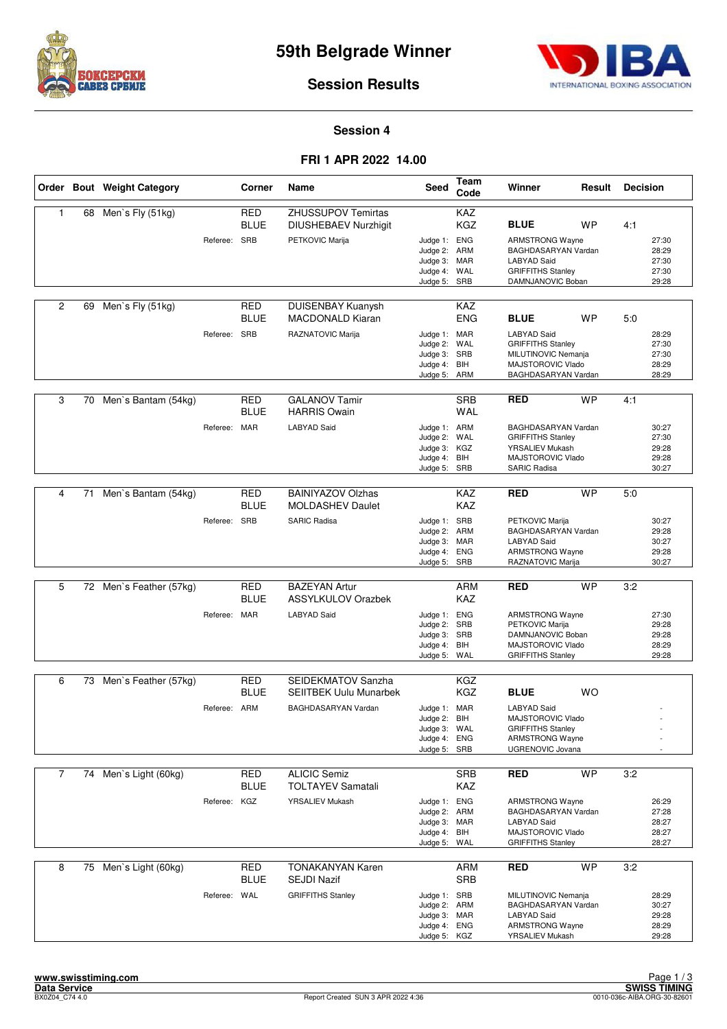# 59th Belgrade Winner

## Session Results

### Session 4

### FRI 1 APR 2022 14.00

| Order | Bout | Weight Category | Corner | Name | Seed | Team Code | Winner | Result | Decision |
|---|---|---|---|---|---|---|---|---|---|
| 1 | 68 | Men`s Fly (51kg) | RED | ZHUSSUPOV Temirtas | | KAZ | | | |
| | | | BLUE | DIUSHEBAEV Nurzhigit | | KGZ | **BLUE** | WP | 4:1 |
| | | Referee: | SRB | PETKOVIC Marija | Judge 1: | ENG | ARMSTRONG Wayne | | 27:30 |
| | | | | | Judge 2: | ARM | BAGHDASARYAN Vardan | | 28:29 |
| | | | | | Judge 3: | MAR | LABYAD Said | | 27:30 |
| | | | | | Judge 4: | WAL | GRIFFITHS Stanley | | 27:30 |
| | | | | | Judge 5: | SRB | DAMNJANOVIC Boban | | 29:28 |
| 2 | 69 | Men`s Fly (51kg) | RED | DUISENBAY Kuanysh | | KAZ | | | |
| | | | BLUE | MACDONALD Kiaran | | ENG | **BLUE** | WP | 5:0 |
| | | Referee: | SRB | RAZNATOVIC Marija | Judge 1: | MAR | LABYAD Said | | 28:29 |
| | | | | | Judge 2: | WAL | GRIFFITHS Stanley | | 27:30 |
| | | | | | Judge 3: | SRB | MILUTINOVIC Nemanja | | 27:30 |
| | | | | | Judge 4: | BIH | MAJSTOROVIC Vlado | | 28:29 |
| | | | | | Judge 5: | ARM | BAGHDASARYAN Vardan | | 28:29 |
| 3 | 70 | Men`s Bantam (54kg) | RED | GALANOV Tamir | | SRB | **RED** | WP | 4:1 |
| | | | BLUE | HARRIS Owain | | WAL | | | |
| | | Referee: | MAR | LABYAD Said | Judge 1: | ARM | BAGHDASARYAN Vardan | | 30:27 |
| | | | | | Judge 2: | WAL | GRIFFITHS Stanley | | 27:30 |
| | | | | | Judge 3: | KGZ | YRSALIEV Mukash | | 29:28 |
| | | | | | Judge 4: | BIH | MAJSTOROVIC Vlado | | 29:28 |
| | | | | | Judge 5: | SRB | SARIC Radisa | | 30:27 |
| 4 | 71 | Men`s Bantam (54kg) | RED | BAINIYAZOV Olzhas | | KAZ | **RED** | WP | 5:0 |
| | | | BLUE | MOLDASHEV Daulet | | KAZ | | | |
| | | Referee: | SRB | SARIC Radisa | Judge 1: | SRB | PETKOVIC Marija | | 30:27 |
| | | | | | Judge 2: | ARM | BAGHDASARYAN Vardan | | 29:28 |
| | | | | | Judge 3: | MAR | LABYAD Said | | 30:27 |
| | | | | | Judge 4: | ENG | ARMSTRONG Wayne | | 29:28 |
| | | | | | Judge 5: | SRB | RAZNATOVIC Marija | | 30:27 |
| 5 | 72 | Men`s Feather (57kg) | RED | BAZEYAN Artur | | ARM | **RED** | WP | 3:2 |
| | | | BLUE | ASSYLKULOV Orazbek | | KAZ | | | |
| | | Referee: | MAR | LABYAD Said | Judge 1: | ENG | ARMSTRONG Wayne | | 27:30 |
| | | | | | Judge 2: | SRB | PETKOVIC Marija | | 29:28 |
| | | | | | Judge 3: | SRB | DAMNJANOVIC Boban | | 29:28 |
| | | | | | Judge 4: | BIH | MAJSTOROVIC Vlado | | 28:29 |
| | | | | | Judge 5: | WAL | GRIFFITHS Stanley | | 29:28 |
| 6 | 73 | Men`s Feather (57kg) | RED | SEIDEKMATOV Sanzha | | KGZ | | | |
| | | | BLUE | SEIITBEK Uulu Munarbek | | KGZ | **BLUE** | WO | |
| | | Referee: | ARM | BAGHDASARYAN Vardan | Judge 1: | MAR | LABYAD Said | | - |
| | | | | | Judge 2: | BIH | MAJSTOROVIC Vlado | | - |
| | | | | | Judge 3: | WAL | GRIFFITHS Stanley | | - |
| | | | | | Judge 4: | ENG | ARMSTRONG Wayne | | - |
| | | | | | Judge 5: | SRB | UGRENOVIC Jovana | | - |
| 7 | 74 | Men`s Light (60kg) | RED | ALICIC Semiz | | SRB | **RED** | WP | 3:2 |
| | | | BLUE | TOLTAYEV Samatali | | KAZ | | | |
| | | Referee: | KGZ | YRSALIEV Mukash | Judge 1: | ENG | ARMSTRONG Wayne | | 26:29 |
| | | | | | Judge 2: | ARM | BAGHDASARYAN Vardan | | 27:28 |
| | | | | | Judge 3: | MAR | LABYAD Said | | 28:27 |
| | | | | | Judge 4: | BIH | MAJSTOROVIC Vlado | | 28:27 |
| | | | | | Judge 5: | WAL | GRIFFITHS Stanley | | 28:27 |
| 8 | 75 | Men`s Light (60kg) | RED | TONAKANYAN Karen | | ARM | **RED** | WP | 3:2 |
| | | | BLUE | SEJDI Nazif | | SRB | | | |
| | | Referee: | WAL | GRIFFITHS Stanley | Judge 1: | SRB | MILUTINOVIC Nemanja | | 28:29 |
| | | | | | Judge 2: | ARM | BAGHDASARYAN Vardan | | 30:27 |
| | | | | | Judge 3: | MAR | LABYAD Said | | 29:28 |
| | | | | | Judge 4: | ENG | ARMSTRONG Wayne | | 28:29 |
| | | | | | Judge 5: | KGZ | YRSALIEV Mukash | | 29:28 |

www.swisstiming.com
Data Service
BX0Z04_C74 4.0 | Report Created SUN 3 APR 2022 4:36 | SWISS TIMING | 0010-036c-AIBA.ORG-30-82601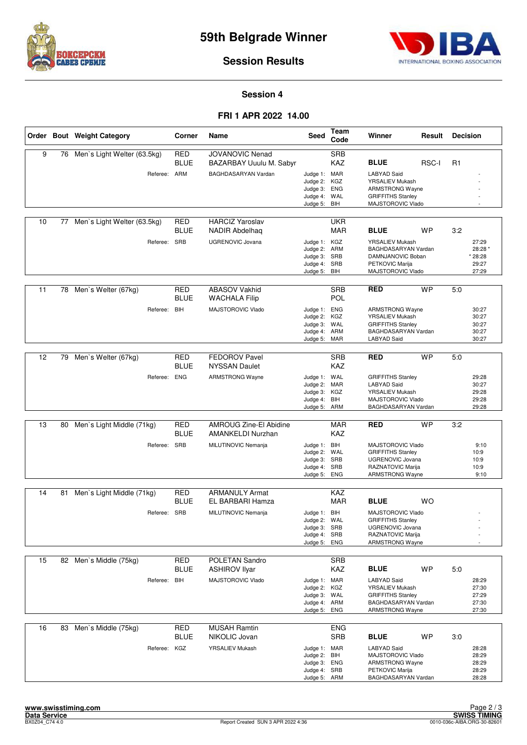# 59th Belgrade Winner

## Session Results

### Session 4

### FRI 1 APR 2022 14.00

| Order | Bout | Weight Category | Corner | Name | Seed | Team Code | Winner | Result | Decision |
|---|---|---|---|---|---|---|---|---|---|
| 9 | 76 | Men`s Light Welter (63.5kg) | RED | JOVANOVIC Nenad | | SRB | | | |
| | | | BLUE | BAZARBAY Uuulu M. Sabyr | | KAZ | **BLUE** | RSC-I | R1 |
| | | Referee: | ARM | BAGHDASARYAN Vardan | Judge 1: | MAR | LABYAD Said | | - |
| | | | | | Judge 2: | KGZ | YRSALIEV Mukash | | - |
| | | | | | Judge 3: | ENG | ARMSTRONG Wayne | | - |
| | | | | | Judge 4: | WAL | GRIFFITHS Stanley | | - |
| | | | | | Judge 5: | BIH | MAJSTOROVIC Vlado | | - |
| 10 | 77 | Men`s Light Welter (63.5kg) | RED | HARCIZ Yaroslav | | UKR | | | |
| | | | BLUE | NADIR Abdelhaq | | MAR | **BLUE** | WP | 3:2 |
| | | Referee: | SRB | UGRENOVIC Jovana | Judge 1: | KGZ | YRSALIEV Mukash | | 27:29 |
| | | | | | Judge 2: | ARM | BAGHDASARYAN Vardan | | 28:28 * |
| | | | | | Judge 3: | SRB | DAMNJANOVIC Boban | | * 28:28 |
| | | | | | Judge 4: | SRB | PETKOVIC Marija | | 29:27 |
| | | | | | Judge 5: | BIH | MAJSTOROVIC Vlado | | 27:29 |
| 11 | 78 | Men`s Welter (67kg) | RED | ABASOV Vakhid | | SRB | **RED** | WP | 5:0 |
| | | | BLUE | WACHALA Filip | | POL | | | |
| | | Referee: | BIH | MAJSTOROVIC Vlado | Judge 1: | ENG | ARMSTRONG Wayne | | 30:27 |
| | | | | | Judge 2: | KGZ | YRSALIEV Mukash | | 30:27 |
| | | | | | Judge 3: | WAL | GRIFFITHS Stanley | | 30:27 |
| | | | | | Judge 4: | ARM | BAGHDASARYAN Vardan | | 30:27 |
| | | | | | Judge 5: | MAR | LABYAD Said | | 30:27 |
| 12 | 79 | Men`s Welter (67kg) | RED | FEDOROV Pavel | | SRB | **RED** | WP | 5:0 |
| | | | BLUE | NYSSAN Daulet | | KAZ | | | |
| | | Referee: | ENG | ARMSTRONG Wayne | Judge 1: | WAL | GRIFFITHS Stanley | | 29:28 |
| | | | | | Judge 2: | MAR | LABYAD Said | | 30:27 |
| | | | | | Judge 3: | KGZ | YRSALIEV Mukash | | 29:28 |
| | | | | | Judge 4: | BIH | MAJSTOROVIC Vlado | | 29:28 |
| | | | | | Judge 5: | ARM | BAGHDASARYAN Vardan | | 29:28 |
| 13 | 80 | Men`s Light Middle (71kg) | RED | AMROUG Zine-El Abidine | | MAR | **RED** | WP | 3:2 |
| | | | BLUE | AMANKELDI Nurzhan | | KAZ | | | |
| | | Referee: | SRB | MILUTINOVIC Nemanja | Judge 1: | BIH | MAJSTOROVIC Vlado | | 9:10 |
| | | | | | Judge 2: | WAL | GRIFFITHS Stanley | | 10:9 |
| | | | | | Judge 3: | SRB | UGRENOVIC Jovana | | 10:9 |
| | | | | | Judge 4: | SRB | RAZNATOVIC Marija | | 10:9 |
| | | | | | Judge 5: | ENG | ARMSTRONG Wayne | | 9:10 |
| 14 | 81 | Men`s Light Middle (71kg) | RED | ARMANULY Armat | | KAZ | | | |
| | | | BLUE | EL BARBARI Hamza | | MAR | **BLUE** | WO | |
| | | Referee: | SRB | MILUTINOVIC Nemanja | Judge 1: | BIH | MAJSTOROVIC Vlado | | - |
| | | | | | Judge 2: | WAL | GRIFFITHS Stanley | | - |
| | | | | | Judge 3: | SRB | UGRENOVIC Jovana | | - |
| | | | | | Judge 4: | SRB | RAZNATOVIC Marija | | - |
| | | | | | Judge 5: | ENG | ARMSTRONG Wayne | | - |
| 15 | 82 | Men`s Middle (75kg) | RED | POLETAN Sandro | | SRB | | | |
| | | | BLUE | ASHIROV Ilyar | | KAZ | **BLUE** | WP | 5:0 |
| | | Referee: | BIH | MAJSTOROVIC Vlado | Judge 1: | MAR | LABYAD Said | | 28:29 |
| | | | | | Judge 2: | KGZ | YRSALIEV Mukash | | 27:30 |
| | | | | | Judge 3: | WAL | GRIFFITHS Stanley | | 27:29 |
| | | | | | Judge 4: | ARM | BAGHDASARYAN Vardan | | 27:30 |
| | | | | | Judge 5: | ENG | ARMSTRONG Wayne | | 27:30 |
| 16 | 83 | Men`s Middle (75kg) | RED | MUSAH Ramtin | | ENG | | | |
| | | | BLUE | NIKOLIC Jovan | | SRB | **BLUE** | WP | 3:0 |
| | | Referee: | KGZ | YRSALIEV Mukash | Judge 1: | MAR | LABYAD Said | | 28:28 |
| | | | | | Judge 2: | BIH | MAJSTOROVIC Vlado | | 28:29 |
| | | | | | Judge 3: | ENG | ARMSTRONG Wayne | | 28:29 |
| | | | | | Judge 4: | SRB | PETKOVIC Marija | | 28:29 |
| | | | | | Judge 5: | ARM | BAGHDASARYAN Vardan | | 28:28 |

www.swisstiming.com
Data Service
BX0Z04_C74 4.0 — Report Created SUN 3 APR 2022 4:36 — SWISS TIMING — 0010-036c-AIBA.ORG-30-82601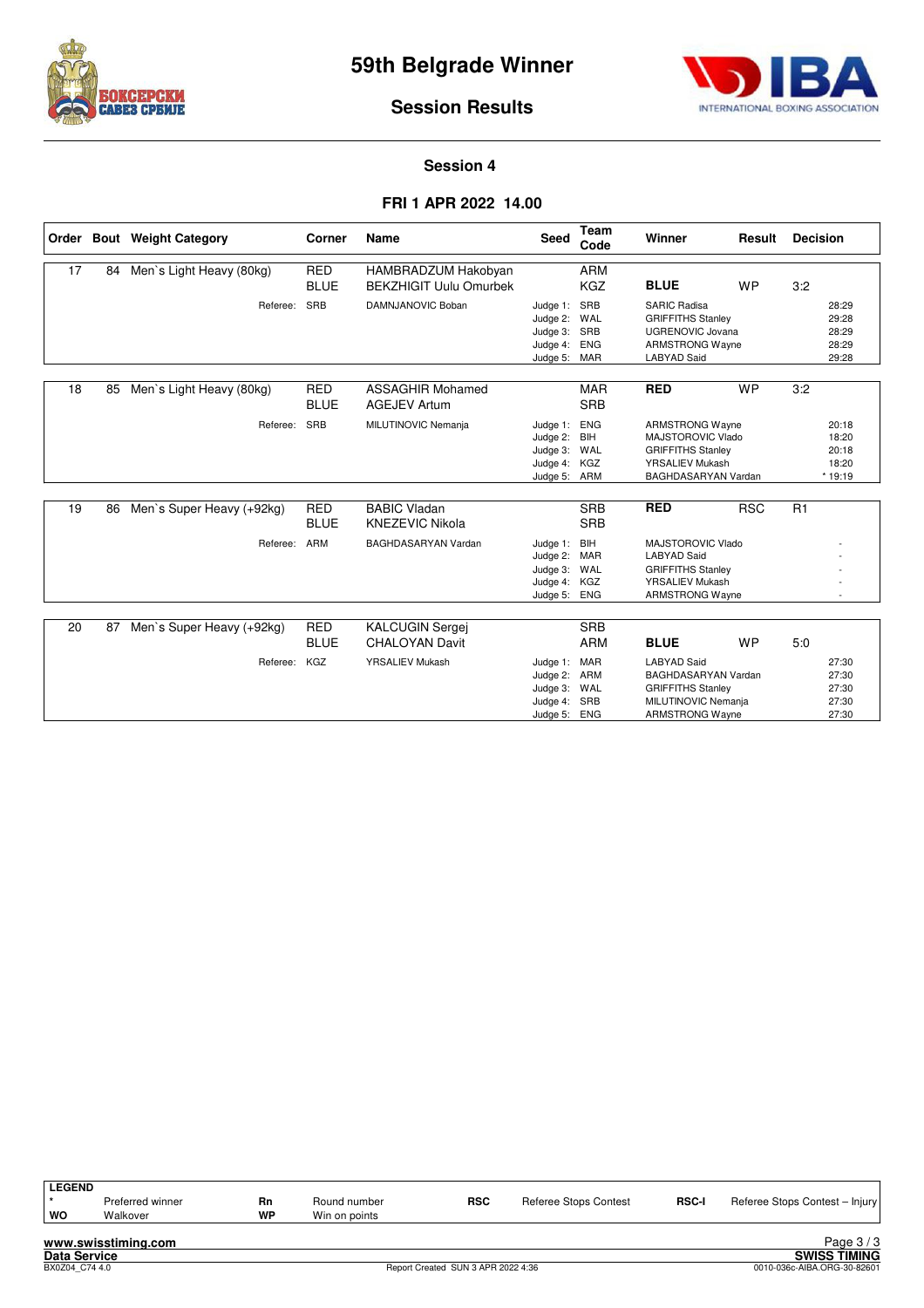# 59th Belgrade Winner

## Session Results

### Session 4

### FRI 1 APR 2022 14.00

| Order | Bout | Weight Category | Corner | Name | Seed | Team Code | Winner | Result | Decision |
|---|---|---|---|---|---|---|---|---|---|
| 17 | 84 | Men`s Light Heavy (80kg) | RED | HAMBRADZUM Hakobyan | | ARM | | | |
| | | | BLUE | BEKZHIGIT Uulu Omurbek | | KGZ | **BLUE** | WP | 3:2 |
| | | Referee: | SRB | DAMNJANOVIC Boban | Judge 1: | SRB | SARIC Radisa | | 28:29 |
| | | | | | Judge 2: | WAL | GRIFFITHS Stanley | | 29:28 |
| | | | | | Judge 3: | SRB | UGRENOVIC Jovana | | 28:29 |
| | | | | | Judge 4: | ENG | ARMSTRONG Wayne | | 28:29 |
| | | | | | Judge 5: | MAR | LABYAD Said | | 29:28 |
| 18 | 85 | Men`s Light Heavy (80kg) | RED | ASSAGHIR Mohamed | | MAR | **RED** | WP | 3:2 |
| | | | BLUE | AGEJEV Artum | | SRB | | | |
| | | Referee: | SRB | MILUTINOVIC Nemanja | Judge 1: | ENG | ARMSTRONG Wayne | | 20:18 |
| | | | | | Judge 2: | BIH | MAJSTOROVIC Vlado | | 18:20 |
| | | | | | Judge 3: | WAL | GRIFFITHS Stanley | | 20:18 |
| | | | | | Judge 4: | KGZ | YRSALIEV Mukash | | 18:20 |
| | | | | | Judge 5: | ARM | BAGHDASARYAN Vardan | | * 19:19 |
| 19 | 86 | Men`s Super Heavy (+92kg) | RED | BABIC Vladan | | SRB | **RED** | RSC | R1 |
| | | | BLUE | KNEZEVIC Nikola | | SRB | | | |
| | | Referee: | ARM | BAGHDASARYAN Vardan | Judge 1: | BIH | MAJSTOROVIC Vlado | | - |
| | | | | | Judge 2: | MAR | LABYAD Said | | - |
| | | | | | Judge 3: | WAL | GRIFFITHS Stanley | | - |
| | | | | | Judge 4: | KGZ | YRSALIEV Mukash | | - |
| | | | | | Judge 5: | ENG | ARMSTRONG Wayne | | - |
| 20 | 87 | Men`s Super Heavy (+92kg) | RED | KALCUGIN Sergej | | SRB | | | |
| | | | BLUE | CHALOYAN Davit | | ARM | **BLUE** | WP | 5:0 |
| | | Referee: | KGZ | YRSALIEV Mukash | Judge 1: | MAR | LABYAD Said | | 27:30 |
| | | | | | Judge 2: | ARM | BAGHDASARYAN Vardan | | 27:30 |
| | | | | | Judge 3: | WAL | GRIFFITHS Stanley | | 27:30 |
| | | | | | Judge 4: | SRB | MILUTINOVIC Nemanja | | 27:30 |
| | | | | | Judge 5: | ENG | ARMSTRONG Wayne | | 27:30 |

**LEGEND**

| | | | | | | | |
|---|---|---|---|---|---|---|---|
| * | Preferred winner | Rn | Round number | RSC | Referee Stops Contest | RSC-I | Referee Stops Contest – Injury |
| WO | Walkover | WP | Win on points | | | | |

www.swisstiming.com
Data Service — SWISS TIMING
BX0Z04_C74 4.0 — Report Created SUN 3 APR 2022 4:36 — 0010-036c-AIBA.ORG-30-82601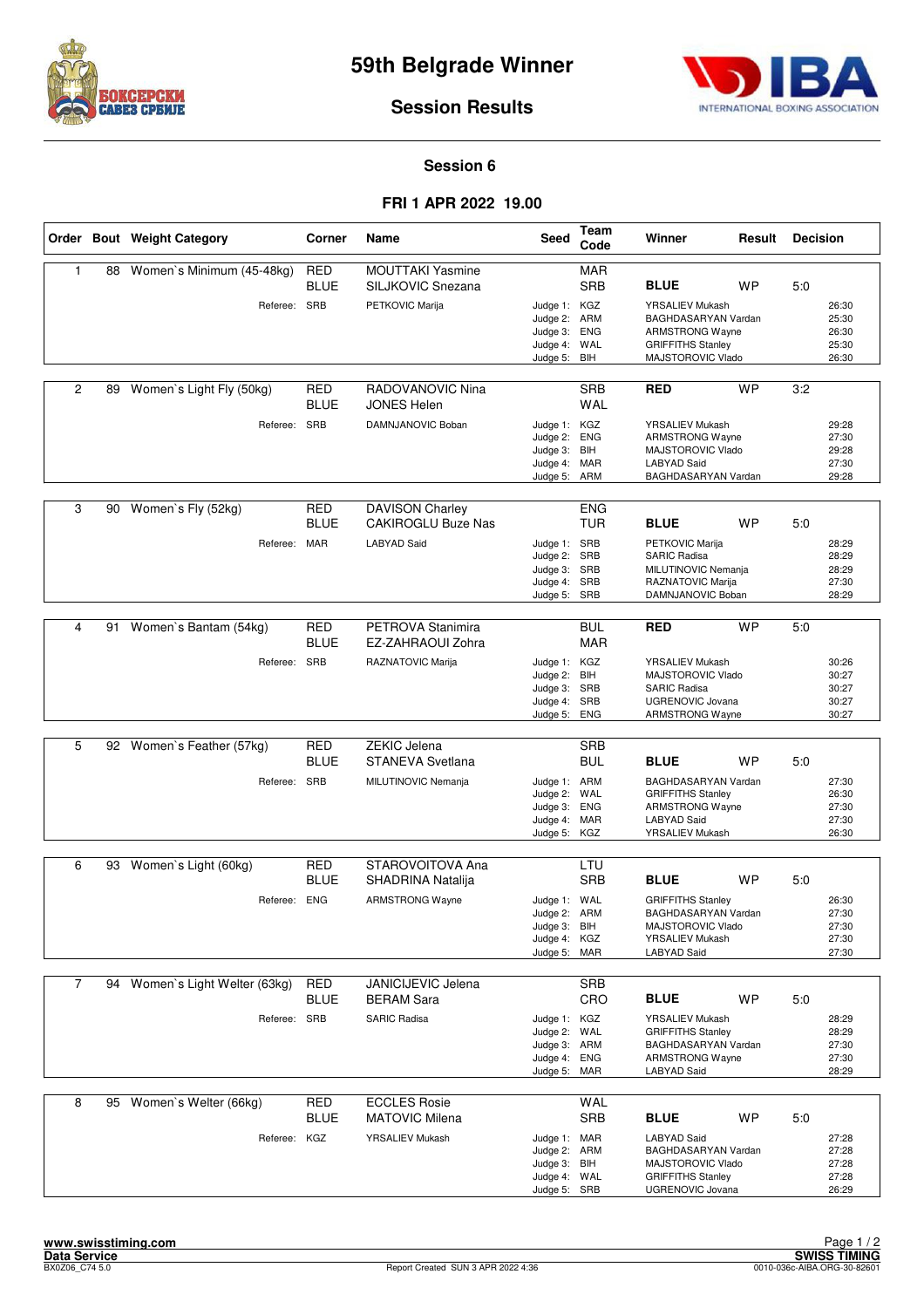# 59th Belgrade Winner

## Session Results

### Session 6

### FRI 1 APR 2022 19.00

| Order | Bout | Weight Category | Corner | Name | Seed | Team Code | Winner | Result | Decision |
|---|---|---|---|---|---|---|---|---|---|
| 1 | 88 | Women`s Minimum (45-48kg) | RED | MOUTTAKI Yasmine | | MAR | | | |
| | | | BLUE | SILJKOVIC Snezana | | SRB | **BLUE** | WP | 5:0 |
| | | Referee: | SRB | PETKOVIC Marija | Judge 1: | KGZ | YRSALIEV Mukash | | 26:30 |
| | | | | | Judge 2: | ARM | BAGHDASARYAN Vardan | | 25:30 |
| | | | | | Judge 3: | ENG | ARMSTRONG Wayne | | 26:30 |
| | | | | | Judge 4: | WAL | GRIFFITHS Stanley | | 25:30 |
| | | | | | Judge 5: | BIH | MAJSTOROVIC Vlado | | 26:30 |
| 2 | 89 | Women`s Light Fly (50kg) | RED | RADOVANOVIC Nina | | SRB | **RED** | WP | 3:2 |
| | | | BLUE | JONES Helen | | WAL | | | |
| | | Referee: | SRB | DAMNJANOVIC Boban | Judge 1: | KGZ | YRSALIEV Mukash | | 29:28 |
| | | | | | Judge 2: | ENG | ARMSTRONG Wayne | | 27:30 |
| | | | | | Judge 3: | BIH | MAJSTOROVIC Vlado | | 29:28 |
| | | | | | Judge 4: | MAR | LABYAD Said | | 27:30 |
| | | | | | Judge 5: | ARM | BAGHDASARYAN Vardan | | 29:28 |
| 3 | 90 | Women`s Fly (52kg) | RED | DAVISON Charley | | ENG | | | |
| | | | BLUE | CAKIROGLU Buze Nas | | TUR | **BLUE** | WP | 5:0 |
| | | Referee: | MAR | LABYAD Said | Judge 1: | SRB | PETKOVIC Marija | | 28:29 |
| | | | | | Judge 2: | SRB | SARIC Radisa | | 28:29 |
| | | | | | Judge 3: | SRB | MILUTINOVIC Nemanja | | 28:29 |
| | | | | | Judge 4: | SRB | RAZNATOVIC Marija | | 27:30 |
| | | | | | Judge 5: | SRB | DAMNJANOVIC Boban | | 28:29 |
| 4 | 91 | Women`s Bantam (54kg) | RED | PETROVA Stanimira | | BUL | **RED** | WP | 5:0 |
| | | | BLUE | EZ-ZAHRAOUI Zohra | | MAR | | | |
| | | Referee: | SRB | RAZNATOVIC Marija | Judge 1: | KGZ | YRSALIEV Mukash | | 30:26 |
| | | | | | Judge 2: | BIH | MAJSTOROVIC Vlado | | 30:27 |
| | | | | | Judge 3: | SRB | SARIC Radisa | | 30:27 |
| | | | | | Judge 4: | SRB | UGRENOVIC Jovana | | 30:27 |
| | | | | | Judge 5: | ENG | ARMSTRONG Wayne | | 30:27 |
| 5 | 92 | Women`s Feather (57kg) | RED | ZEKIC Jelena | | SRB | | | |
| | | | BLUE | STANEVA Svetlana | | BUL | **BLUE** | WP | 5:0 |
| | | Referee: | SRB | MILUTINOVIC Nemanja | Judge 1: | ARM | BAGHDASARYAN Vardan | | 27:30 |
| | | | | | Judge 2: | WAL | GRIFFITHS Stanley | | 26:30 |
| | | | | | Judge 3: | ENG | ARMSTRONG Wayne | | 27:30 |
| | | | | | Judge 4: | MAR | LABYAD Said | | 27:30 |
| | | | | | Judge 5: | KGZ | YRSALIEV Mukash | | 26:30 |
| 6 | 93 | Women`s Light (60kg) | RED | STAROVOITOVA Ana | | LTU | | | |
| | | | BLUE | SHADRINA Natalija | | SRB | **BLUE** | WP | 5:0 |
| | | Referee: | ENG | ARMSTRONG Wayne | Judge 1: | WAL | GRIFFITHS Stanley | | 26:30 |
| | | | | | Judge 2: | ARM | BAGHDASARYAN Vardan | | 27:30 |
| | | | | | Judge 3: | BIH | MAJSTOROVIC Vlado | | 27:30 |
| | | | | | Judge 4: | KGZ | YRSALIEV Mukash | | 27:30 |
| | | | | | Judge 5: | MAR | LABYAD Said | | 27:30 |
| 7 | 94 | Women`s Light Welter (63kg) | RED | JANICIJEVIC Jelena | | SRB | | | |
| | | | BLUE | BERAM Sara | | CRO | **BLUE** | WP | 5:0 |
| | | Referee: | SRB | SARIC Radisa | Judge 1: | KGZ | YRSALIEV Mukash | | 28:29 |
| | | | | | Judge 2: | WAL | GRIFFITHS Stanley | | 28:29 |
| | | | | | Judge 3: | ARM | BAGHDASARYAN Vardan | | 27:30 |
| | | | | | Judge 4: | ENG | ARMSTRONG Wayne | | 27:30 |
| | | | | | Judge 5: | MAR | LABYAD Said | | 28:29 |
| 8 | 95 | Women`s Welter (66kg) | RED | ECCLES Rosie | | WAL | | | |
| | | | BLUE | MATOVIC Milena | | SRB | **BLUE** | WP | 5:0 |
| | | Referee: | KGZ | YRSALIEV Mukash | Judge 1: | MAR | LABYAD Said | | 27:28 |
| | | | | | Judge 2: | ARM | BAGHDASARYAN Vardan | | 27:28 |
| | | | | | Judge 3: | BIH | MAJSTOROVIC Vlado | | 27:28 |
| | | | | | Judge 4: | WAL | GRIFFITHS Stanley | | 27:28 |
| | | | | | Judge 5: | SRB | UGRENOVIC Jovana | | 26:29 |

www.swisstiming.com
Data Service
BX0Z06_C74 5.0 Report Created SUN 3 APR 2022 4:36
SWISS TIMING
0010-036c-AIBA.ORG-30-82601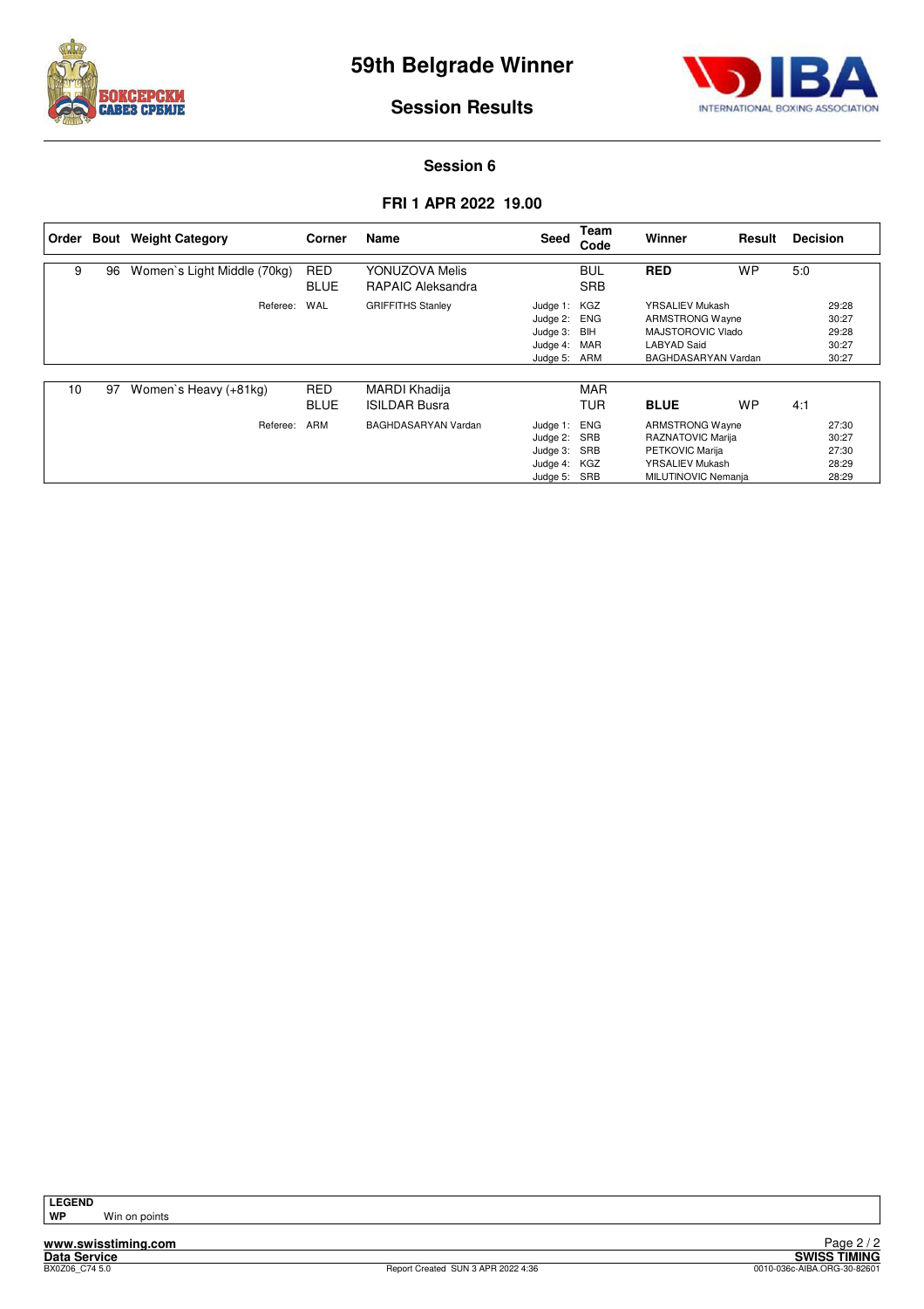# 59th Belgrade Winner

## Session Results

### Session 6

### FRI 1 APR 2022 19.00

| Order | Bout | Weight Category | Corner | Name | Seed | Team Code | Winner | Result | Decision |
|---|---|---|---|---|---|---|---|---|---|
| 9 | 96 | Women`s Light Middle (70kg) | RED | YONUZOVA Melis | | BUL | **RED** | WP | 5:0 |
| | | | BLUE | RAPAIC Aleksandra | | SRB | | | |
| | | Referee: | WAL | GRIFFITHS Stanley | Judge 1: | KGZ | YRSALIEV Mukash | | 29:28 |
| | | | | | Judge 2: | ENG | ARMSTRONG Wayne | | 30:27 |
| | | | | | Judge 3: | BIH | MAJSTOROVIC Vlado | | 29:28 |
| | | | | | Judge 4: | MAR | LABYAD Said | | 30:27 |
| | | | | | Judge 5: | ARM | BAGHDASARYAN Vardan | | 30:27 |
| 10 | 97 | Women`s Heavy (+81kg) | RED | MARDI Khadija | | MAR | | | |
| | | | BLUE | ISILDAR Busra | | TUR | **BLUE** | WP | 4:1 |
| | | Referee: | ARM | BAGHDASARYAN Vardan | Judge 1: | ENG | ARMSTRONG Wayne | | 27:30 |
| | | | | | Judge 2: | SRB | RAZNATOVIC Marija | | 30:27 |
| | | | | | Judge 3: | SRB | PETKOVIC Marija | | 27:30 |
| | | | | | Judge 4: | KGZ | YRSALIEV Mukash | | 28:29 |
| | | | | | Judge 5: | SRB | MILUTINOVIC Nemanja | | 28:29 |

**LEGEND**

**WP** Win on points

www.swisstiming.com
Data Service
BX0Z06_C74 5.0

Report Created SUN 3 APR 2022 4:36

SWISS TIMING
0010-036c-AIBA.ORG-30-82601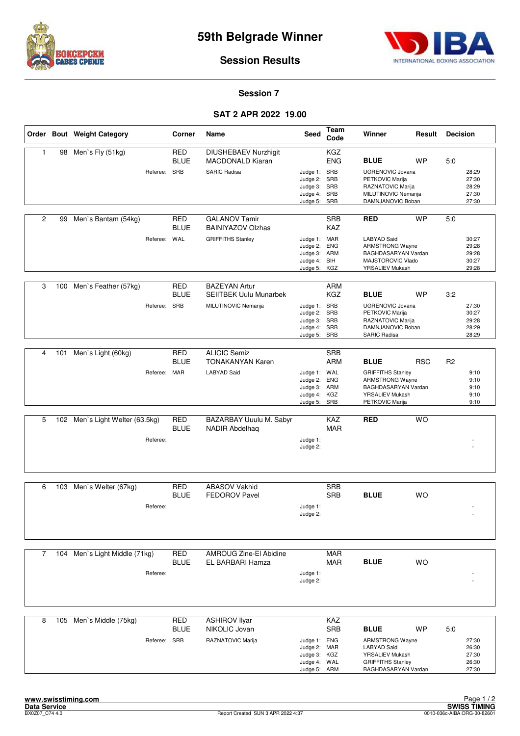# 59th Belgrade Winner

## Session Results

### Session 7

### SAT 2 APR 2022 19.00

| Order | Bout | Weight Category | Corner | Name | Seed | Team Code | Winner | Result | Decision |
|---|---|---|---|---|---|---|---|---|---|
| 1 | 98 | Men`s Fly (51kg) | RED | DIUSHEBAEV Nurzhigit | | KGZ | | | |
| | | | BLUE | MACDONALD Kiaran | | ENG | **BLUE** | WP | 5:0 |
| | | Referee: | SRB | SARIC Radisa | Judge 1: | SRB | UGRENOVIC Jovana | | 28:29 |
| | | | | | Judge 2: | SRB | PETKOVIC Marija | | 27:30 |
| | | | | | Judge 3: | SRB | RAZNATOVIC Marija | | 28:29 |
| | | | | | Judge 4: | SRB | MILUTINOVIC Nemanja | | 27:30 |
| | | | | | Judge 5: | SRB | DAMNJANOVIC Boban | | 27:30 |
| 2 | 99 | Men`s Bantam (54kg) | RED | GALANOV Tamir | | SRB | **RED** | WP | 5:0 |
| | | | BLUE | BAINIYAZOV Olzhas | | KAZ | | | |
| | | Referee: | WAL | GRIFFITHS Stanley | Judge 1: | MAR | LABYAD Said | | 30:27 |
| | | | | | Judge 2: | ENG | ARMSTRONG Wayne | | 29:28 |
| | | | | | Judge 3: | ARM | BAGHDASARYAN Vardan | | 29:28 |
| | | | | | Judge 4: | BIH | MAJSTOROVIC Vlado | | 30:27 |
| | | | | | Judge 5: | KGZ | YRSALIEV Mukash | | 29:28 |
| 3 | 100 | Men`s Feather (57kg) | RED | BAZEYAN Artur | | ARM | | | |
| | | | BLUE | SEIITBEK Uulu Munarbek | | KGZ | **BLUE** | WP | 3:2 |
| | | Referee: | SRB | MILUTINOVIC Nemanja | Judge 1: | SRB | UGRENOVIC Jovana | | 27:30 |
| | | | | | Judge 2: | SRB | PETKOVIC Marija | | 30:27 |
| | | | | | Judge 3: | SRB | RAZNATOVIC Marija | | 29:28 |
| | | | | | Judge 4: | SRB | DAMNJANOVIC Boban | | 28:29 |
| | | | | | Judge 5: | SRB | SARIC Radisa | | 28:29 |
| 4 | 101 | Men`s Light (60kg) | RED | ALICIC Semiz | | SRB | | | |
| | | | BLUE | TONAKANYAN Karen | | ARM | **BLUE** | RSC | R2 |
| | | Referee: | MAR | LABYAD Said | Judge 1: | WAL | GRIFFITHS Stanley | | 9:10 |
| | | | | | Judge 2: | ENG | ARMSTRONG Wayne | | 9:10 |
| | | | | | Judge 3: | ARM | BAGHDASARYAN Vardan | | 9:10 |
| | | | | | Judge 4: | KGZ | YRSALIEV Mukash | | 9:10 |
| | | | | | Judge 5: | SRB | PETKOVIC Marija | | 9:10 |
| 5 | 102 | Men`s Light Welter (63.5kg) | RED | BAZARBAY Uuulu M. Sabyr | | KAZ | **RED** | WO | |
| | | | BLUE | NADIR Abdelhaq | | MAR | | | |
| | | Referee: | | | Judge 1: | | | | - |
| | | | | | Judge 2: | | | | - |
| 6 | 103 | Men`s Welter (67kg) | RED | ABASOV Vakhid | | SRB | | | |
| | | | BLUE | FEDOROV Pavel | | SRB | **BLUE** | WO | |
| | | Referee: | | | Judge 1: | | | | - |
| | | | | | Judge 2: | | | | - |
| 7 | 104 | Men`s Light Middle (71kg) | RED | AMROUG Zine-El Abidine | | MAR | | | |
| | | | BLUE | EL BARBARI Hamza | | MAR | **BLUE** | WO | |
| | | Referee: | | | Judge 1: | | | | - |
| | | | | | Judge 2: | | | | - |
| 8 | 105 | Men`s Middle (75kg) | RED | ASHIROV Ilyar | | KAZ | | | |
| | | | BLUE | NIKOLIC Jovan | | SRB | **BLUE** | WP | 5:0 |
| | | Referee: | SRB | RAZNATOVIC Marija | Judge 1: | ENG | ARMSTRONG Wayne | | 27:30 |
| | | | | | Judge 2: | MAR | LABYAD Said | | 26:30 |
| | | | | | Judge 3: | KGZ | YRSALIEV Mukash | | 27:30 |
| | | | | | Judge 4: | WAL | GRIFFITHS Stanley | | 26:30 |
| | | | | | Judge 5: | ARM | BAGHDASARYAN Vardan | | 27:30 |

www.swisstiming.com
Data Service — SWISS TIMING
BX0Z07_C74 4.0 — Report Created SUN 3 APR 2022 4:37 — 0010-036c-AIBA.ORG-30-82601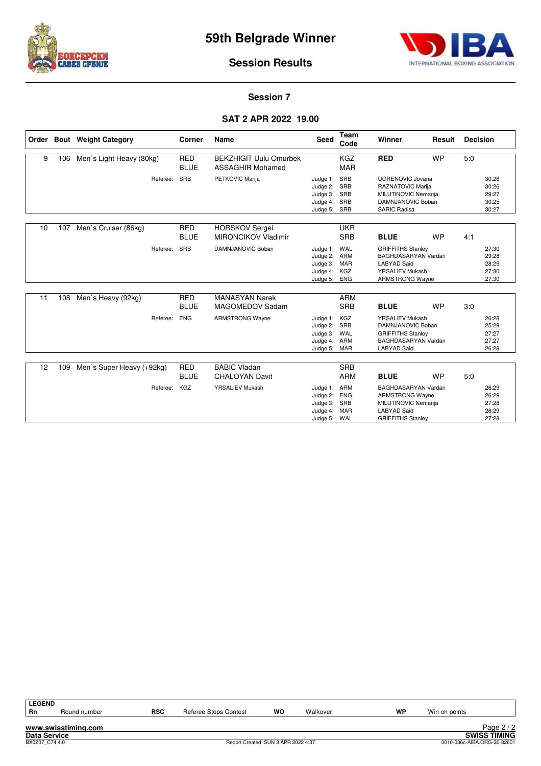# 59th Belgrade Winner

## Session Results

### Session 7

### SAT 2 APR 2022 19.00

| Order | Bout | Weight Category | Corner | Name | Seed | Team Code | Winner | Result | Decision |
|---|---|---|---|---|---|---|---|---|---|
| 9 | 106 | Men`s Light Heavy (80kg) | RED | BEKZHIGIT Uulu Omurbek | | KGZ | **RED** | WP | 5:0 |
| | | | BLUE | ASSAGHIR Mohamed | | MAR | | | |
| | | Referee: | SRB | PETKOVIC Marija | Judge 1: | SRB | UGRENOVIC Jovana | | 30:26 |
| | | | | | Judge 2: | SRB | RAZNATOVIC Marija | | 30:26 |
| | | | | | Judge 3: | SRB | MILUTINOVIC Nemanja | | 29:27 |
| | | | | | Judge 4: | SRB | DAMNJANOVIC Boban | | 30:25 |
| | | | | | Judge 5: | SRB | SARIC Radisa | | 30:27 |
| 10 | 107 | Men`s Cruiser (86kg) | RED | HORSKOV Sergei | | UKR | | | |
| | | | BLUE | MIRONCIKOV Vladimir | | SRB | **BLUE** | WP | 4:1 |
| | | Referee: | SRB | DAMNJANOVIC Boban | Judge 1: | WAL | GRIFFITHS Stanley | | 27:30 |
| | | | | | Judge 2: | ARM | BAGHDASARYAN Vardan | | 29:28 |
| | | | | | Judge 3: | MAR | LABYAD Said | | 28:29 |
| | | | | | Judge 4: | KGZ | YRSALIEV Mukash | | 27:30 |
| | | | | | Judge 5: | ENG | ARMSTRONG Wayne | | 27:30 |
| 11 | 108 | Men`s Heavy (92kg) | RED | MANASYAN Narek | | ARM | | | |
| | | | BLUE | MAGOMEDOV Sadam | | SRB | **BLUE** | WP | 3:0 |
| | | Referee: | ENG | ARMSTRONG Wayne | Judge 1: | KGZ | YRSALIEV Mukash | | 26:28 |
| | | | | | Judge 2: | SRB | DAMNJANOVIC Boban | | 25:29 |
| | | | | | Judge 3: | WAL | GRIFFITHS Stanley | | 27:27 |
| | | | | | Judge 4: | ARM | BAGHDASARYAN Vardan | | 27:27 |
| | | | | | Judge 5: | MAR | LABYAD Said | | 26:28 |
| 12 | 109 | Men`s Super Heavy (+92kg) | RED | BABIC Vladan | | SRB | | | |
| | | | BLUE | CHALOYAN Davit | | ARM | **BLUE** | WP | 5:0 |
| | | Referee: | KGZ | YRSALIEV Mukash | Judge 1: | ARM | BAGHDASARYAN Vardan | | 26:29 |
| | | | | | Judge 2: | ENG | ARMSTRONG Wayne | | 26:29 |
| | | | | | Judge 3: | SRB | MILUTINOVIC Nemanja | | 27:28 |
| | | | | | Judge 4: | MAR | LABYAD Said | | 26:29 |
| | | | | | Judge 5: | WAL | GRIFFITHS Stanley | | 27:28 |

**LEGEND**

| Rn | Round number | RSC | Referee Stops Contest | WO | Walkover | WP | Win on points |
|---|---|---|---|---|---|---|---|

www.swisstiming.com
Data Service
BX0Z07_C74 4.0
Report Created SUN 3 APR 2022 4:37
SWISS TIMING
0010-036c-AIBA.ORG-30-82601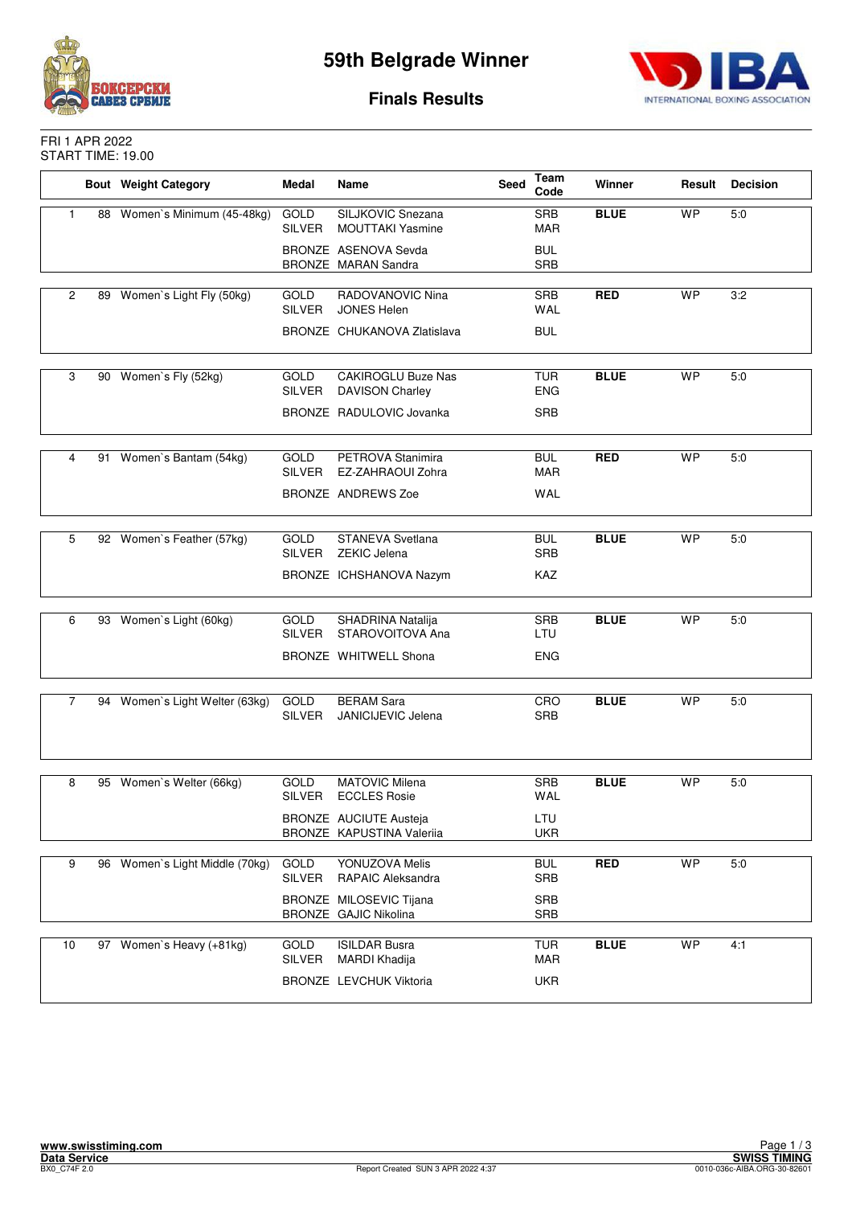# 59th Belgrade Winner

## Finals Results

FRI 1 APR 2022
START TIME: 19.00

| | Bout | Weight Category | Medal | Name | Seed | Team Code | Winner | Result | Decision |
|---|---|---|---|---|---|---|---|---|---|
| 1 | 88 | Women`s Minimum (45-48kg) | GOLD | SILJKOVIC Snezana | | SRB | **BLUE** | WP | 5:0 |
| | | | SILVER | MOUTTAKI Yasmine | | MAR | | | |
| | | | BRONZE | ASENOVA Sevda | | BUL | | | |
| | | | BRONZE | MARAN Sandra | | SRB | | | |
| 2 | 89 | Women`s Light Fly (50kg) | GOLD | RADOVANOVIC Nina | | SRB | **RED** | WP | 3:2 |
| | | | SILVER | JONES Helen | | WAL | | | |
| | | | BRONZE | CHUKANOVA Zlatislava | | BUL | | | |
| 3 | 90 | Women`s Fly (52kg) | GOLD | CAKIROGLU Buze Nas | | TUR | **BLUE** | WP | 5:0 |
| | | | SILVER | DAVISON Charley | | ENG | | | |
| | | | BRONZE | RADULOVIC Jovanka | | SRB | | | |
| 4 | 91 | Women`s Bantam (54kg) | GOLD | PETROVA Stanimira | | BUL | **RED** | WP | 5:0 |
| | | | SILVER | EZ-ZAHRAOUI Zohra | | MAR | | | |
| | | | BRONZE | ANDREWS Zoe | | WAL | | | |
| 5 | 92 | Women`s Feather (57kg) | GOLD | STANEVA Svetlana | | BUL | **BLUE** | WP | 5:0 |
| | | | SILVER | ZEKIC Jelena | | SRB | | | |
| | | | BRONZE | ICHSHANOVA Nazym | | KAZ | | | |
| 6 | 93 | Women`s Light (60kg) | GOLD | SHADRINA Natalija | | SRB | **BLUE** | WP | 5:0 |
| | | | SILVER | STAROVOITOVA Ana | | LTU | | | |
| | | | BRONZE | WHITWELL Shona | | ENG | | | |
| 7 | 94 | Women`s Light Welter (63kg) | GOLD | BERAM Sara | | CRO | **BLUE** | WP | 5:0 |
| | | | SILVER | JANICIJEVIC Jelena | | SRB | | | |
| 8 | 95 | Women`s Welter (66kg) | GOLD | MATOVIC Milena | | SRB | **BLUE** | WP | 5:0 |
| | | | SILVER | ECCLES Rosie | | WAL | | | |
| | | | BRONZE | AUCIUTE Austeja | | LTU | | | |
| | | | BRONZE | KAPUSTINA Valeriia | | UKR | | | |
| 9 | 96 | Women`s Light Middle (70kg) | GOLD | YONUZOVA Melis | | BUL | **RED** | WP | 5:0 |
| | | | SILVER | RAPAIC Aleksandra | | SRB | | | |
| | | | BRONZE | MILOSEVIC Tijana | | SRB | | | |
| | | | BRONZE | GAJIC Nikolina | | SRB | | | |
| 10 | 97 | Women`s Heavy (+81kg) | GOLD | ISILDAR Busra | | TUR | **BLUE** | WP | 4:1 |
| | | | SILVER | MARDI Khadija | | MAR | | | |
| | | | BRONZE | LEVCHUK Viktoria | | UKR | | | |

www.swisstiming.com
Data Service
BX0_C74F 2.0

Report Created SUN 3 APR 2022 4:37

SWISS TIMING
0010-036c-AIBA.ORG-30-82601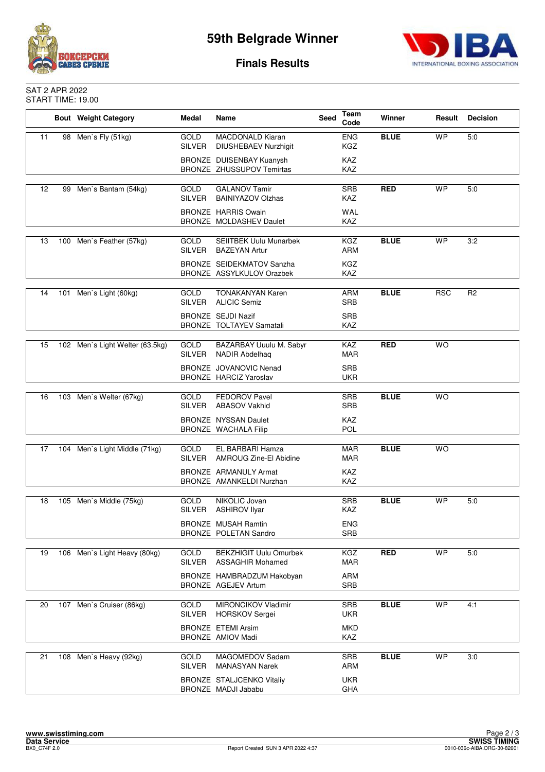# 59th Belgrade Winner

## Finals Results

SAT 2 APR 2022
START TIME: 19.00

| | Bout | Weight Category | Medal | Name | Seed | Team Code | Winner | Result | Decision |
|---|---|---|---|---|---|---|---|---|---|
| 11 | 98 | Men`s Fly (51kg) | GOLD | MACDONALD Kiaran | | ENG | **BLUE** | WP | 5:0 |
| | | | SILVER | DIUSHEBAEV Nurzhigit | | KGZ | | | |
| | | | BRONZE | DUISENBAY Kuanysh | | KAZ | | | |
| | | | BRONZE | ZHUSSUPOV Temirtas | | KAZ | | | |
| 12 | 99 | Men`s Bantam (54kg) | GOLD | GALANOV Tamir | | SRB | **RED** | WP | 5:0 |
| | | | SILVER | BAINIYAZOV Olzhas | | KAZ | | | |
| | | | BRONZE | HARRIS Owain | | WAL | | | |
| | | | BRONZE | MOLDASHEV Daulet | | KAZ | | | |
| 13 | 100 | Men`s Feather (57kg) | GOLD | SEIITBEK Uulu Munarbek | | KGZ | **BLUE** | WP | 3:2 |
| | | | SILVER | BAZEYAN Artur | | ARM | | | |
| | | | BRONZE | SEIDEKMATOV Sanzha | | KGZ | | | |
| | | | BRONZE | ASSYLKULOV Orazbek | | KAZ | | | |
| 14 | 101 | Men`s Light (60kg) | GOLD | TONAKANYAN Karen | | ARM | **BLUE** | RSC | R2 |
| | | | SILVER | ALICIC Semiz | | SRB | | | |
| | | | BRONZE | SEJDI Nazif | | SRB | | | |
| | | | BRONZE | TOLTAYEV Samatali | | KAZ | | | |
| 15 | 102 | Men`s Light Welter (63.5kg) | GOLD | BAZARBAY Uuulu M. Sabyr | | KAZ | **RED** | WO | |
| | | | SILVER | NADIR Abdelhaq | | MAR | | | |
| | | | BRONZE | JOVANOVIC Nenad | | SRB | | | |
| | | | BRONZE | HARCIZ Yaroslav | | UKR | | | |
| 16 | 103 | Men`s Welter (67kg) | GOLD | FEDOROV Pavel | | SRB | **BLUE** | WO | |
| | | | SILVER | ABASOV Vakhid | | SRB | | | |
| | | | BRONZE | NYSSAN Daulet | | KAZ | | | |
| | | | BRONZE | WACHALA Filip | | POL | | | |
| 17 | 104 | Men`s Light Middle (71kg) | GOLD | EL BARBARI Hamza | | MAR | **BLUE** | WO | |
| | | | SILVER | AMROUG Zine-El Abidine | | MAR | | | |
| | | | BRONZE | ARMANULY Armat | | KAZ | | | |
| | | | BRONZE | AMANKELDI Nurzhan | | KAZ | | | |
| 18 | 105 | Men`s Middle (75kg) | GOLD | NIKOLIC Jovan | | SRB | **BLUE** | WP | 5:0 |
| | | | SILVER | ASHIROV Ilyar | | KAZ | | | |
| | | | BRONZE | MUSAH Ramtin | | ENG | | | |
| | | | BRONZE | POLETAN Sandro | | SRB | | | |
| 19 | 106 | Men`s Light Heavy (80kg) | GOLD | BEKZHIGIT Uulu Omurbek | | KGZ | **RED** | WP | 5:0 |
| | | | SILVER | ASSAGHIR Mohamed | | MAR | | | |
| | | | BRONZE | HAMBRADZUM Hakobyan | | ARM | | | |
| | | | BRONZE | AGEJEV Artum | | SRB | | | |
| 20 | 107 | Men`s Cruiser (86kg) | GOLD | MIRONCIKOV Vladimir | | SRB | **BLUE** | WP | 4:1 |
| | | | SILVER | HORSKOV Sergei | | UKR | | | |
| | | | BRONZE | ETEMI Arsim | | MKD | | | |
| | | | BRONZE | AMIOV Madi | | KAZ | | | |
| 21 | 108 | Men`s Heavy (92kg) | GOLD | MAGOMEDOV Sadam | | SRB | **BLUE** | WP | 3:0 |
| | | | SILVER | MANASYAN Narek | | ARM | | | |
| | | | BRONZE | STALJCENKO Vitaliy | | UKR | | | |
| | | | BRONZE | MADJI Jababu | | GHA | | | |

Report Created SUN 3 APR 2022 4:37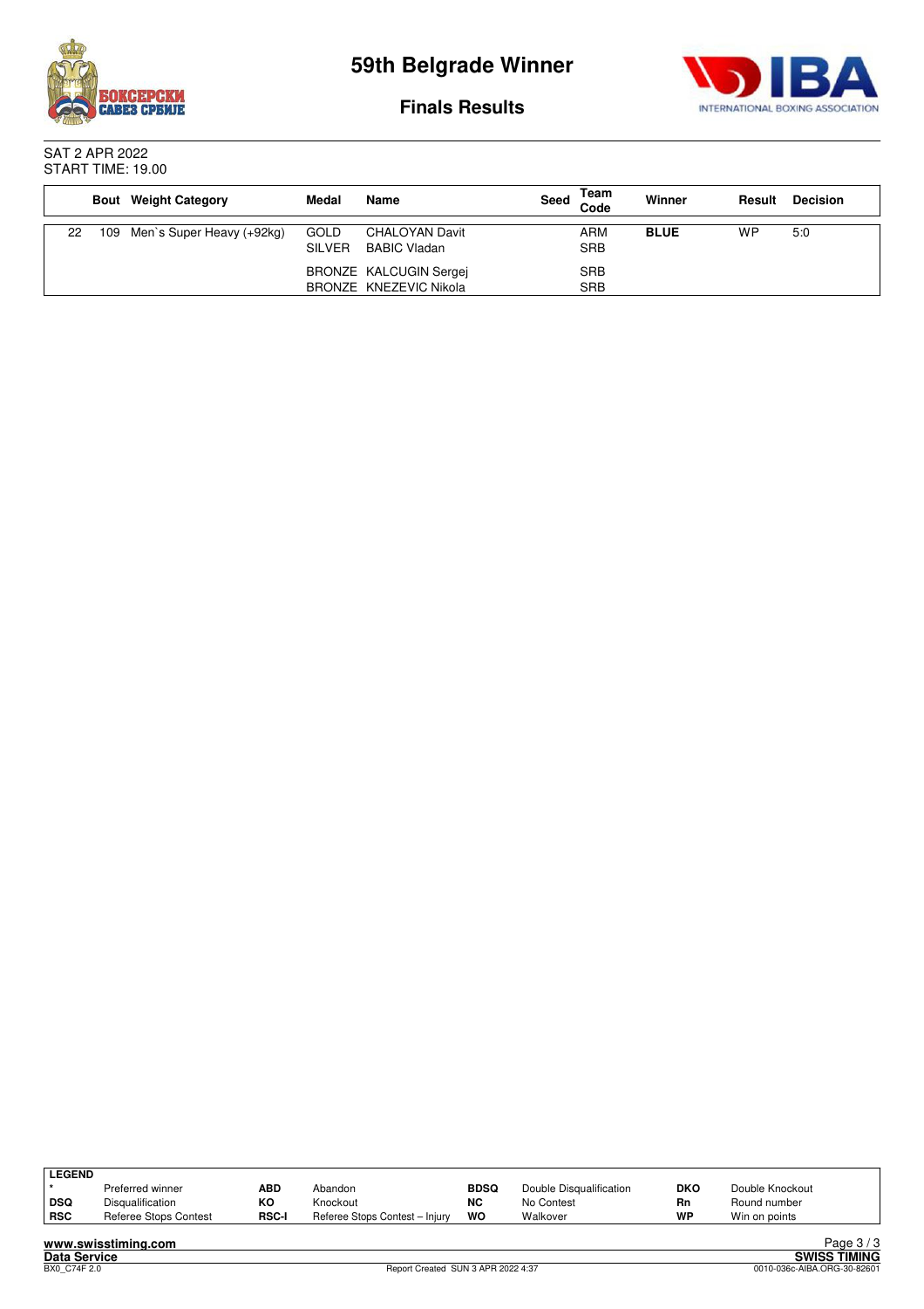# 59th Belgrade Winner

## Finals Results

SAT 2 APR 2022
START TIME: 19.00

| | Bout | Weight Category | Medal | Name | Seed | Team Code | Winner | Result | Decision |
|---|---|---|---|---|---|---|---|---|---|
| 22 | 109 | Men`s Super Heavy (+92kg) | GOLD | CHALOYAN Davit | | ARM | **BLUE** | WP | 5:0 |
| | | | SILVER | BABIC Vladan | | SRB | | | |
| | | | BRONZE | KALCUGIN Sergej | | SRB | | | |
| | | | BRONZE | KNEZEVIC Nikola | | SRB | | | |

| LEGEND | | | | | | | |
|---|---|---|---|---|---|---|---|
| * | Preferred winner | **ABD** | Abandon | **BDSQ** | Double Disqualification | **DKO** | Double Knockout |
| **DSQ** | Disqualification | **KO** | Knockout | **NC** | No Contest | **Rn** | Round number |
| **RSC** | Referee Stops Contest | **RSC-I** | Referee Stops Contest – Injury | **WO** | Walkover | **WP** | Win on points |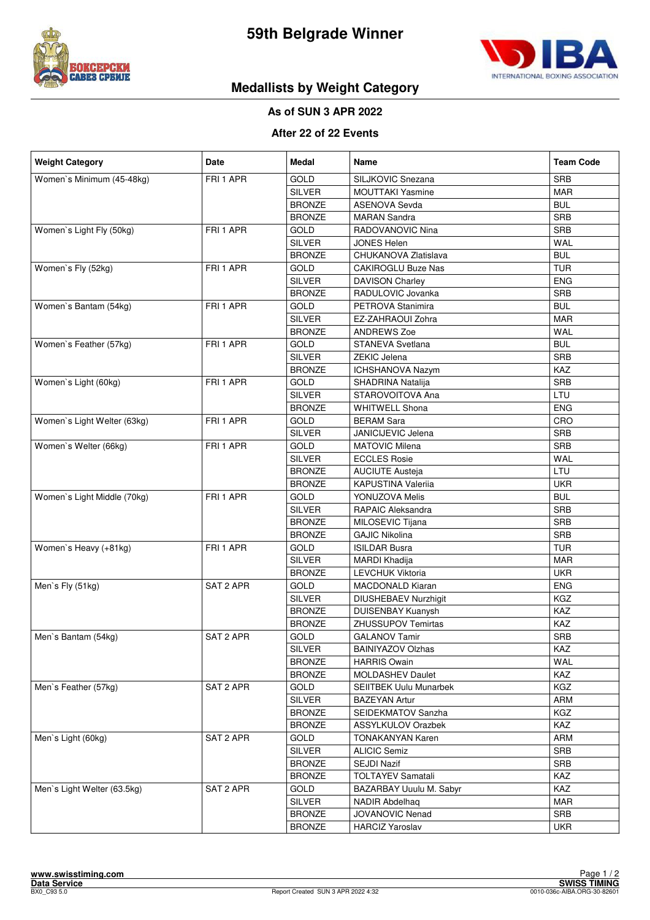# 59th Belgrade Winner

## Medallists by Weight Category

**As of SUN 3 APR 2022**

**After 22 of 22 Events**

| Weight Category | Date | Medal | Name | Team Code |
|---|---|---|---|---|
| Women`s Minimum (45-48kg) | FRI 1 APR | GOLD | SILJKOVIC Snezana | SRB |
| | | SILVER | MOUTTAKI Yasmine | MAR |
| | | BRONZE | ASENOVA Sevda | BUL |
| | | BRONZE | MARAN Sandra | SRB |
| Women`s Light Fly (50kg) | FRI 1 APR | GOLD | RADOVANOVIC Nina | SRB |
| | | SILVER | JONES Helen | WAL |
| | | BRONZE | CHUKANOVA Zlatislava | BUL |
| Women`s Fly (52kg) | FRI 1 APR | GOLD | CAKIROGLU Buze Nas | TUR |
| | | SILVER | DAVISON Charley | ENG |
| | | BRONZE | RADULOVIC Jovanka | SRB |
| Women`s Bantam (54kg) | FRI 1 APR | GOLD | PETROVA Stanimira | BUL |
| | | SILVER | EZ-ZAHRAOUI Zohra | MAR |
| | | BRONZE | ANDREWS Zoe | WAL |
| Women`s Feather (57kg) | FRI 1 APR | GOLD | STANEVA Svetlana | BUL |
| | | SILVER | ZEKIC Jelena | SRB |
| | | BRONZE | ICHSHANOVA Nazym | KAZ |
| Women`s Light (60kg) | FRI 1 APR | GOLD | SHADRINA Natalija | SRB |
| | | SILVER | STAROVOITOVA Ana | LTU |
| | | BRONZE | WHITWELL Shona | ENG |
| Women`s Light Welter (63kg) | FRI 1 APR | GOLD | BERAM Sara | CRO |
| | | SILVER | JANICIJEVIC Jelena | SRB |
| Women`s Welter (66kg) | FRI 1 APR | GOLD | MATOVIC Milena | SRB |
| | | SILVER | ECCLES Rosie | WAL |
| | | BRONZE | AUCIUTE Austeja | LTU |
| | | BRONZE | KAPUSTINA Valeriia | UKR |
| Women`s Light Middle (70kg) | FRI 1 APR | GOLD | YONUZOVA Melis | BUL |
| | | SILVER | RAPAIC Aleksandra | SRB |
| | | BRONZE | MILOSEVIC Tijana | SRB |
| | | BRONZE | GAJIC Nikolina | SRB |
| Women`s Heavy (+81kg) | FRI 1 APR | GOLD | ISILDAR Busra | TUR |
| | | SILVER | MARDI Khadija | MAR |
| | | BRONZE | LEVCHUK Viktoria | UKR |
| Men`s Fly (51kg) | SAT 2 APR | GOLD | MACDONALD Kiaran | ENG |
| | | SILVER | DIUSHEBAEV Nurzhigit | KGZ |
| | | BRONZE | DUISENBAY Kuanysh | KAZ |
| | | BRONZE | ZHUSSUPOV Temirtas | KAZ |
| Men`s Bantam (54kg) | SAT 2 APR | GOLD | GALANOV Tamir | SRB |
| | | SILVER | BAINIYAZOV Olzhas | KAZ |
| | | BRONZE | HARRIS Owain | WAL |
| | | BRONZE | MOLDASHEV Daulet | KAZ |
| Men`s Feather (57kg) | SAT 2 APR | GOLD | SEIITBEK Uulu Munarbek | KGZ |
| | | SILVER | BAZEYAN Artur | ARM |
| | | BRONZE | SEIDEKMATOV Sanzha | KGZ |
| | | BRONZE | ASSYLKULOV Orazbek | KAZ |
| Men`s Light (60kg) | SAT 2 APR | GOLD | TONAKANYAN Karen | ARM |
| | | SILVER | ALICIC Semiz | SRB |
| | | BRONZE | SEJDI Nazif | SRB |
| | | BRONZE | TOLTAYEV Samatali | KAZ |
| Men`s Light Welter (63.5kg) | SAT 2 APR | GOLD | BAZARBAY Uuulu M. Sabyr | KAZ |
| | | SILVER | NADIR Abdelhaq | MAR |
| | | BRONZE | JOVANOVIC Nenad | SRB |
| | | BRONZE | HARCIZ Yaroslav | UKR |

www.swisstiming.com
Data Service
BX0_C93 5.0

Report Created SUN 3 APR 2022 4:32

SWISS TIMING
0010-036c-AIBA.ORG-30-82601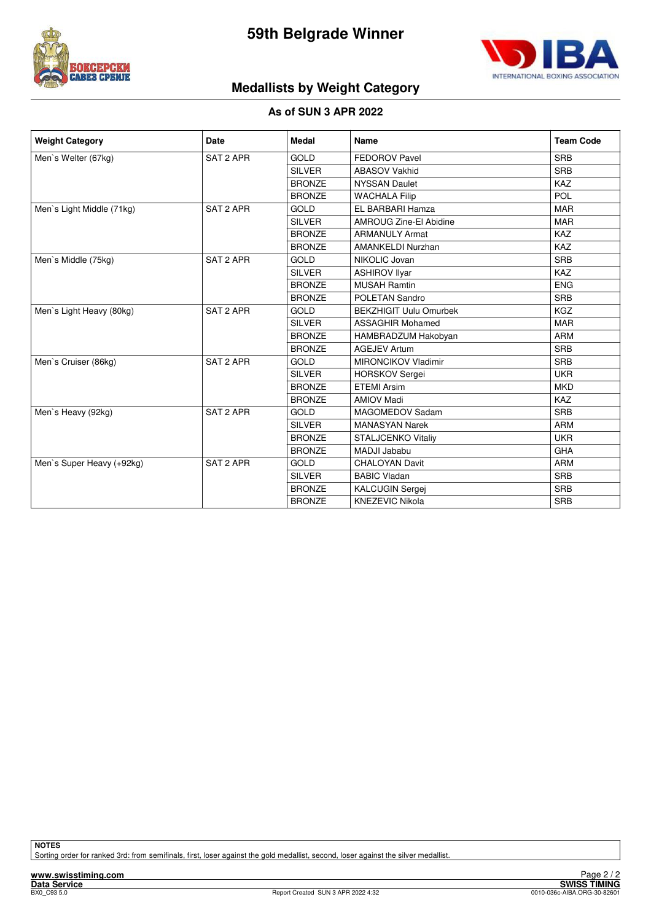# 59th Belgrade Winner

## Medallists by Weight Category

### As of SUN 3 APR 2022

| Weight Category | Date | Medal | Name | Team Code |
|---|---|---|---|---|
| Men`s Welter (67kg) | SAT 2 APR | GOLD | FEDOROV Pavel | SRB |
| | | SILVER | ABASOV Vakhid | SRB |
| | | BRONZE | NYSSAN Daulet | KAZ |
| | | BRONZE | WACHALA Filip | POL |
| Men`s Light Middle (71kg) | SAT 2 APR | GOLD | EL BARBARI Hamza | MAR |
| | | SILVER | AMROUG Zine-El Abidine | MAR |
| | | BRONZE | ARMANULY Armat | KAZ |
| | | BRONZE | AMANKELDI Nurzhan | KAZ |
| Men`s Middle (75kg) | SAT 2 APR | GOLD | NIKOLIC Jovan | SRB |
| | | SILVER | ASHIROV Ilyar | KAZ |
| | | BRONZE | MUSAH Ramtin | ENG |
| | | BRONZE | POLETAN Sandro | SRB |
| Men`s Light Heavy (80kg) | SAT 2 APR | GOLD | BEKZHIGIT Uulu Omurbek | KGZ |
| | | SILVER | ASSAGHIR Mohamed | MAR |
| | | BRONZE | HAMBRADZUM Hakobyan | ARM |
| | | BRONZE | AGEJEV Artum | SRB |
| Men`s Cruiser (86kg) | SAT 2 APR | GOLD | MIRONCIKOV Vladimir | SRB |
| | | SILVER | HORSKOV Sergei | UKR |
| | | BRONZE | ETEMI Arsim | MKD |
| | | BRONZE | AMIOV Madi | KAZ |
| Men`s Heavy (92kg) | SAT 2 APR | GOLD | MAGOMEDOV Sadam | SRB |
| | | SILVER | MANASYAN Narek | ARM |
| | | BRONZE | STALJCENKO Vitaliy | UKR |
| | | BRONZE | MADJI Jababu | GHA |
| Men`s Super Heavy (+92kg) | SAT 2 APR | GOLD | CHALOYAN Davit | ARM |
| | | SILVER | BABIC Vladan | SRB |
| | | BRONZE | KALCUGIN Sergej | SRB |
| | | BRONZE | KNEZEVIC Nikola | SRB |

**NOTES**

Sorting order for ranked 3rd: from semifinals, first, loser against the gold medallist, second, loser against the silver medallist.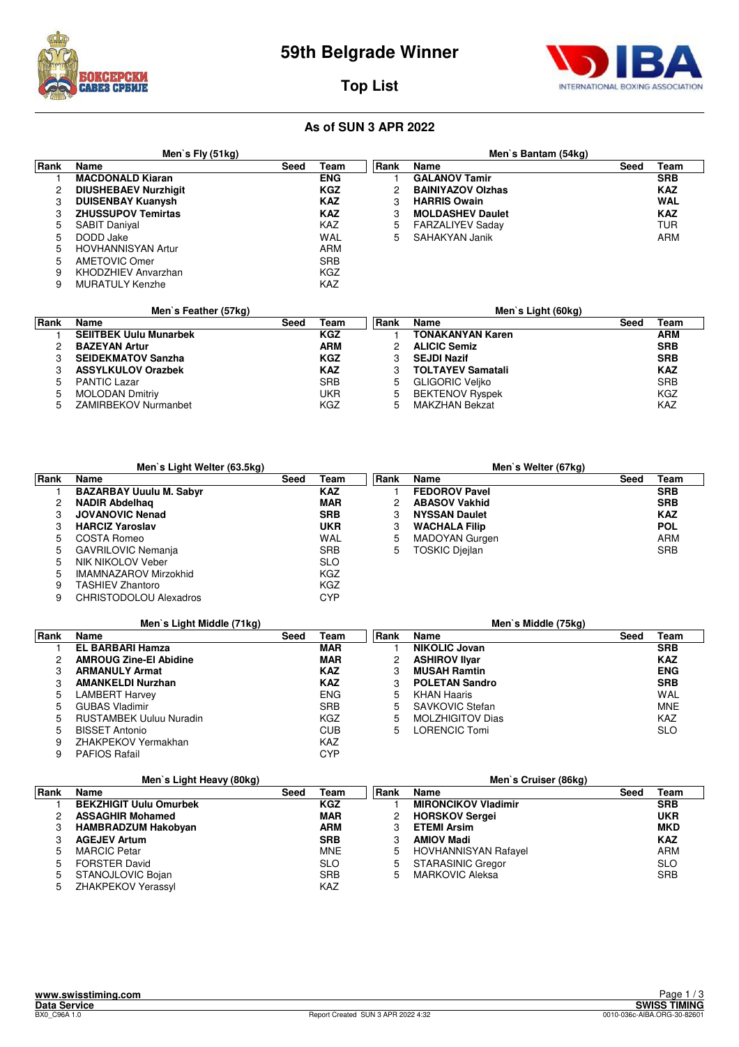# 59th Belgrade Winner

## Top List

### As of SUN 3 APR 2022

#### Men`s Fly (51kg)

| Rank | Name | Seed | Team |
|---|---|---|---|
| 1 | **MACDONALD Kiaran** | | **ENG** |
| 2 | **DIUSHEBAEV Nurzhigit** | | **KGZ** |
| 3 | **DUISENBAY Kuanysh** | | **KAZ** |
| 3 | **ZHUSSUPOV Temirtas** | | **KAZ** |
| 5 | SABIT Daniyal | | KAZ |
| 5 | DODD Jake | | WAL |
| 5 | HOVHANNISYAN Artur | | ARM |
| 5 | AMETOVIC Omer | | SRB |
| 9 | KHODZHIEV Anvarzhan | | KGZ |
| 9 | MURATULY Kenzhe | | KAZ |

#### Men`s Bantam (54kg)

| Rank | Name | Seed | Team |
|---|---|---|---|
| 1 | **GALANOV Tamir** | | **SRB** |
| 2 | **BAINIYAZOV Olzhas** | | **KAZ** |
| 3 | **HARRIS Owain** | | **WAL** |
| 3 | **MOLDASHEV Daulet** | | **KAZ** |
| 5 | FARZALIYEV Saday | | TUR |
| 5 | SAHAKYAN Janik | | ARM |

#### Men`s Feather (57kg)

| Rank | Name | Seed | Team |
|---|---|---|---|
| 1 | **SEIITBEK Uulu Munarbek** | | **KGZ** |
| 2 | **BAZEYAN Artur** | | **ARM** |
| 3 | **SEIDEKMATOV Sanzha** | | **KGZ** |
| 3 | **ASSYLKULOV Orazbek** | | **KAZ** |
| 5 | PANTIC Lazar | | SRB |
| 5 | MOLODAN Dmitriy | | UKR |
| 5 | ZAMIRBEKOV Nurmanbet | | KGZ |

#### Men`s Light (60kg)

| Rank | Name | Seed | Team |
|---|---|---|---|
| 1 | **TONAKANYAN Karen** | | **ARM** |
| 2 | **ALICIC Semiz** | | **SRB** |
| 3 | **SEJDI Nazif** | | **SRB** |
| 3 | **TOLTAYEV Samatali** | | **KAZ** |
| 5 | GLIGORIC Veljko | | SRB |
| 5 | BEKTENOV Ryspek | | KGZ |
| 5 | MAKZHAN Bekzat | | KAZ |

#### Men`s Light Welter (63.5kg)

| Rank | Name | Seed | Team |
|---|---|---|---|
| 1 | **BAZARBAY Uuulu M. Sabyr** | | **KAZ** |
| 2 | **NADIR Abdelhaq** | | **MAR** |
| 3 | **JOVANOVIC Nenad** | | **SRB** |
| 3 | **HARCIZ Yaroslav** | | **UKR** |
| 5 | COSTA Romeo | | WAL |
| 5 | GAVRILOVIC Nemanja | | SRB |
| 5 | NIK NIKOLOV Veber | | SLO |
| 5 | IMAMNAZAROV Mirzokhid | | KGZ |
| 9 | TASHIEV Zhantoro | | KGZ |
| 9 | CHRISTODOLOU Alexadros | | CYP |

#### Men`s Welter (67kg)

| Rank | Name | Seed | Team |
|---|---|---|---|
| 1 | **FEDOROV Pavel** | | **SRB** |
| 2 | **ABASOV Vakhid** | | **SRB** |
| 3 | **NYSSAN Daulet** | | **KAZ** |
| 3 | **WACHALA Filip** | | **POL** |
| 5 | MADOYAN Gurgen | | ARM |
| 5 | TOSKIC Djejlan | | SRB |

#### Men`s Light Middle (71kg)

| Rank | Name | Seed | Team |
|---|---|---|---|
| 1 | **EL BARBARI Hamza** | | **MAR** |
| 2 | **AMROUG Zine-El Abidine** | | **MAR** |
| 3 | **ARMANULY Armat** | | **KAZ** |
| 3 | **AMANKELDI Nurzhan** | | **KAZ** |
| 5 | LAMBERT Harvey | | ENG |
| 5 | GUBAS Vladimir | | SRB |
| 5 | RUSTAMBEK Uuluu Nuradin | | KGZ |
| 5 | BISSET Antonio | | CUB |
| 9 | ZHAKPEKOV Yermakhan | | KAZ |
| 9 | PAFIOS Rafail | | CYP |

#### Men`s Middle (75kg)

| Rank | Name | Seed | Team |
|---|---|---|---|
| 1 | **NIKOLIC Jovan** | | **SRB** |
| 2 | **ASHIROV Ilyar** | | **KAZ** |
| 3 | **MUSAH Ramtin** | | **ENG** |
| 3 | **POLETAN Sandro** | | **SRB** |
| 5 | KHAN Haaris | | WAL |
| 5 | SAVKOVIC Stefan | | MNE |
| 5 | MOLZHIGITOV Dias | | KAZ |
| 5 | LORENCIC Tomi | | SLO |

#### Men`s Light Heavy (80kg)

| Rank | Name | Seed | Team |
|---|---|---|---|
| 1 | **BEKZHIGIT Uulu Omurbek** | | **KGZ** |
| 2 | **ASSAGHIR Mohamed** | | **MAR** |
| 3 | **HAMBRADZUM Hakobyan** | | **ARM** |
| 3 | **AGEJEV Artum** | | **SRB** |
| 5 | MARCIC Petar | | MNE |
| 5 | FORSTER David | | SLO |
| 5 | STANOJLOVIC Bojan | | SRB |
| 5 | ZHAKPEKOV Yerassyl | | KAZ |

#### Men`s Cruiser (86kg)

| Rank | Name | Seed | Team |
|---|---|---|---|
| 1 | **MIRONCIKOV Vladimir** | | **SRB** |
| 2 | **HORSKOV Sergei** | | **UKR** |
| 3 | **ETEMI Arsim** | | **MKD** |
| 3 | **AMIOV Madi** | | **KAZ** |
| 5 | HOVHANNISYAN Rafayel | | ARM |
| 5 | STARASINIC Gregor | | SLO |
| 5 | MARKOVIC Aleksa | | SRB |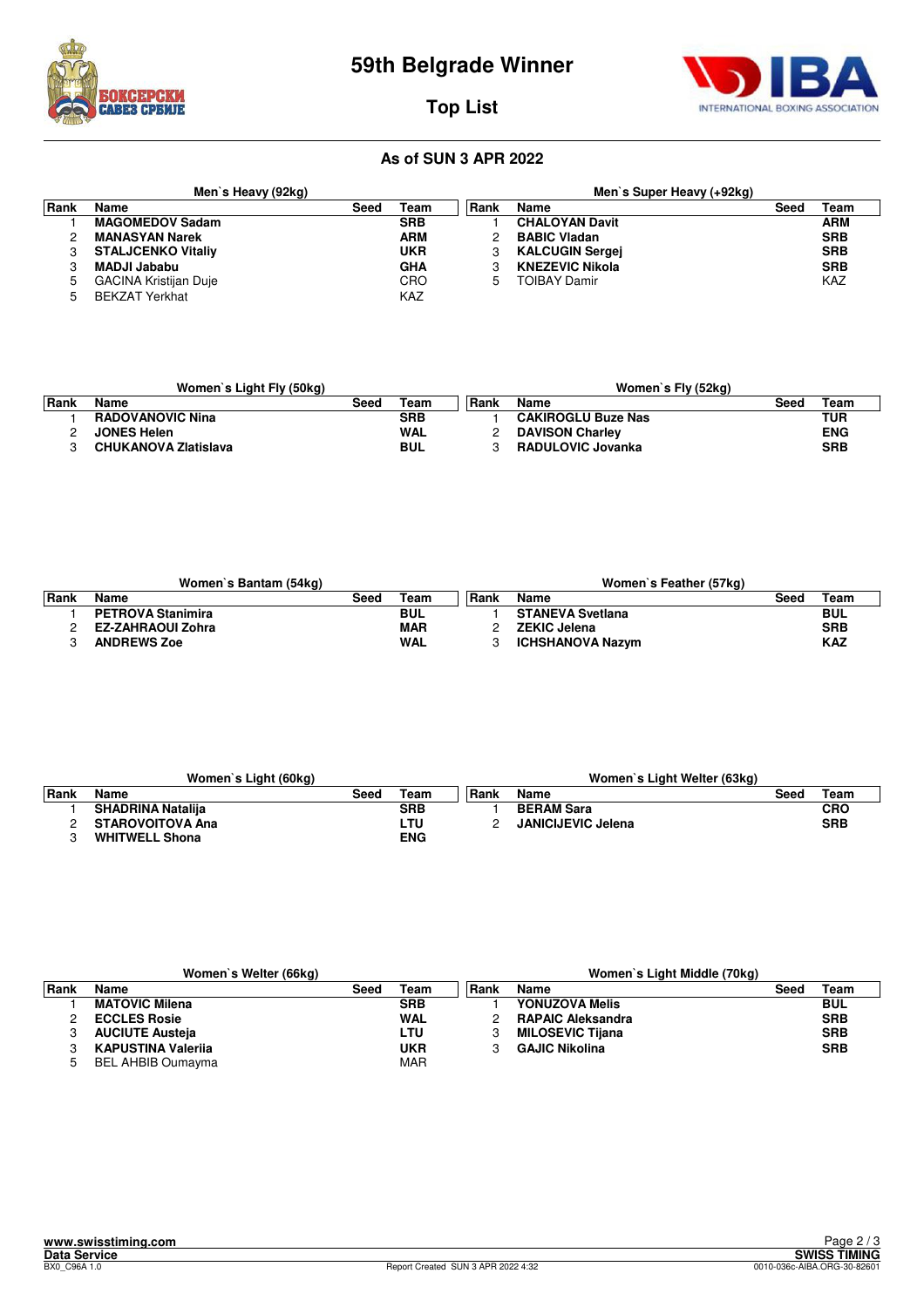# 59th Belgrade Winner

## Top List

### As of SUN 3 APR 2022

**Men`s Heavy (92kg)**

| Rank | Name | Seed | Team |
|---|---|---|---|
| 1 | **MAGOMEDOV Sadam** | | **SRB** |
| 2 | **MANASYAN Narek** | | **ARM** |
| 3 | **STALJCENKO Vitaliy** | | **UKR** |
| 3 | **MADJI Jababu** | | **GHA** |
| 5 | GACINA Kristijan Duje | | CRO |
| 5 | BEKZAT Yerkhat | | KAZ |

**Men`s Super Heavy (+92kg)**

| Rank | Name | Seed | Team |
|---|---|---|---|
| 1 | **CHALOYAN Davit** | | **ARM** |
| 2 | **BABIC Vladan** | | **SRB** |
| 3 | **KALCUGIN Sergej** | | **SRB** |
| 3 | **KNEZEVIC Nikola** | | **SRB** |
| 5 | TOIBAY Damir | | KAZ |

**Women`s Light Fly (50kg)**

| Rank | Name | Seed | Team |
|---|---|---|---|
| 1 | **RADOVANOVIC Nina** | | **SRB** |
| 2 | **JONES Helen** | | **WAL** |
| 3 | **CHUKANOVA Zlatislava** | | **BUL** |

**Women`s Fly (52kg)**

| Rank | Name | Seed | Team |
|---|---|---|---|
| 1 | **CAKIROGLU Buze Nas** | | **TUR** |
| 2 | **DAVISON Charley** | | **ENG** |
| 3 | **RADULOVIC Jovanka** | | **SRB** |

**Women`s Bantam (54kg)**

| Rank | Name | Seed | Team |
|---|---|---|---|
| 1 | **PETROVA Stanimira** | | **BUL** |
| 2 | **EZ-ZAHRAOUI Zohra** | | **MAR** |
| 3 | **ANDREWS Zoe** | | **WAL** |

**Women`s Feather (57kg)**

| Rank | Name | Seed | Team |
|---|---|---|---|
| 1 | **STANEVA Svetlana** | | **BUL** |
| 2 | **ZEKIC Jelena** | | **SRB** |
| 3 | **ICHSHANOVA Nazym** | | **KAZ** |

**Women`s Light (60kg)**

| Rank | Name | Seed | Team |
|---|---|---|---|
| 1 | **SHADRINA Natalija** | | **SRB** |
| 2 | **STAROVOITOVA Ana** | | **LTU** |
| 3 | **WHITWELL Shona** | | **ENG** |

**Women`s Light Welter (63kg)**

| Rank | Name | Seed | Team |
|---|---|---|---|
| 1 | **BERAM Sara** | | **CRO** |
| 2 | **JANICIJEVIC Jelena** | | **SRB** |

**Women`s Welter (66kg)**

| Rank | Name | Seed | Team |
|---|---|---|---|
| 1 | **MATOVIC Milena** | | **SRB** |
| 2 | **ECCLES Rosie** | | **WAL** |
| 3 | **AUCIUTE Austeja** | | **LTU** |
| 3 | **KAPUSTINA Valeriia** | | **UKR** |
| 5 | BEL AHBIB Oumayma | | MAR |

**Women`s Light Middle (70kg)**

| Rank | Name | Seed | Team |
|---|---|---|---|
| 1 | **YONUZOVA Melis** | | **BUL** |
| 2 | **RAPAIC Aleksandra** | | **SRB** |
| 3 | **MILOSEVIC Tijana** | | **SRB** |
| 3 | **GAJIC Nikolina** | | **SRB** |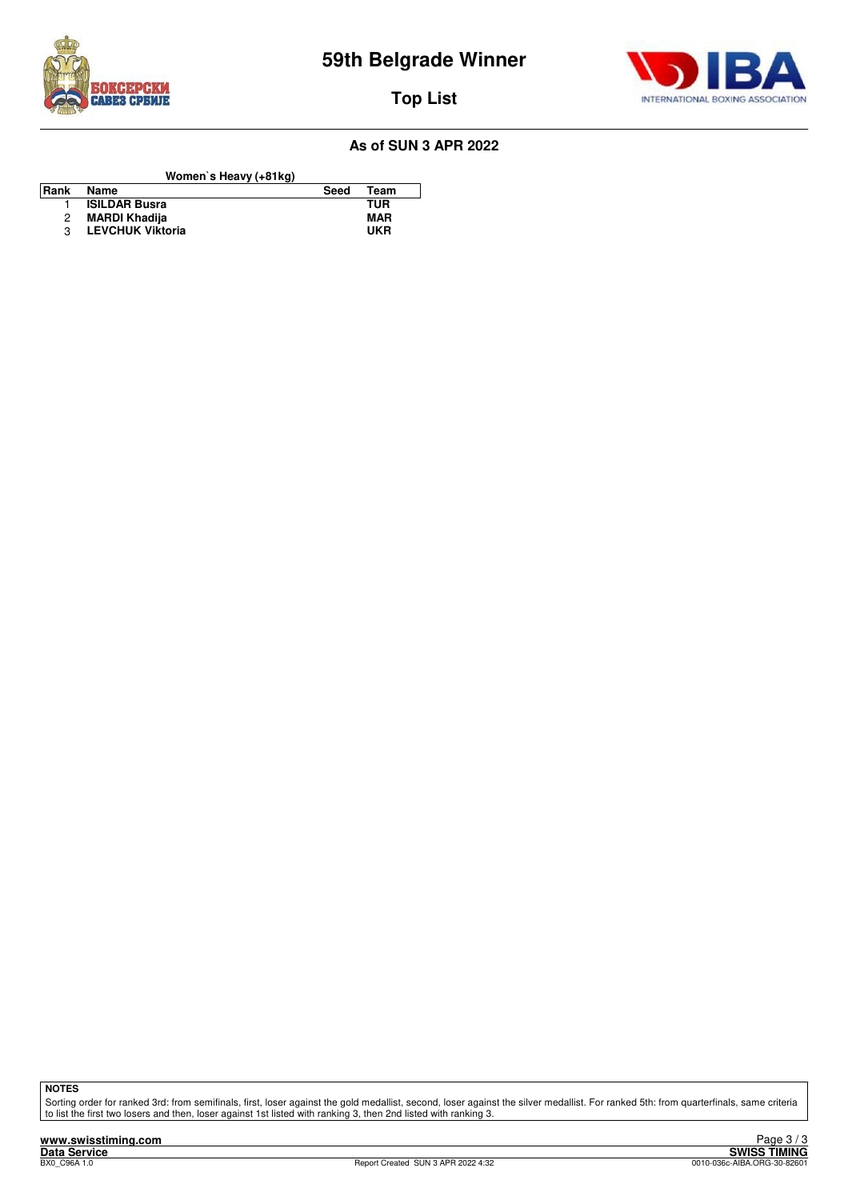# 59th Belgrade Winner

## Top List

### As of SUN 3 APR 2022

**Women`s Heavy (+81kg)**

| Rank | Name | Seed | Team |
|---|---|---|---|
| 1 | **ISILDAR Busra** | | **TUR** |
| 2 | **MARDI Khadija** | | **MAR** |
| 3 | **LEVCHUK Viktoria** | | **UKR** |

**NOTES**

Sorting order for ranked 3rd: from semifinals, first, loser against the gold medallist, second, loser against the silver medallist. For ranked 5th: from quarterfinals, same criteria to list the first two losers and then, loser against 1st listed with ranking 3, then 2nd listed with ranking 3.

www.swisstiming.com
Data Service
BX0_C96A 1.0

Report Created SUN 3 APR 2022 4:32

SWISS TIMING
0010-036c-AIBA.ORG-30-82601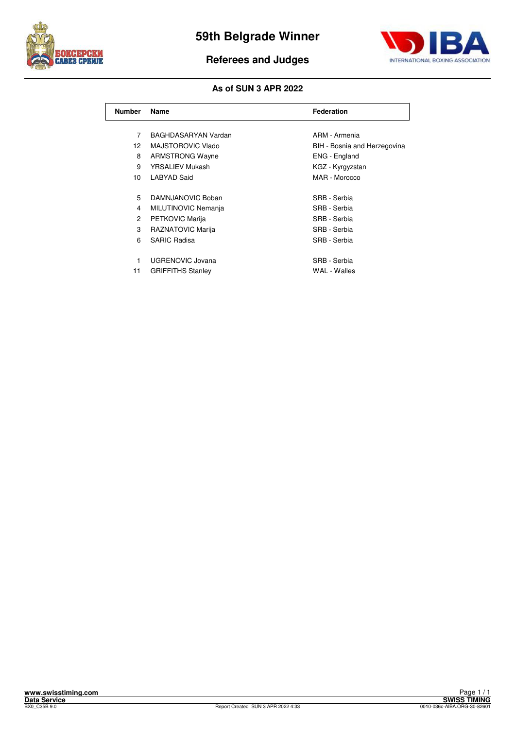# 59th Belgrade Winner

## Referees and Judges

### As of SUN 3 APR 2022

| Number | Name | Federation |
|---|---|---|
| 7 | BAGHDASARYAN Vardan | ARM - Armenia |
| 12 | MAJSTOROVIC Vlado | BIH - Bosnia and Herzegovina |
| 8 | ARMSTRONG Wayne | ENG - England |
| 9 | YRSALIEV Mukash | KGZ - Kyrgyzstan |
| 10 | LABYAD Said | MAR - Morocco |
| 5 | DAMNJANOVIC Boban | SRB - Serbia |
| 4 | MILUTINOVIC Nemanja | SRB - Serbia |
| 2 | PETKOVIC Marija | SRB - Serbia |
| 3 | RAZNATOVIC Marija | SRB - Serbia |
| 6 | SARIC Radisa | SRB - Serbia |
| 1 | UGRENOVIC Jovana | SRB - Serbia |
| 11 | GRIFFITHS Stanley | WAL - Walles |

www.swisstiming.com
Data Service
BX0_C35B 9.0

Report Created SUN 3 APR 2022 4:33

SWISS TIMING
0010-036c-AIBA.ORG-30-82601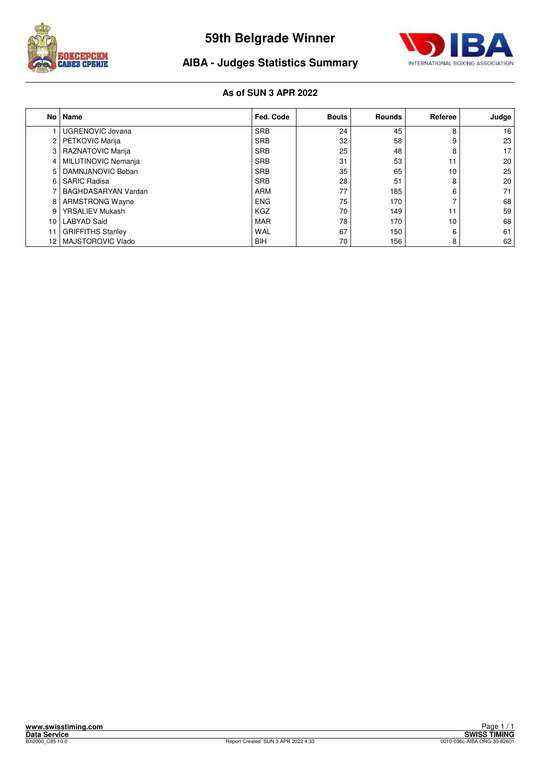# 59th Belgrade Winner

## AIBA - Judges Statistics Summary

**As of SUN 3 APR 2022**

| No | Name | Fed. Code | Bouts | Rounds | Referee | Judge |
|---|---|---|---|---|---|---|
| 1 | UGRENOVIC Jovana | SRB | 24 | 45 | 8 | 16 |
| 2 | PETKOVIC Marija | SRB | 32 | 58 | 9 | 23 |
| 3 | RAZNATOVIC Marija | SRB | 25 | 48 | 8 | 17 |
| 4 | MILUTINOVIC Nemanja | SRB | 31 | 53 | 11 | 20 |
| 5 | DAMNJANOVIC Boban | SRB | 35 | 65 | 10 | 25 |
| 6 | SARIC Radisa | SRB | 28 | 51 | 8 | 20 |
| 7 | BAGHDASARYAN Vardan | ARM | 77 | 185 | 6 | 71 |
| 8 | ARMSTRONG Wayne | ENG | 75 | 170 | 7 | 68 |
| 9 | YRSALIEV Mukash | KGZ | 70 | 149 | 11 | 59 |
| 10 | LABYAD Said | MAR | 78 | 170 | 10 | 68 |
| 11 | GRIFFITHS Stanley | WAL | 67 | 150 | 6 | 61 |
| 12 | MAJSTOROVIC Vlado | BIH | 70 | 156 | 8 | 62 |

www.swisstiming.com
Data Service
BX0000_C85 10.0
Report Created SUN 3 APR 2022 4:33
SWISS TIMING
0010-036c-AIBA.ORG-30-82601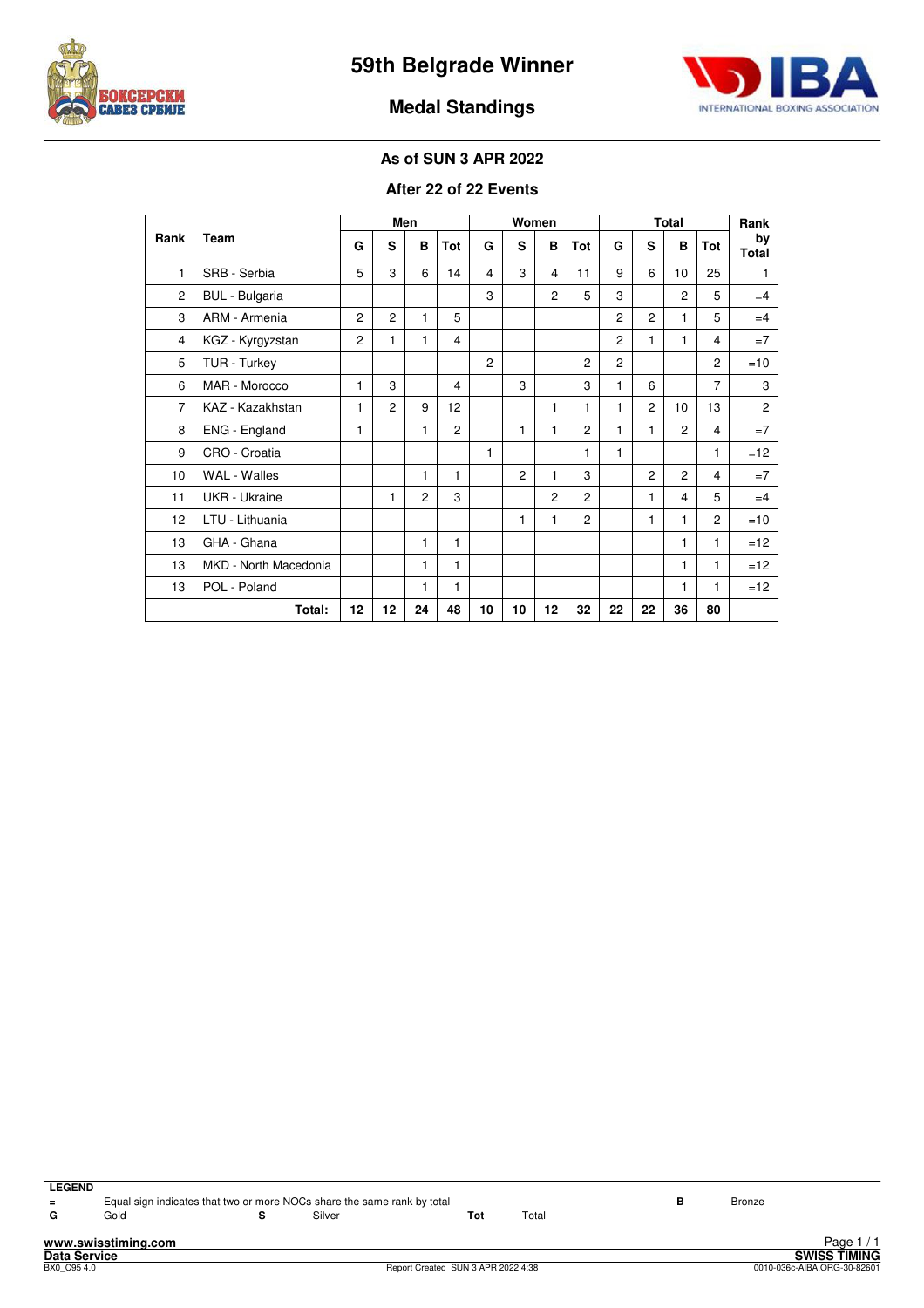# 59th Belgrade Winner

## Medal Standings

### As of SUN 3 APR 2022

### After 22 of 22 Events

| Rank | Team | Men | | | | Women | | | | Total | | | | Rank by Total |
|---|---|---|---|---|---|---|---|---|---|---|---|---|---|---|
| | | G | S | B | Tot | G | S | B | Tot | G | S | B | Tot | |
| 1 | SRB - Serbia | 5 | 3 | 6 | 14 | 4 | 3 | 4 | 11 | 9 | 6 | 10 | 25 | 1 |
| 2 | BUL - Bulgaria | | | | | 3 | | 2 | 5 | 3 | | 2 | 5 | =4 |
| 3 | ARM - Armenia | 2 | 2 | 1 | 5 | | | | | 2 | 2 | 1 | 5 | =4 |
| 4 | KGZ - Kyrgyzstan | 2 | 1 | 1 | 4 | | | | | 2 | 1 | 1 | 4 | =7 |
| 5 | TUR - Turkey | | | | | 2 | | | 2 | 2 | | | 2 | =10 |
| 6 | MAR - Morocco | 1 | 3 | | 4 | | 3 | | 3 | 1 | 6 | | 7 | 3 |
| 7 | KAZ - Kazakhstan | 1 | 2 | 9 | 12 | | | 1 | 1 | 1 | 2 | 10 | 13 | 2 |
| 8 | ENG - England | 1 | | 1 | 2 | | 1 | 1 | 2 | 1 | 1 | 2 | 4 | =7 |
| 9 | CRO - Croatia | | | | | 1 | | | 1 | 1 | | | 1 | =12 |
| 10 | WAL - Walles | | | 1 | 1 | | 2 | 1 | 3 | | 2 | 2 | 4 | =7 |
| 11 | UKR - Ukraine | | 1 | 2 | 3 | | | 2 | 2 | | 1 | 4 | 5 | =4 |
| 12 | LTU - Lithuania | | | | | | 1 | 1 | 2 | | 1 | 1 | 2 | =10 |
| 13 | GHA - Ghana | | | 1 | 1 | | | | | | | 1 | 1 | =12 |
| 13 | MKD - North Macedonia | | | 1 | 1 | | | | | | | 1 | 1 | =12 |
| 13 | POL - Poland | | | 1 | 1 | | | | | | | 1 | 1 | =12 |
| | **Total:** | **12** | **12** | **24** | **48** | **10** | **10** | **12** | **32** | **22** | **22** | **36** | **80** | |

**LEGEND**

| | | | | | | | |
|---|---|---|---|---|---|---|---|
| = | Equal sign indicates that two or more NOCs share the same rank by total | | | | | B | Bronze |
| G | Gold | S | Silver | Tot | Total | | |

www.swisstiming.com

Data Service

BX0_C95 4.0 — Report Created SUN 3 APR 2022 4:38 — 0010-036c-AIBA.ORG-30-82601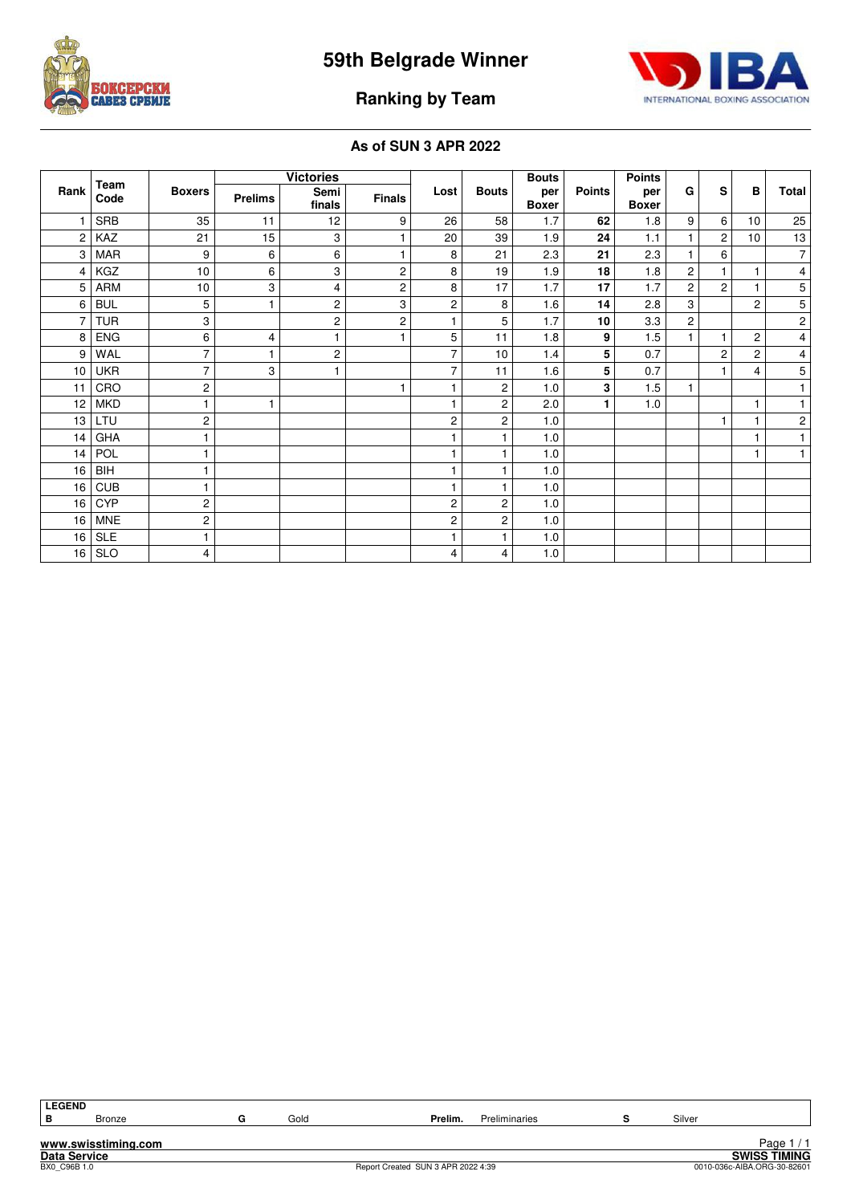# 59th Belgrade Winner

## Ranking by Team

### As of SUN 3 APR 2022

| Rank | Team Code | Boxers | Victories | | | Lost | Bouts | Bouts per Boxer | Points | Points per Boxer | G | S | B | Total |
|---|---|---|---|---|---|---|---|---|---|---|---|---|---|---|
| | | | Prelims | Semi finals | Finals | | | | | | | | | |
| 1 | SRB | 35 | 11 | 12 | 9 | 26 | 58 | 1.7 | **62** | 1.8 | 9 | 6 | 10 | 25 |
| 2 | KAZ | 21 | 15 | 3 | 1 | 20 | 39 | 1.9 | **24** | 1.1 | 1 | 2 | 10 | 13 |
| 3 | MAR | 9 | 6 | 6 | 1 | 8 | 21 | 2.3 | **21** | 2.3 | 1 | 6 | | 7 |
| 4 | KGZ | 10 | 6 | 3 | 2 | 8 | 19 | 1.9 | **18** | 1.8 | 2 | 1 | 1 | 4 |
| 5 | ARM | 10 | 3 | 4 | 2 | 8 | 17 | 1.7 | **17** | 1.7 | 2 | 2 | 1 | 5 |
| 6 | BUL | 5 | 1 | 2 | 3 | 2 | 8 | 1.6 | **14** | 2.8 | 3 | | 2 | 5 |
| 7 | TUR | 3 | | 2 | 2 | 1 | 5 | 1.7 | **10** | 3.3 | 2 | | | 2 |
| 8 | ENG | 6 | 4 | 1 | 1 | 5 | 11 | 1.8 | **9** | 1.5 | 1 | 1 | 2 | 4 |
| 9 | WAL | 7 | 1 | 2 | | 7 | 10 | 1.4 | **5** | 0.7 | | 2 | 2 | 4 |
| 10 | UKR | 7 | 3 | 1 | | 7 | 11 | 1.6 | **5** | 0.7 | | 1 | 4 | 5 |
| 11 | CRO | 2 | | | 1 | 1 | 2 | 1.0 | **3** | 1.5 | 1 | | | 1 |
| 12 | MKD | 1 | 1 | | | 1 | 2 | 2.0 | **1** | 1.0 | | | 1 | 1 |
| 13 | LTU | 2 | | | | 2 | 2 | 1.0 | | | | 1 | 1 | 2 |
| 14 | GHA | 1 | | | | 1 | 1 | 1.0 | | | | | 1 | 1 |
| 14 | POL | 1 | | | | 1 | 1 | 1.0 | | | | | 1 | 1 |
| 16 | BIH | 1 | | | | 1 | 1 | 1.0 | | | | | | |
| 16 | CUB | 1 | | | | 1 | 1 | 1.0 | | | | | | |
| 16 | CYP | 2 | | | | 2 | 2 | 1.0 | | | | | | |
| 16 | MNE | 2 | | | | 2 | 2 | 1.0 | | | | | | |
| 16 | SLE | 1 | | | | 1 | 1 | 1.0 | | | | | | |
| 16 | SLO | 4 | | | | 4 | 4 | 1.0 | | | | | | |

**LEGEND**

| | | | | | | | |
|---|---|---|---|---|---|---|---|
| **B** | Bronze | **G** | Gold | **Prelim.** | Preliminaries | **S** | Silver |

Report Created SUN 3 APR 2022 4:39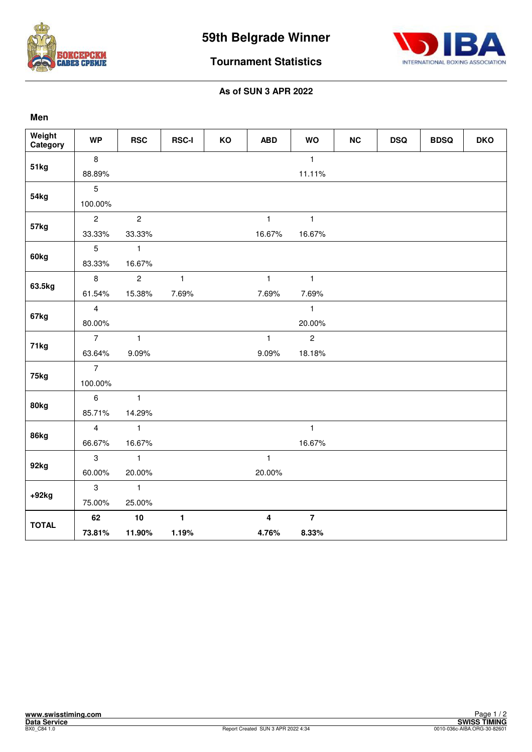# 59th Belgrade Winner

## Tournament Statistics

**As of SUN 3 APR 2022**

**Men**

| Weight Category | WP | RSC | RSC-I | KO | ABD | WO | NC | DSQ | BDSQ | DKO |
|---|---|---|---|---|---|---|---|---|---|---|
| 51kg | 8<br>88.89% | | | | | 1<br>11.11% | | | | |
| 54kg | 5<br>100.00% | | | | | | | | | |
| 57kg | 2<br>33.33% | 2<br>33.33% | | | 1<br>16.67% | 1<br>16.67% | | | | |
| 60kg | 5<br>83.33% | 1<br>16.67% | | | | | | | | |
| 63.5kg | 8<br>61.54% | 2<br>15.38% | 1<br>7.69% | | 1<br>7.69% | 1<br>7.69% | | | | |
| 67kg | 4<br>80.00% | | | | | 1<br>20.00% | | | | |
| 71kg | 7<br>63.64% | 1<br>9.09% | | | 1<br>9.09% | 2<br>18.18% | | | | |
| 75kg | 7<br>100.00% | | | | | | | | | |
| 80kg | 6<br>85.71% | 1<br>14.29% | | | | | | | | |
| 86kg | 4<br>66.67% | 1<br>16.67% | | | | 1<br>16.67% | | | | |
| 92kg | 3<br>60.00% | 1<br>20.00% | | | 1<br>20.00% | | | | | |
| +92kg | 3<br>75.00% | 1<br>25.00% | | | | | | | | |
| **TOTAL** | **62**<br>**73.81%** | **10**<br>**11.90%** | **1**<br>**1.19%** | | **4**<br>**4.76%** | **7**<br>**8.33%** | | | | |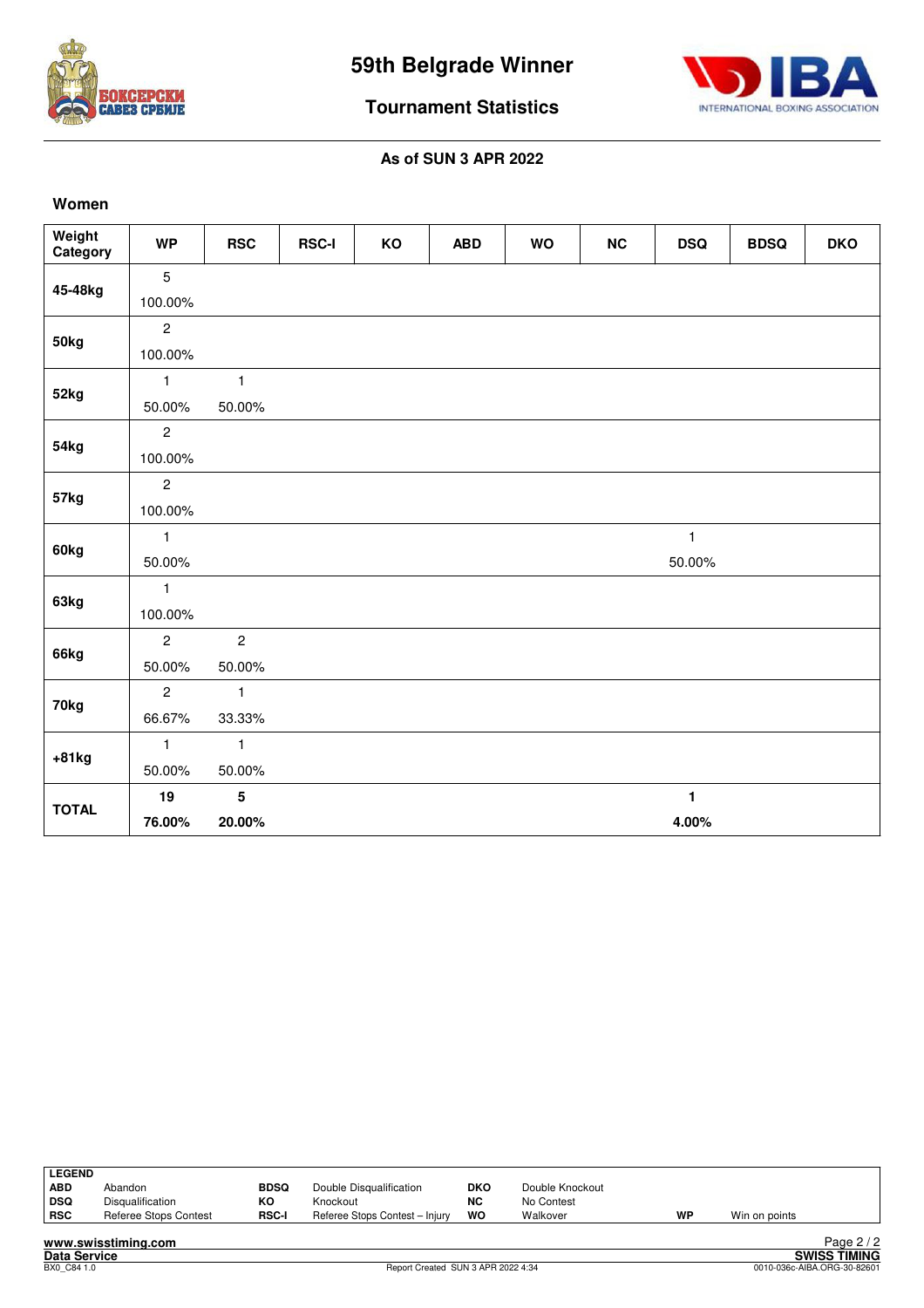# 59th Belgrade Winner

## Tournament Statistics

**As of SUN 3 APR 2022**

### Women

| Weight Category | WP | RSC | RSC-I | KO | ABD | WO | NC | DSQ | BDSQ | DKO |
|---|---|---|---|---|---|---|---|---|---|---|
| 45-48kg | 5<br>100.00% | | | | | | | | | |
| 50kg | 2<br>100.00% | | | | | | | | | |
| 52kg | 1<br>50.00% | 1<br>50.00% | | | | | | | | |
| 54kg | 2<br>100.00% | | | | | | | | | |
| 57kg | 2<br>100.00% | | | | | | | | | |
| 60kg | 1<br>50.00% | | | | | | | 1<br>50.00% | | |
| 63kg | 1<br>100.00% | | | | | | | | | |
| 66kg | 2<br>50.00% | 2<br>50.00% | | | | | | | | |
| 70kg | 2<br>66.67% | 1<br>33.33% | | | | | | | | |
| +81kg | 1<br>50.00% | 1<br>50.00% | | | | | | | | |
| **TOTAL** | **19**<br>**76.00%** | **5**<br>**20.00%** | | | | | | **1**<br>**4.00%** | | |

**LEGEND**

| | | | | | | | |
|---|---|---|---|---|---|---|---|
| **ABD** | Abandon | **BDSQ** | Double Disqualification | **DKO** | Double Knockout | | |
| **DSQ** | Disqualification | **KO** | Knockout | **NC** | No Contest | | |
| **RSC** | Referee Stops Contest | **RSC-I** | Referee Stops Contest – Injury | **WO** | Walkover | **WP** | Win on points |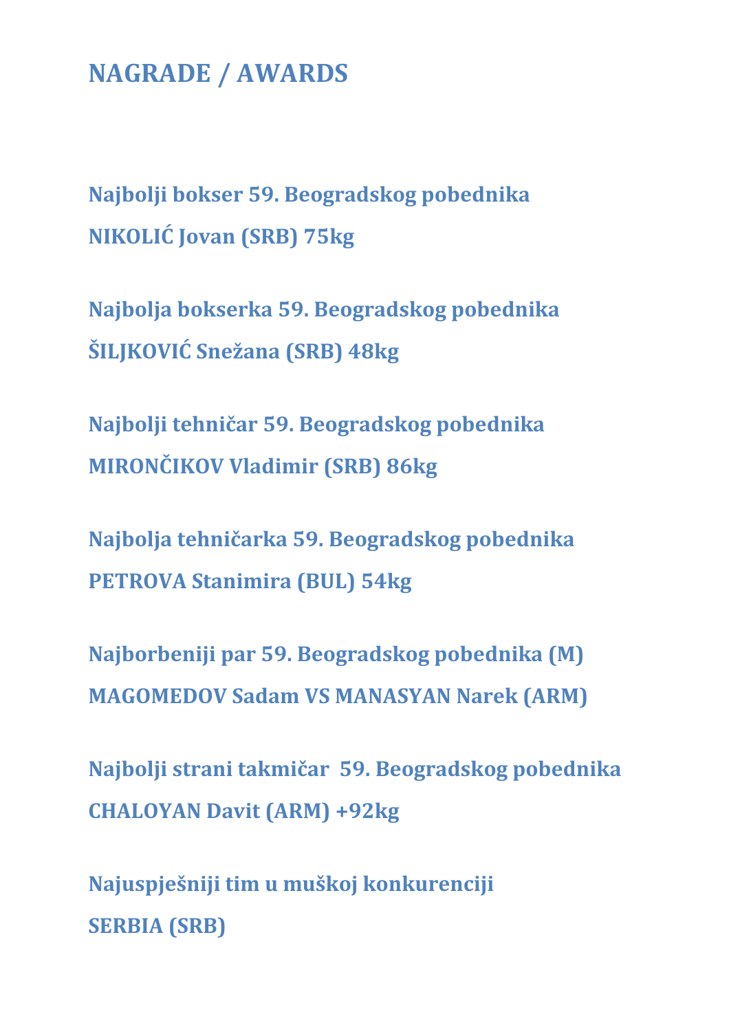# NAGRADE / AWARDS

**Najbolji bokser 59. Beogradskog pobednika**
**NIKOLIĆ Jovan (SRB) 75kg**

**Najbolja bokserka 59. Beogradskog pobednika**
**ŠILJKOVIĆ Snežana (SRB) 48kg**

**Najbolji tehničar 59. Beogradskog pobednika**
**MIRONČIKOV Vladimir (SRB) 86kg**

**Najbolja tehničarka 59. Beogradskog pobednika**
**PETROVA Stanimira (BUL) 54kg**

**Najborbeniji par 59. Beogradskog pobednika (M)**
**MAGOMEDOV Sadam VS MANASYAN Narek (ARM)**

**Najbolji strani takmičar 59. Beogradskog pobednika**
**CHALOYAN Davit (ARM) +92kg**

**Najuspješniji tim u muškoj konkurenciji**
**SERBIA (SRB)**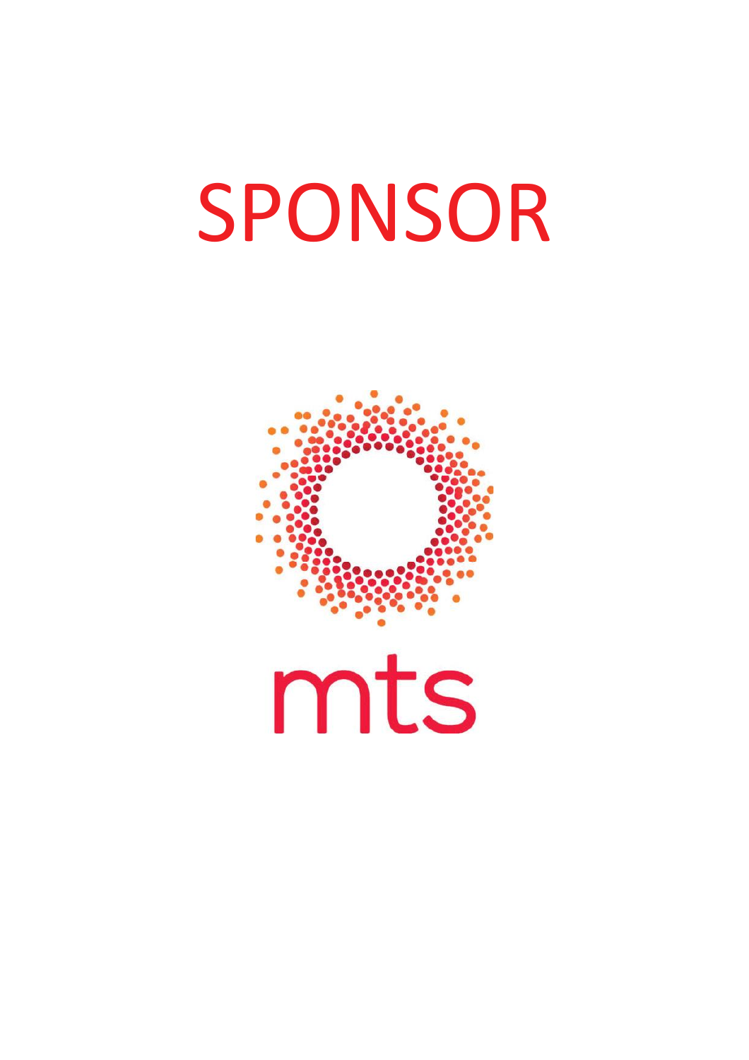# SPONSOR

mts